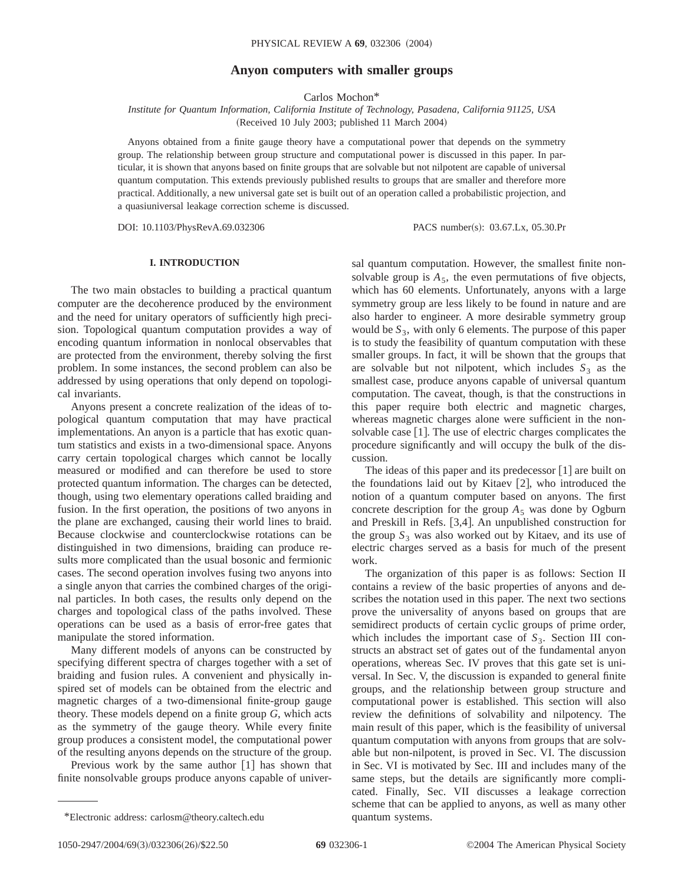# Anyon computers with smaller groups

Carlos Mochon*

*Institute for Quantum Information, California Institute of Technology, Pasadena, California 91125, USA*

(Received 10 July 2003; published 11 March 2004)

Anyons obtained from a finite gauge theory have a computational power that depends on the symmetry group. The relationship between group structure and computational power is discussed in this paper. In particular, it is shown that anyons based on finite groups that are solvable but not nilpotent are capable of universal quantum computation. This extends previously published results to groups that are smaller and therefore more practical. Additionally, a new universal gate set is built out of an operation called a probabilistic projection, and a quasiuniversal leakage correction scheme is discussed.

DOI: 10.1103/PhysRevA.69.032306 PACS number(s): 03.67.Lx, 05.30.Pr

## I. INTRODUCTION

The two main obstacles to building a practical quantum computer are the decoherence produced by the environment and the need for unitary operators of sufficiently high precision. Topological quantum computation provides a way of encoding quantum information in nonlocal observables that are protected from the environment, thereby solving the first problem. In some instances, the second problem can also be addressed by using operations that only depend on topological invariants.

Anyons present a concrete realization of the ideas of topological quantum computation that may have practical implementations. An anyon is a particle that has exotic quantum statistics and exists in a two-dimensional space. Anyons carry certain topological charges which cannot be locally measured or modified and can therefore be used to store protected quantum information. The charges can be detected, though, using two elementary operations called braiding and fusion. In the first operation, the positions of two anyons in the plane are exchanged, causing their world lines to braid. Because clockwise and counterclockwise rotations can be distinguished in two dimensions, braiding can produce results more complicated than the usual bosonic and fermionic cases. The second operation involves fusing two anyons into a single anyon that carries the combined charges of the original particles. In both cases, the results only depend on the charges and topological class of the paths involved. These operations can be used as a basis of error-free gates that manipulate the stored information.

Many different models of anyons can be constructed by specifying different spectra of charges together with a set of braiding and fusion rules. A convenient and physically inspired set of models can be obtained from the electric and magnetic charges of a two-dimensional finite-group gauge theory. These models depend on a finite group $G$, which acts as the symmetry of the gauge theory. While every finite group produces a consistent model, the computational power of the resulting anyons depends on the structure of the group.

Previous work by the same author [1] has shown that finite nonsolvable groups produce anyons capable of universal quantum computation. However, the smallest finite nonsolvable group is $A_5$, the even permutations of five objects, which has 60 elements. Unfortunately, anyons with a large symmetry group are less likely to be found in nature and are also harder to engineer. A more desirable symmetry group would be $S_3$, with only 6 elements. The purpose of this paper is to study the feasibility of quantum computation with these smaller groups. In fact, it will be shown that the groups that are solvable but not nilpotent, which includes $S_3$ as the smallest case, produce anyons capable of universal quantum computation. The caveat, though, is that the constructions in this paper require both electric and magnetic charges, whereas magnetic charges alone were sufficient in the nonsolvable case [1]. The use of electric charges complicates the procedure significantly and will occupy the bulk of the discussion.

The ideas of this paper and its predecessor [1] are built on the foundations laid out by Kitaev [2], who introduced the notion of a quantum computer based on anyons. The first concrete description for the group $A_5$ was done by Ogburn and Preskill in Refs. [3,4]. An unpublished construction for the group $S_3$ was also worked out by Kitaev, and its use of electric charges served as a basis for much of the present work.

The organization of this paper is as follows: Section II contains a review of the basic properties of anyons and describes the notation used in this paper. The next two sections prove the universality of anyons based on groups that are semidirect products of certain cyclic groups of prime order, which includes the important case of $S_3$. Section III constructs an abstract set of gates out of the fundamental anyon operations, whereas Sec. IV proves that this gate set is universal. In Sec. V, the discussion is expanded to general finite groups, and the relationship between group structure and computational power is established. This section will also review the definitions of solvability and nilpotency. The main result of this paper, which is the feasibility of universal quantum computation with anyons from groups that are solvable but non-nilpotent, is proved in Sec. VI. The discussion in Sec. VI is motivated by Sec. III and includes many of the same steps, but the details are significantly more complicated. Finally, Sec. VII discusses a leakage correction scheme that can be applied to anyons, as well as many other quantum systems.

*Electronic address: carlosm@theory.caltech.edu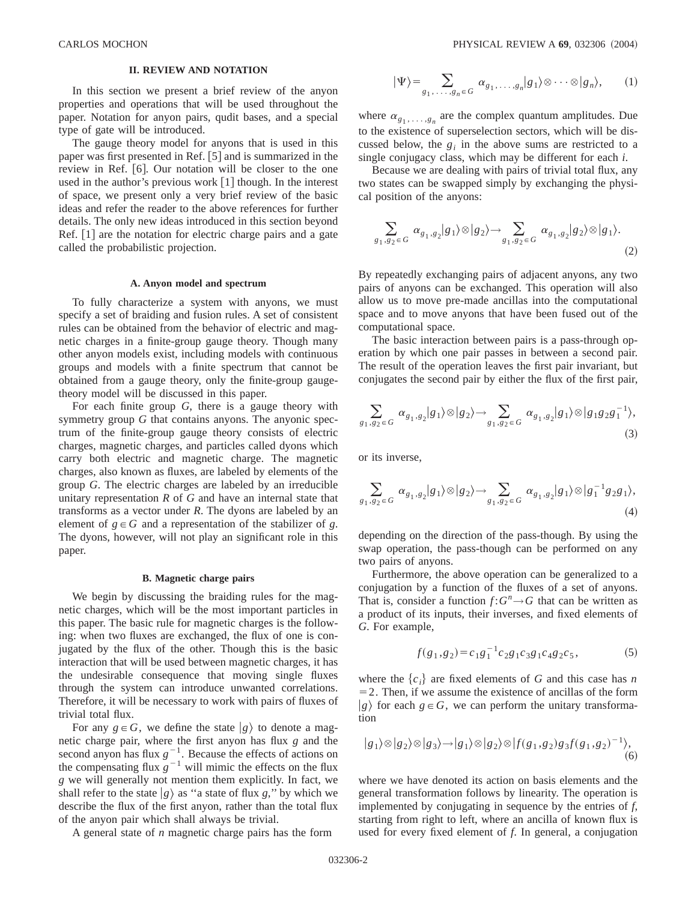## II. REVIEW AND NOTATION

In this section we present a brief review of the anyon properties and operations that will be used throughout the paper. Notation for anyon pairs, qudit bases, and a special type of gate will be introduced.

The gauge theory model for anyons that is used in this paper was first presented in Ref. [5] and is summarized in the review in Ref. [6]. Our notation will be closer to the one used in the author's previous work [1] though. In the interest of space, we present only a very brief review of the basic ideas and refer the reader to the above references for further details. The only new ideas introduced in this section beyond Ref. [1] are the notation for electric charge pairs and a gate called the probabilistic projection.

### A. Anyon model and spectrum

To fully characterize a system with anyons, we must specify a set of braiding and fusion rules. A set of consistent rules can be obtained from the behavior of electric and magnetic charges in a finite-group gauge theory. Though many other anyon models exist, including models with continuous groups and models with a finite spectrum that cannot be obtained from a gauge theory, only the finite-group gauge-theory model will be discussed in this paper.

For each finite group $G$, there is a gauge theory with symmetry group $G$ that contains anyons. The anyonic spectrum of the finite-group gauge theory consists of electric charges, magnetic charges, and particles called dyons which carry both electric and magnetic charge. The magnetic charges, also known as fluxes, are labeled by elements of the group $G$. The electric charges are labeled by an irreducible unitary representation $R$ of $G$ and have an internal state that transforms as a vector under $R$. The dyons are labeled by an element of $g \in G$ and a representation of the stabilizer of $g$. The dyons, however, will not play an significant role in this paper.

### B. Magnetic charge pairs

We begin by discussing the braiding rules for the magnetic charges, which will be the most important particles in this paper. The basic rule for magnetic charges is the following: when two fluxes are exchanged, the flux of one is conjugated by the flux of the other. Though this is the basic interaction that will be used between magnetic charges, it has the undesirable consequence that moving single fluxes through the system can introduce unwanted correlations. Therefore, it will be necessary to work with pairs of fluxes of trivial total flux.

For any $g \in G$, we define the state $|g\rangle$ to denote a magnetic charge pair, where the first anyon has flux $g$ and the second anyon has flux $g^{-1}$. Because the effects of actions on the compensating flux $g^{-1}$ will mimic the effects on the flux $g$ we will generally not mention them explicitly. In fact, we shall refer to the state $|g\rangle$ as "a state of flux $g$," by which we describe the flux of the first anyon, rather than the total flux of the anyon pair which shall always be trivial.

A general state of $n$ magnetic charge pairs has the form

$$|\Psi\rangle = \sum_{g_1,\ldots,g_n \in G} \alpha_{g_1,\ldots,g_n} |g_1\rangle \otimes \cdots \otimes |g_n\rangle, \tag{1}$$

where $\alpha_{g_1,\ldots,g_n}$ are the complex quantum amplitudes. Due to the existence of superselection sectors, which will be discussed below, the $g_i$ in the above sums are restricted to a single conjugacy class, which may be different for each $i$.

Because we are dealing with pairs of trivial total flux, any two states can be swapped simply by exchanging the physical position of the anyons:

$$\sum_{g_1,g_2 \in G} \alpha_{g_1,g_2} |g_1\rangle \otimes |g_2\rangle \rightarrow \sum_{g_1,g_2 \in G} \alpha_{g_1,g_2} |g_2\rangle \otimes |g_1\rangle. \tag{2}$$

By repeatedly exchanging pairs of adjacent anyons, any two pairs of anyons can be exchanged. This operation will also allow us to move pre-made ancillas into the computational space and to move anyons that have been fused out of the computational space.

The basic interaction between pairs is a pass-through operation by which one pair passes in between a second pair. The result of the operation leaves the first pair invariant, but conjugates the second pair by either the flux of the first pair,

$$\sum_{g_1,g_2 \in G} \alpha_{g_1,g_2} |g_1\rangle \otimes |g_2\rangle \rightarrow \sum_{g_1,g_2 \in G} \alpha_{g_1,g_2} |g_1\rangle \otimes |g_1 g_2 g_1^{-1}\rangle, \tag{3}$$

or its inverse,

$$\sum_{g_1,g_2 \in G} \alpha_{g_1,g_2} |g_1\rangle \otimes |g_2\rangle \rightarrow \sum_{g_1,g_2 \in G} \alpha_{g_1,g_2} |g_1\rangle \otimes |g_1^{-1} g_2 g_1\rangle, \tag{4}$$

depending on the direction of the pass-though. By using the swap operation, the pass-though can be performed on any two pairs of anyons.

Furthermore, the above operation can be generalized to a conjugation by a function of the fluxes of a set of anyons. That is, consider a function $f: G^n \rightarrow G$ that can be written as a product of its inputs, their inverses, and fixed elements of $G$. For example,

$$f(g_1,g_2) = c_1 g_1^{-1} c_2 g_1 c_3 g_1 c_4 g_2 c_5, \tag{5}$$

where the $\{c_i\}$ are fixed elements of $G$ and this case has $n = 2$. Then, if we assume the existence of ancillas of the form $|g\rangle$ for each $g \in G$, we can perform the unitary transformation

$$|g_1\rangle \otimes |g_2\rangle \otimes |g_3\rangle \rightarrow |g_1\rangle \otimes |g_2\rangle \otimes |f(g_1,g_2) g_3 f(g_1,g_2)^{-1}\rangle, \tag{6}$$

where we have denoted its action on basis elements and the general transformation follows by linearity. The operation is implemented by conjugating in sequence by the entries of $f$, starting from right to left, where an ancilla of known flux is used for every fixed element of $f$. In general, a conjugation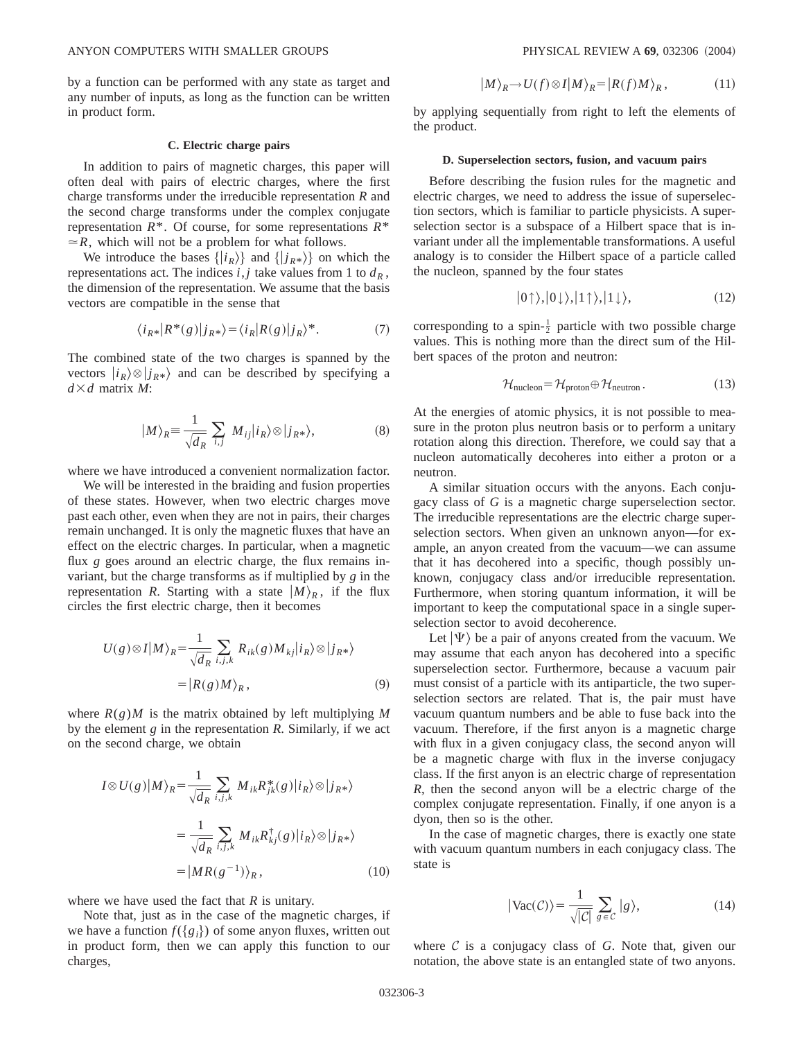by a function can be performed with any state as target and any number of inputs, as long as the function can be written in product form.

### C. Electric charge pairs

In addition to pairs of magnetic charges, this paper will often deal with pairs of electric charges, where the first charge transforms under the irreducible representation $R$ and the second charge transforms under the complex conjugate representation $R^*$. Of course, for some representations $R^* \simeq R$, which will not be a problem for what follows.

We introduce the bases $\{|i_R\rangle\}$ and $\{|j_{R^*}\rangle\}$ on which the representations act. The indices $i,j$ take values from 1 to $d_R$, the dimension of the representation. We assume that the basis vectors are compatible in the sense that

$$\langle i_{R^*}|R^*(g)|j_{R^*}\rangle = \langle i_R|R(g)|j_R\rangle^*. \tag{7}$$

The combined state of the two charges is spanned by the vectors $|i_R\rangle \otimes |j_{R^*}\rangle$ and can be described by specifying a $d \times d$ matrix $M$:

$$|M\rangle_R \equiv \frac{1}{\sqrt{d_R}} \sum_{i,j} M_{ij}|i_R\rangle \otimes |j_{R^*}\rangle, \tag{8}$$

where we have introduced a convenient normalization factor.

We will be interested in the braiding and fusion properties of these states. However, when two electric charges move past each other, even when they are not in pairs, their charges remain unchanged. It is only the magnetic fluxes that have an effect on the electric charges. In particular, when a magnetic flux $g$ goes around an electric charge, the flux remains invariant, but the charge transforms as if multiplied by $g$ in the representation $R$. Starting with a state $|M\rangle_R$, if the flux circles the first electric charge, then it becomes

$$\begin{aligned} U(g)\otimes I|M\rangle_R &= \frac{1}{\sqrt{d_R}} \sum_{i,j,k} R_{ik}(g) M_{kj}|i_R\rangle \otimes |j_{R^*}\rangle \\ &= |R(g)M\rangle_R, \end{aligned} \tag{9}$$

where $R(g)M$ is the matrix obtained by left multiplying $M$ by the element $g$ in the representation $R$. Similarly, if we act on the second charge, we obtain

$$\begin{aligned} I\otimes U(g)|M\rangle_R &= \frac{1}{\sqrt{d_R}} \sum_{i,j,k} M_{ik}R^*_{jk}(g)|i_R\rangle \otimes |j_{R^*}\rangle \\ &= \frac{1}{\sqrt{d_R}} \sum_{i,j,k} M_{ik}R^\dagger_{kj}(g)|i_R\rangle \otimes |j_{R^*}\rangle \\ &= |MR(g^{-1})\rangle_R, \end{aligned} \tag{10}$$

where we have used the fact that $R$ is unitary.

Note that, just as in the case of the magnetic charges, if we have a function $f(\{g_i\})$ of some anyon fluxes, written out in product form, then we can apply this function to our charges,

$$|M\rangle_R \rightarrow U(f)\otimes I|M\rangle_R = |R(f)M\rangle_R, \tag{11}$$

by applying sequentially from right to left the elements of the product.

### D. Superselection sectors, fusion, and vacuum pairs

Before describing the fusion rules for the magnetic and electric charges, we need to address the issue of superselection sectors, which is familiar to particle physicists. A superselection sector is a subspace of a Hilbert space that is invariant under all the implementable transformations. A useful analogy is to consider the Hilbert space of a particle called the nucleon, spanned by the four states

$$|0\uparrow\rangle, |0\downarrow\rangle, |1\uparrow\rangle, |1\downarrow\rangle, \tag{12}$$

corresponding to a spin-$\frac{1}{2}$ particle with two possible charge values. This is nothing more than the direct sum of the Hilbert spaces of the proton and neutron:

$$\mathcal{H}_{\text{nucleon}} = \mathcal{H}_{\text{proton}} \oplus \mathcal{H}_{\text{neutron}}. \tag{13}$$

At the energies of atomic physics, it is not possible to measure in the proton plus neutron basis or to perform a unitary rotation along this direction. Therefore, we could say that a nucleon automatically decoheres into either a proton or a neutron.

A similar situation occurs with the anyons. Each conjugacy class of $G$ is a magnetic charge superselection sector. The irreducible representations are the electric charge superselection sectors. When given an unknown anyon—for example, an anyon created from the vacuum—we can assume that it has decohered into a specific, though possibly unknown, conjugacy class and/or irreducible representation. Furthermore, when storing quantum information, it will be important to keep the computational space in a single superselection sector to avoid decoherence.

Let $|\Psi\rangle$ be a pair of anyons created from the vacuum. We may assume that each anyon has decohered into a specific superselection sector. Furthermore, because a vacuum pair must consist of a particle with its antiparticle, the two superselection sectors are related. That is, the pair must have vacuum quantum numbers and be able to fuse back into the vacuum. Therefore, if the first anyon is a magnetic charge with flux in a given conjugacy class, the second anyon will be a magnetic charge with flux in the inverse conjugacy class. If the first anyon is an electric charge of representation $R$, then the second anyon will be a electric charge of the complex conjugate representation. Finally, if one anyon is a dyon, then so is the other.

In the case of magnetic charges, there is exactly one state with vacuum quantum numbers in each conjugacy class. The state is

$$|\text{Vac}(\mathcal{C})\rangle = \frac{1}{\sqrt{|\mathcal{C}|}} \sum_{g\in\mathcal{C}} |g\rangle, \tag{14}$$

where $\mathcal{C}$ is a conjugacy class of $G$. Note that, given our notation, the above state is an entangled state of two anyons.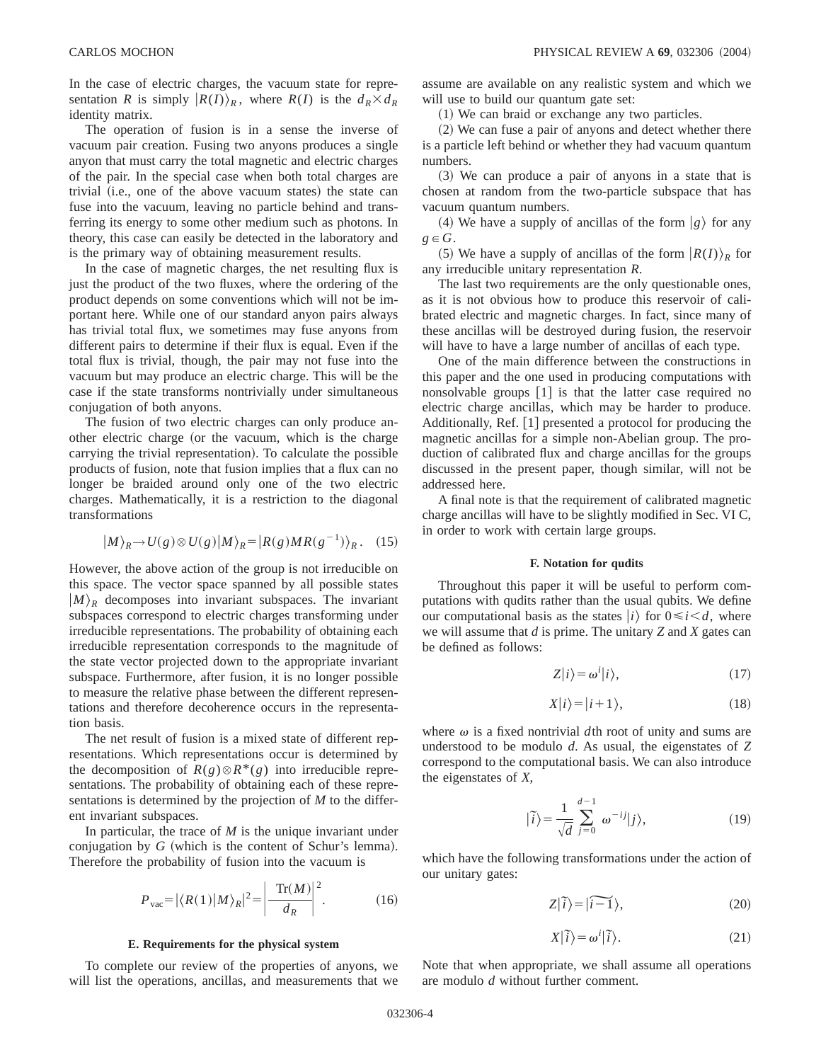In the case of electric charges, the vacuum state for representation $R$ is simply $|R(I)\rangle_R$, where $R(I)$ is the $d_R\times d_R$ identity matrix.

The operation of fusion is in a sense the inverse of vacuum pair creation. Fusing two anyons produces a single anyon that must carry the total magnetic and electric charges of the pair. In the special case when both total charges are trivial (i.e., one of the above vacuum states) the state can fuse into the vacuum, leaving no particle behind and transferring its energy to some other medium such as photons. In theory, this case can easily be detected in the laboratory and is the primary way of obtaining measurement results.

In the case of magnetic charges, the net resulting flux is just the product of the two fluxes, where the ordering of the product depends on some conventions which will not be important here. While one of our standard anyon pairs always has trivial total flux, we sometimes may fuse anyons from different pairs to determine if their flux is equal. Even if the total flux is trivial, though, the pair may not fuse into the vacuum but may produce an electric charge. This will be the case if the state transforms nontrivially under simultaneous conjugation of both anyons.

The fusion of two electric charges can only produce another electric charge (or the vacuum, which is the charge carrying the trivial representation). To calculate the possible products of fusion, note that fusion implies that a flux can no longer be braided around only one of the two electric charges. Mathematically, it is a restriction to the diagonal transformations

$$|M\rangle_R\rightarrow U(g)\otimes U(g)|M\rangle_R=|R(g)MR(g^{-1})\rangle_R. \quad (15)$$

However, the above action of the group is not irreducible on this space. The vector space spanned by all possible states $|M\rangle_R$ decomposes into invariant subspaces. The invariant subspaces correspond to electric charges transforming under irreducible representations. The probability of obtaining each irreducible representation corresponds to the magnitude of the state vector projected down to the appropriate invariant subspace. Furthermore, after fusion, it is no longer possible to measure the relative phase between the different representations and therefore decoherence occurs in the representation basis.

The net result of fusion is a mixed state of different representations. Which representations occur is determined by the decomposition of $R(g)\otimes R^{*}(g)$ into irreducible representations. The probability of obtaining each of these representations is determined by the projection of $M$ to the different invariant subspaces.

In particular, the trace of $M$ is the unique invariant under conjugation by $G$ (which is the content of Schur's lemma). Therefore the probability of fusion into the vacuum is

$$P_{\text{vac}}=|\langle R(1)|M\rangle_R|^2=\left|\frac{\text{Tr}(M)}{d_R}\right|^2. \quad (16)$$

### E. Requirements for the physical system

To complete our review of the properties of anyons, we will list the operations, ancillas, and measurements that we assume are available on any realistic system and which we will use to build our quantum gate set:

(1) We can braid or exchange any two particles.

(2) We can fuse a pair of anyons and detect whether there is a particle left behind or whether they had vacuum quantum numbers.

(3) We can produce a pair of anyons in a state that is chosen at random from the two-particle subspace that has vacuum quantum numbers.

(4) We have a supply of ancillas of the form $|g\rangle$ for any $g\in G$.

(5) We have a supply of ancillas of the form $|R(I)\rangle_R$ for any irreducible unitary representation $R$.

The last two requirements are the only questionable ones, as it is not obvious how to produce this reservoir of calibrated electric and magnetic charges. In fact, since many of these ancillas will be destroyed during fusion, the reservoir will have to have a large number of ancillas of each type.

One of the main difference between the constructions in this paper and the one used in producing computations with nonsolvable groups [1] is that the latter case required no electric charge ancillas, which may be harder to produce. Additionally, Ref. [1] presented a protocol for producing the magnetic ancillas for a simple non-Abelian group. The production of calibrated flux and charge ancillas for the groups discussed in the present paper, though similar, will not be addressed here.

A final note is that the requirement of calibrated magnetic charge ancillas will have to be slightly modified in Sec. VI C, in order to work with certain large groups.

### F. Notation for qudits

Throughout this paper it will be useful to perform computations with qudits rather than the usual qubits. We define our computational basis as the states $|i\rangle$ for $0\leqslant i<d$, where we will assume that $d$ is prime. The unitary $Z$ and $X$ gates can be defined as follows:

$$Z|i\rangle=\omega^{i}|i\rangle, \quad (17)$$

$$X|i\rangle=|i+1\rangle, \quad (18)$$

where $\omega$ is a fixed nontrivial $d$th root of unity and sums are understood to be modulo $d$. As usual, the eigenstates of $Z$ correspond to the computational basis. We can also introduce the eigenstates of $X$,

$$|\tilde{i}\rangle=\frac{1}{\sqrt{d}}\sum_{j=0}^{d-1}\omega^{-ij}|j\rangle, \quad (19)$$

which have the following transformations under the action of our unitary gates:

$$Z|\tilde{i}\rangle=|\widetilde{i-1}\rangle, \quad (20)$$

$$X|\tilde{i}\rangle=\omega^{i}|\tilde{i}\rangle. \quad (21)$$

Note that when appropriate, we shall assume all operations are modulo $d$ without further comment.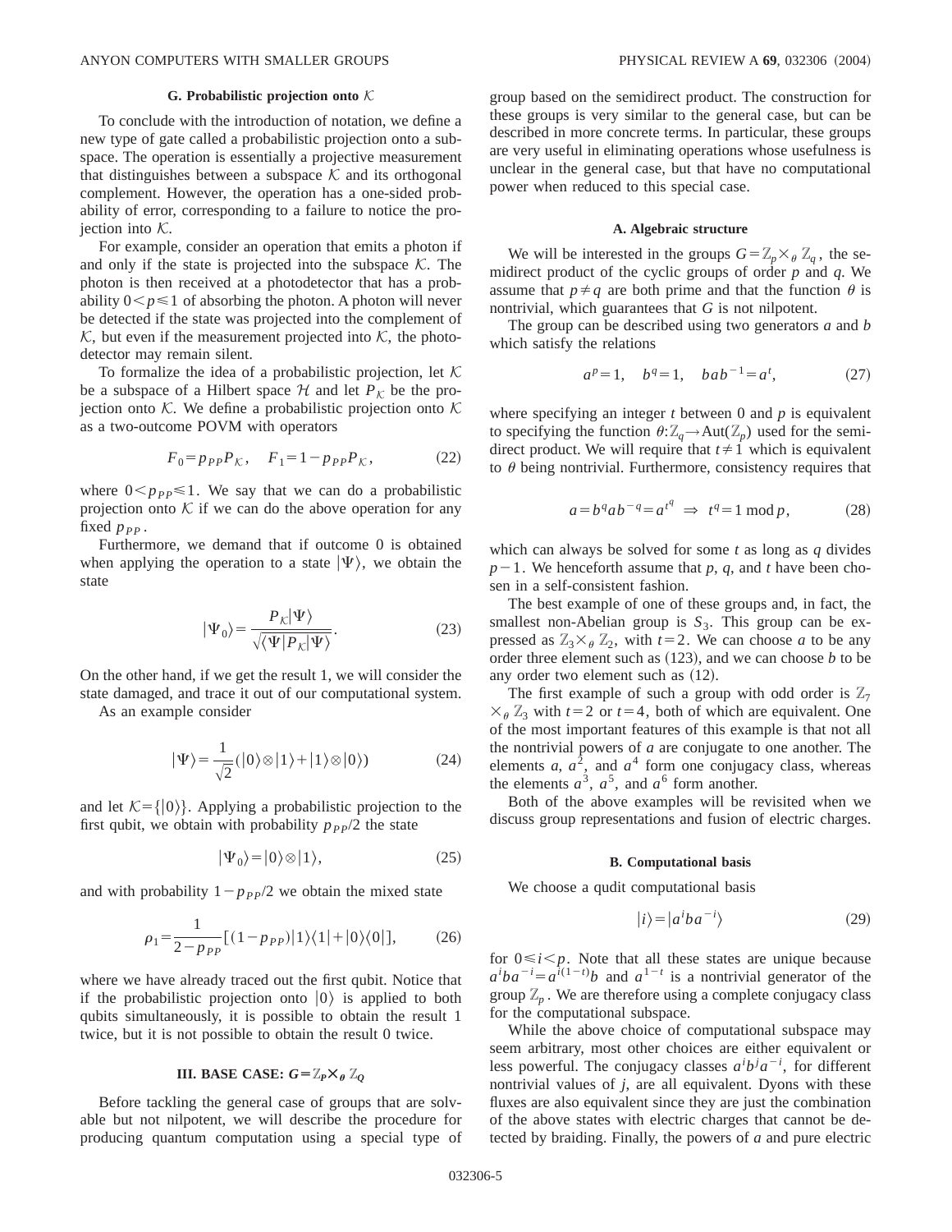### G. Probabilistic projection onto $\mathcal{K}$

To conclude with the introduction of notation, we define a new type of gate called a probabilistic projection onto a subspace. The operation is essentially a projective measurement that distinguishes between a subspace $\mathcal{K}$ and its orthogonal complement. However, the operation has a one-sided probability of error, corresponding to a failure to notice the projection into $\mathcal{K}$.

For example, consider an operation that emits a photon if and only if the state is projected into the subspace $\mathcal{K}$. The photon is then received at a photodetector that has a probability $0 < p \leqslant 1$ of absorbing the photon. A photon will never be detected if the state was projected into the complement of $\mathcal{K}$, but even if the measurement projected into $\mathcal{K}$, the photodetector may remain silent.

To formalize the idea of a probabilistic projection, let $\mathcal{K}$ be a subspace of a Hilbert space $\mathcal{H}$ and let $P_{\mathcal{K}}$ be the projection onto $\mathcal{K}$. We define a probabilistic projection onto $\mathcal{K}$ as a two-outcome POVM with operators

$$F_0 = p_{PP} P_{\mathcal{K}}, \quad F_1 = 1 - p_{PP} P_{\mathcal{K}}, \tag{22}$$

where $0 < p_{PP} \leqslant 1$. We say that we can do a probabilistic projection onto $\mathcal{K}$ if we can do the above operation for any fixed $p_{PP}$.

Furthermore, we demand that if outcome 0 is obtained when applying the operation to a state $|\Psi\rangle$, we obtain the state

$$|\Psi_0\rangle = \frac{P_{\mathcal{K}}|\Psi\rangle}{\sqrt{\langle\Psi|P_{\mathcal{K}}|\Psi\rangle}}. \tag{23}$$

On the other hand, if we get the result 1, we will consider the state damaged, and trace it out of our computational system.

As an example consider

$$|\Psi\rangle = \frac{1}{\sqrt{2}}(|0\rangle \otimes |1\rangle + |1\rangle \otimes |0\rangle) \tag{24}$$

and let $\mathcal{K} = \{|0\rangle\}$. Applying a probabilistic projection to the first qubit, we obtain with probability $p_{PP}/2$ the state

$$|\Psi_0\rangle = |0\rangle \otimes |1\rangle, \tag{25}$$

and with probability $1 - p_{PP}/2$ we obtain the mixed state

$$\rho_1 = \frac{1}{2 - p_{PP}}[(1 - p_{PP})|1\rangle\langle 1| + |0\rangle\langle 0|], \tag{26}$$

where we have already traced out the first qubit. Notice that if the probabilistic projection onto $|0\rangle$ is applied to both qubits simultaneously, it is possible to obtain the result 1 twice, but it is not possible to obtain the result 0 twice.

## III. BASE CASE: $G = \mathbb{Z}_P \times_\theta \mathbb{Z}_Q$

Before tackling the general case of groups that are solvable but not nilpotent, we will describe the procedure for producing quantum computation using a special type of group based on the semidirect product. The construction for these groups is very similar to the general case, but can be described in more concrete terms. In particular, these groups are very useful in eliminating operations whose usefulness is unclear in the general case, but that have no computational power when reduced to this special case.

### A. Algebraic structure

We will be interested in the groups $G = \mathbb{Z}_p \times_\theta \mathbb{Z}_q$, the semidirect product of the cyclic groups of order $p$ and $q$. We assume that $p \neq q$ are both prime and that the function $\theta$ is nontrivial, which guarantees that $G$ is not nilpotent.

The group can be described using two generators $a$ and $b$ which satisfy the relations

$$a^p = 1, \quad b^q = 1, \quad bab^{-1} = a^t, \tag{27}$$

where specifying an integer $t$ between 0 and $p$ is equivalent to specifying the function $\theta: \mathbb{Z}_q \to \mathrm{Aut}(\mathbb{Z}_p)$ used for the semidirect product. We will require that $t \neq 1$ which is equivalent to $\theta$ being nontrivial. Furthermore, consistency requires that

$$a = b^q a b^{-q} = a^{t^q} \;\Rightarrow\; t^q = 1 \bmod p, \tag{28}$$

which can always be solved for some $t$ as long as $q$ divides $p-1$. We henceforth assume that $p$, $q$, and $t$ have been chosen in a self-consistent fashion.

The best example of one of these groups and, in fact, the smallest non-Abelian group is $S_3$. This group can be expressed as $\mathbb{Z}_3 \times_\theta \mathbb{Z}_2$, with $t=2$. We can choose $a$ to be any order three element such as $(123)$, and we can choose $b$ to be any order two element such as $(12)$.

The first example of such a group with odd order is $\mathbb{Z}_7 \times_\theta \mathbb{Z}_3$ with $t=2$ or $t=4$, both of which are equivalent. One of the most important features of this example is that not all the nontrivial powers of $a$ are conjugate to one another. The elements $a$, $a^2$, and $a^4$ form one conjugacy class, whereas the elements $a^3$, $a^5$, and $a^6$ form another.

Both of the above examples will be revisited when we discuss group representations and fusion of electric charges.

### B. Computational basis

We choose a qudit computational basis

$$|i\rangle = |a^i b a^{-i}\rangle \tag{29}$$

for $0 \leqslant i < p$. Note that all these states are unique because $a^i b a^{-i} = a^{i(1-t)} b$ and $a^{1-t}$ is a nontrivial generator of the group $\mathbb{Z}_p$. We are therefore using a complete conjugacy class for the computational subspace.

While the above choice of computational subspace may seem arbitrary, most other choices are either equivalent or less powerful. The conjugacy classes $a^i b^j a^{-i}$, for different nontrivial values of $j$, are all equivalent. Dyons with these fluxes are also equivalent since they are just the combination of the above states with electric charges that cannot be detected by braiding. Finally, the powers of $a$ and pure electric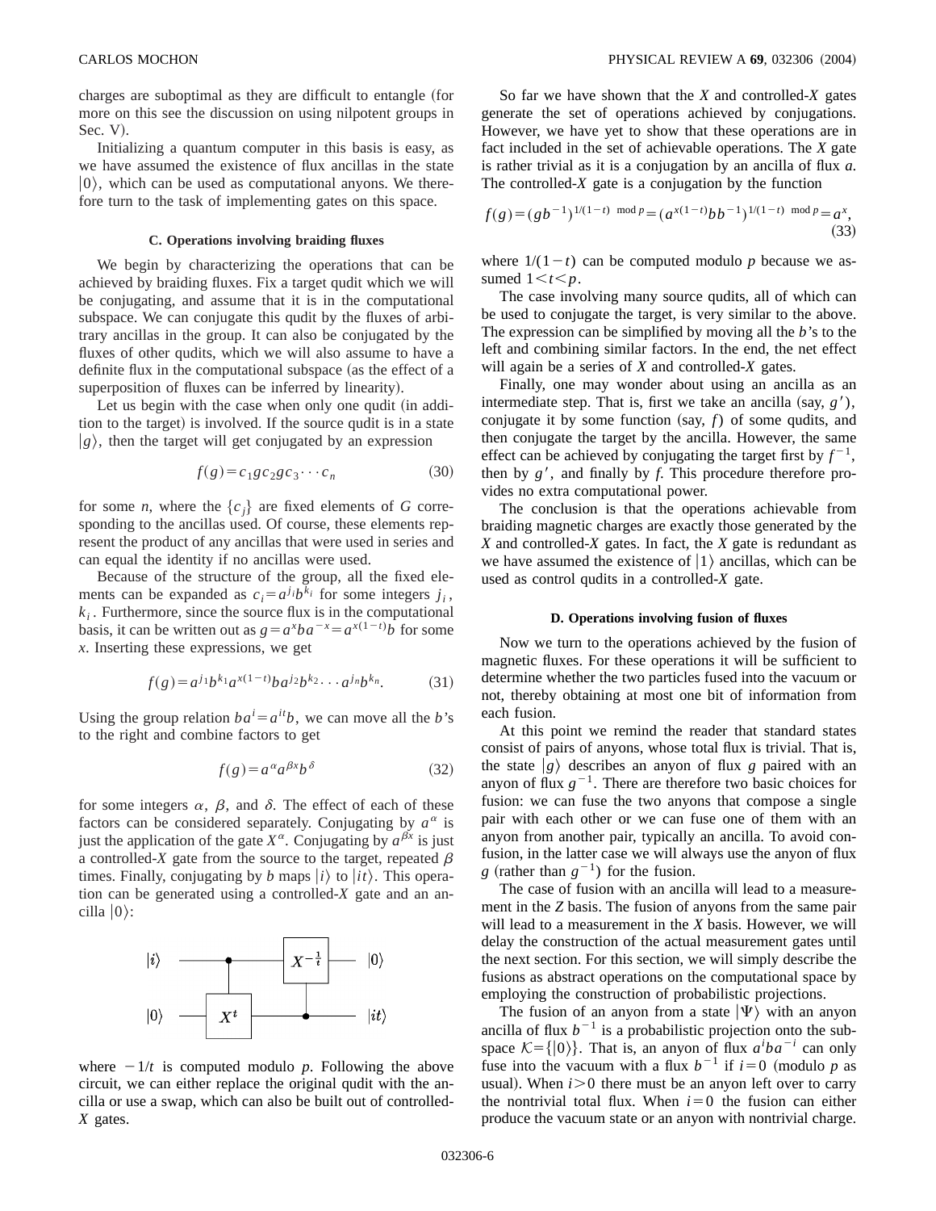charges are suboptimal as they are difficult to entangle (for more on this see the discussion on using nilpotent groups in Sec. V).

Initializing a quantum computer in this basis is easy, as we have assumed the existence of flux ancillas in the state $|0\rangle$, which can be used as computational anyons. We therefore turn to the task of implementing gates on this space.

### C. Operations involving braiding fluxes

We begin by characterizing the operations that can be achieved by braiding fluxes. Fix a target qudit which we will be conjugating, and assume that it is in the computational subspace. We can conjugate this qudit by the fluxes of arbitrary ancillas in the group. It can also be conjugated by the fluxes of other qudits, which we will also assume to have a definite flux in the computational subspace (as the effect of a superposition of fluxes can be inferred by linearity).

Let us begin with the case when only one qudit (in addition to the target) is involved. If the source qudit is in a state $|g\rangle$, then the target will get conjugated by an expression

$$f(g) = c_1 g c_2 g c_3 \cdots c_n \tag{30}$$

for some $n$, where the $\{c_j\}$ are fixed elements of $G$ corresponding to the ancillas used. Of course, these elements represent the product of any ancillas that were used in series and can equal the identity if no ancillas were used.

Because of the structure of the group, all the fixed elements can be expanded as $c_i = a^{j_i} b^{k_i}$ for some integers $j_i$, $k_i$. Furthermore, since the source flux is in the computational basis, it can be written out as $g = a^x b a^{-x} = a^{x(1-t)} b$ for some $x$. Inserting these expressions, we get

$$f(g) = a^{j_1} b^{k_1} a^{x(1-t)} b a^{j_2} b^{k_2} \cdots a^{j_n} b^{k_n}. \tag{31}$$

Using the group relation $ba^i = a^{it} b$, we can move all the $b$'s to the right and combine factors to get

$$f(g) = a^{\alpha} a^{\beta x} b^{\delta} \tag{32}$$

for some integers $\alpha$, $\beta$, and $\delta$. The effect of each of these factors can be considered separately. Conjugating by $a^{\alpha}$ is just the application of the gate $X^{\alpha}$. Conjugating by $a^{\beta x}$ is just a controlled-$X$ gate from the source to the target, repeated $\beta$ times. Finally, conjugating by $b$ maps $|i\rangle$ to $|it\rangle$. This operation can be generated using a controlled-$X$ gate and an ancilla $|0\rangle$:

$|i\rangle$ $X^{-\frac{1}{t}}$ $|0\rangle$
$|0\rangle$ $X^{t}$ $|it\rangle$

where $-1/t$ is computed modulo $p$. Following the above circuit, we can either replace the original qudit with the ancilla or use a swap, which can also be built out of controlled-$X$ gates.

So far we have shown that the $X$ and controlled-$X$ gates generate the set of operations achieved by conjugations. However, we have yet to show that these operations are in fact included in the set of achievable operations. The $X$ gate is rather trivial as it is a conjugation by an ancilla of flux $a$. The controlled-$X$ gate is a conjugation by the function

$$f(g) = (gb^{-1})^{1/(1-t) \bmod p} = (a^{x(1-t)} b b^{-1})^{1/(1-t) \bmod p} = a^x, \tag{33}$$

where $1/(1-t)$ can be computed modulo $p$ because we assumed $1 < t < p$.

The case involving many source qudits, all of which can be used to conjugate the target, is very similar to the above. The expression can be simplified by moving all the $b$'s to the left and combining similar factors. In the end, the net effect will again be a series of $X$ and controlled-$X$ gates.

Finally, one may wonder about using an ancilla as an intermediate step. That is, first we take an ancilla (say, $g'$), conjugate it by some function (say, $f$) of some qudits, and then conjugate the target by the ancilla. However, the same effect can be achieved by conjugating the target first by $f^{-1}$, then by $g'$, and finally by $f$. This procedure therefore provides no extra computational power.

The conclusion is that the operations achievable from braiding magnetic charges are exactly those generated by the $X$ and controlled-$X$ gates. In fact, the $X$ gate is redundant as we have assumed the existence of $|1\rangle$ ancillas, which can be used as control qudits in a controlled-$X$ gate.

### D. Operations involving fusion of fluxes

Now we turn to the operations achieved by the fusion of magnetic fluxes. For these operations it will be sufficient to determine whether the two particles fused into the vacuum or not, thereby obtaining at most one bit of information from each fusion.

At this point we remind the reader that standard states consist of pairs of anyons, whose total flux is trivial. That is, the state $|g\rangle$ describes an anyon of flux $g$ paired with an anyon of flux $g^{-1}$. There are therefore two basic choices for fusion: we can fuse the two anyons that compose a single pair with each other or we can fuse one of them with an anyon from another pair, typically an ancilla. To avoid confusion, in the latter case we will always use the anyon of flux $g$ (rather than $g^{-1}$) for the fusion.

The case of fusion with an ancilla will lead to a measurement in the $Z$ basis. The fusion of anyons from the same pair will lead to a measurement in the $X$ basis. However, we will delay the construction of the actual measurement gates until the next section. For this section, we will simply describe the fusions as abstract operations on the computational space by employing the construction of probabilistic projections.

The fusion of an anyon from a state $|\Psi\rangle$ with an anyon ancilla of flux $b^{-1}$ is a probabilistic projection onto the subspace $\mathcal{K} = \{|0\rangle\}$. That is, an anyon of flux $a^i b a^{-i}$ can only fuse into the vacuum with a flux $b^{-1}$ if $i = 0$ (modulo $p$ as usual). When $i > 0$ there must be an anyon left over to carry the nontrivial total flux. When $i = 0$ the fusion can either produce the vacuum state or an anyon with nontrivial charge.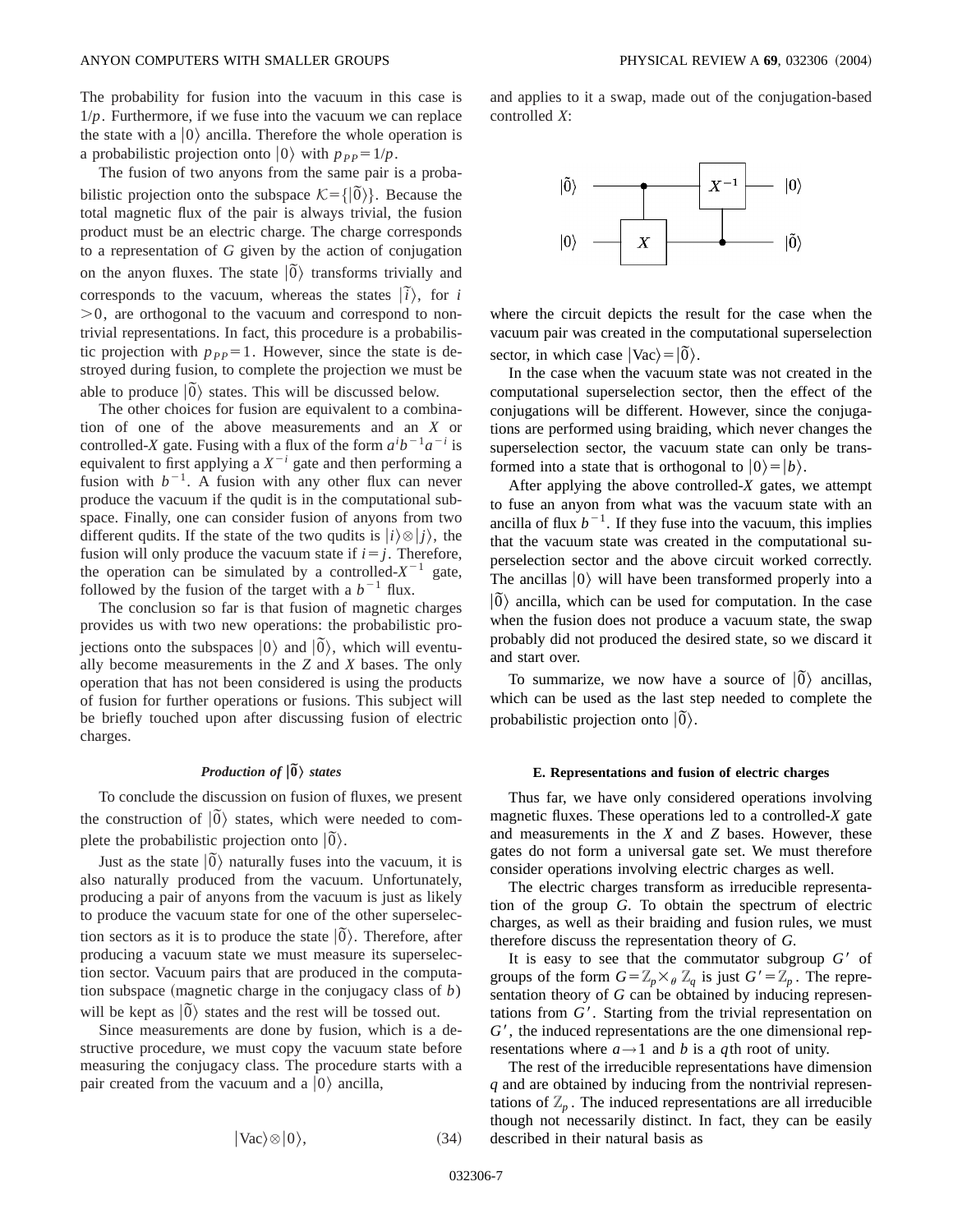The probability for fusion into the vacuum in this case is $1/p$. Furthermore, if we fuse into the vacuum we can replace the state with a $|0\rangle$ ancilla. Therefore the whole operation is a probabilistic projection onto $|0\rangle$ with $p_{PP}=1/p$.

The fusion of two anyons from the same pair is a probabilistic projection onto the subspace $\mathcal{K}=\{|\tilde{0}\rangle\}$. Because the total magnetic flux of the pair is always trivial, the fusion product must be an electric charge. The charge corresponds to a representation of $G$ given by the action of conjugation on the anyon fluxes. The state $|\tilde{0}\rangle$ transforms trivially and corresponds to the vacuum, whereas the states $|\tilde{i}\rangle$, for $i>0$, are orthogonal to the vacuum and correspond to nontrivial representations. In fact, this procedure is a probabilistic projection with $p_{PP}=1$. However, since the state is destroyed during fusion, to complete the projection we must be able to produce $|\tilde{0}\rangle$ states. This will be discussed below.

The other choices for fusion are equivalent to a combination of one of the above measurements and an $X$ or controlled-$X$ gate. Fusing with a flux of the form $a^i b^{-1} a^{-i}$ is equivalent to first applying a $X^{-i}$ gate and then performing a fusion with $b^{-1}$. A fusion with any other flux can never produce the vacuum if the qudit is in the computational subspace. Finally, one can consider fusion of anyons from two different qudits. If the state of the two qudits is $|i\rangle\otimes|j\rangle$, the fusion will only produce the vacuum state if $i=j$. Therefore, the operation can be simulated by a controlled-$X^{-1}$ gate, followed by the fusion of the target with a $b^{-1}$ flux.

The conclusion so far is that fusion of magnetic charges provides us with two new operations: the probabilistic projections onto the subspaces $|0\rangle$ and $|\tilde{0}\rangle$, which will eventually become measurements in the $Z$ and $X$ bases. The only operation that has not been considered is using the products of fusion for further operations or fusions. This subject will be briefly touched upon after discussing fusion of electric charges.

### *Production of* $|\tilde{0}\rangle$ *states*

To conclude the discussion on fusion of fluxes, we present the construction of $|\tilde{0}\rangle$ states, which were needed to complete the probabilistic projection onto $|\tilde{0}\rangle$.

Just as the state $|\tilde{0}\rangle$ naturally fuses into the vacuum, it is also naturally produced from the vacuum. Unfortunately, producing a pair of anyons from the vacuum is just as likely to produce the vacuum state for one of the other superselection sectors as it is to produce the state $|\tilde{0}\rangle$. Therefore, after producing a vacuum state we must measure its superselection sector. Vacuum pairs that are produced in the computation subspace (magnetic charge in the conjugacy class of $b$) will be kept as $|\tilde{0}\rangle$ states and the rest will be tossed out.

Since measurements are done by fusion, which is a destructive procedure, we must copy the vacuum state before measuring the conjugacy class. The procedure starts with a pair created from the vacuum and a $|0\rangle$ ancilla,

$$|\text{Vac}\rangle\otimes|0\rangle, \tag{34}$$

and applies to it a swap, made out of the conjugation-based controlled $X$:

$|\tilde{0}\rangle$ —●— [$X^{-1}$] — $|0\rangle$
$|0\rangle$ — [$X$] —●— $|\tilde{0}\rangle$

where the circuit depicts the result for the case when the vacuum pair was created in the computational superselection sector, in which case $|\text{Vac}\rangle=|\tilde{0}\rangle$.

In the case when the vacuum state was not created in the computational superselection sector, then the effect of the conjugations will be different. However, since the conjugations are performed using braiding, which never changes the superselection sector, the vacuum state can only be transformed into a state that is orthogonal to $|0\rangle=|b\rangle$.

After applying the above controlled-$X$ gates, we attempt to fuse an anyon from what was the vacuum state with an ancilla of flux $b^{-1}$. If they fuse into the vacuum, this implies that the vacuum state was created in the computational superselection sector and the above circuit worked correctly. The ancillas $|0\rangle$ will have been transformed properly into a $|\tilde{0}\rangle$ ancilla, which can be used for computation. In the case when the fusion does not produce a vacuum state, the swap probably did not produced the desired state, so we discard it and start over.

To summarize, we now have a source of $|\tilde{0}\rangle$ ancillas, which can be used as the last step needed to complete the probabilistic projection onto $|\tilde{0}\rangle$.

### E. Representations and fusion of electric charges

Thus far, we have only considered operations involving magnetic fluxes. These operations led to a controlled-$X$ gate and measurements in the $X$ and $Z$ bases. However, these gates do not form a universal gate set. We must therefore consider operations involving electric charges as well.

The electric charges transform as irreducible representation of the group $G$. To obtain the spectrum of electric charges, as well as their braiding and fusion rules, we must therefore discuss the representation theory of $G$.

It is easy to see that the commutator subgroup $G'$ of groups of the form $G=\mathbb{Z}_p\times_\theta\mathbb{Z}_q$ is just $G'=\mathbb{Z}_p$. The representation theory of $G$ can be obtained by inducing representations from $G'$. Starting from the trivial representation on $G'$, the induced representations are the one dimensional representations where $a\rightarrow 1$ and $b$ is a $q$th root of unity.

The rest of the irreducible representations have dimension $q$ and are obtained by inducing from the nontrivial representations of $\mathbb{Z}_p$. The induced representations are all irreducible though not necessarily distinct. In fact, they can be easily described in their natural basis as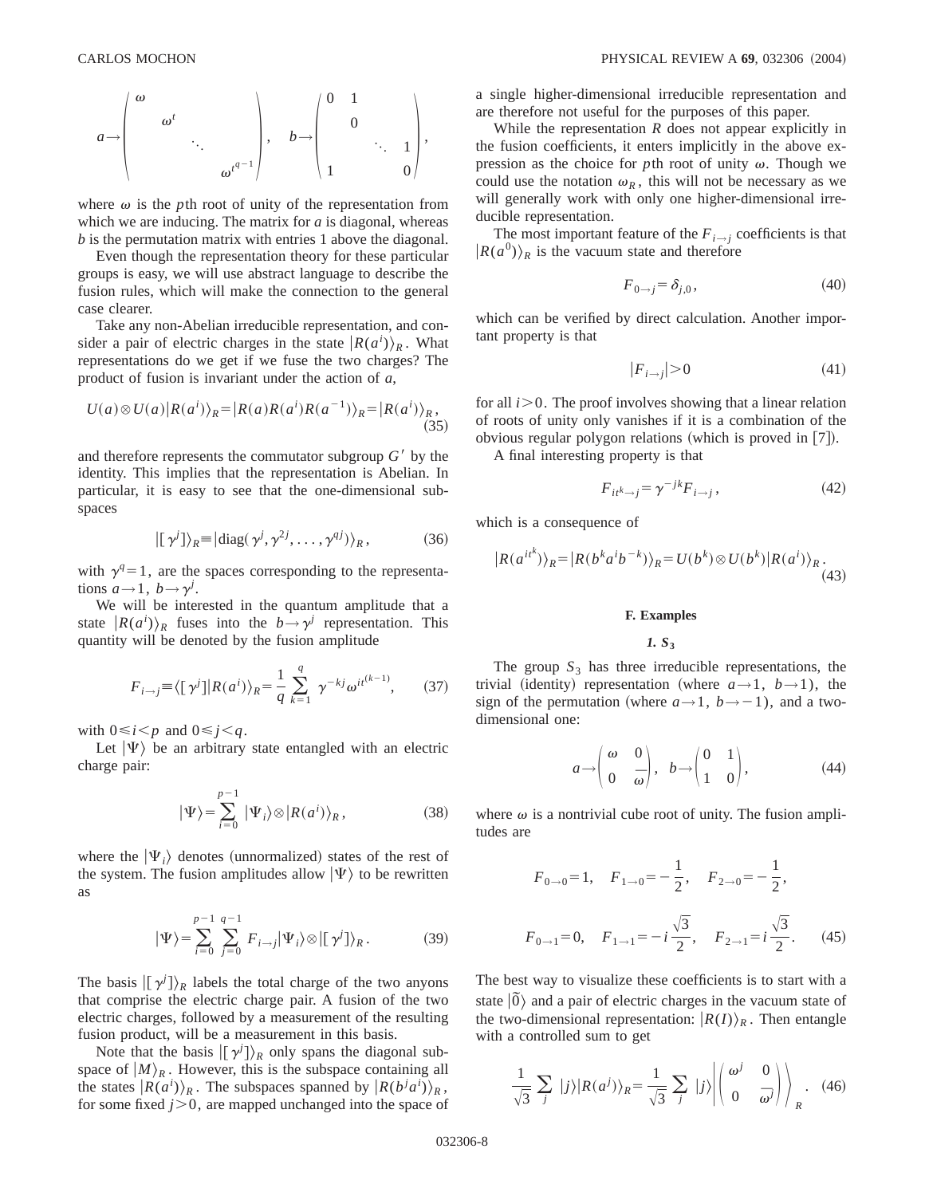$$a \rightarrow \begin{pmatrix} \omega & & & \\ & \omega^t & & \\ & & \ddots & \\ & & & \omega^{t^{q-1}} \end{pmatrix}, \quad b \rightarrow \begin{pmatrix} 0 & 1 & & \\ & 0 & & \\ & & \ddots & 1 \\ 1 & & & 0 \end{pmatrix},$$

where $\omega$ is the $p$th root of unity of the representation from which we are inducing. The matrix for $a$ is diagonal, whereas $b$ is the permutation matrix with entries 1 above the diagonal.

Even though the representation theory for these particular groups is easy, we will use abstract language to describe the fusion rules, which will make the connection to the general case clearer.

Take any non-Abelian irreducible representation, and consider a pair of electric charges in the state $|R(a^i)\rangle_R$. What representations do we get if we fuse the two charges? The product of fusion is invariant under the action of $a$,

$$U(a)\otimes U(a)|R(a^i)\rangle_R = |R(a)R(a^i)R(a^{-1})\rangle_R = |R(a^i)\rangle_R, \tag{35}$$

and therefore represents the commutator subgroup $G'$ by the identity. This implies that the representation is Abelian. In particular, it is easy to see that the one-dimensional subspaces

$$|[\gamma^j]\rangle_R \equiv |\mathrm{diag}(\gamma^j, \gamma^{2j}, \ldots, \gamma^{qj})\rangle_R, \tag{36}$$

with $\gamma^q = 1$, are the spaces corresponding to the representations $a\rightarrow 1,\ b\rightarrow \gamma^j$.

We will be interested in the quantum amplitude that a state $|R(a^i)\rangle_R$ fuses into the $b\rightarrow\gamma^j$ representation. This quantity will be denoted by the fusion amplitude

$$F_{i\rightarrow j} \equiv \langle[\gamma^j]|R(a^i)\rangle_R = \frac{1}{q}\sum_{k=1}^{q} \gamma^{-kj}\omega^{it^{(k-1)}}, \tag{37}$$

with $0 \leqslant i < p$ and $0 \leqslant j < q$.

Let $|\Psi\rangle$ be an arbitrary state entangled with an electric charge pair:

$$|\Psi\rangle = \sum_{i=0}^{p-1} |\Psi_i\rangle \otimes |R(a^i)\rangle_R, \tag{38}$$

where the $|\Psi_i\rangle$ denotes (unnormalized) states of the rest of the system. The fusion amplitudes allow $|\Psi\rangle$ to be rewritten as

$$|\Psi\rangle = \sum_{i=0}^{p-1}\sum_{j=0}^{q-1} F_{i\rightarrow j}|\Psi_i\rangle \otimes |[\gamma^j]\rangle_R. \tag{39}$$

The basis $|[\gamma^j]\rangle_R$ labels the total charge of the two anyons that comprise the electric charge pair. A fusion of the two electric charges, followed by a measurement of the resulting fusion product, will be a measurement in this basis.

Note that the basis $|[\gamma^j]\rangle_R$ only spans the diagonal subspace of $|M\rangle_R$. However, this is the subspace containing all the states $|R(a^i)\rangle_R$. The subspaces spanned by $|R(b^j a^i)\rangle_R$, for some fixed $j>0$, are mapped unchanged into the space of a single higher-dimensional irreducible representation and are therefore not useful for the purposes of this paper.

While the representation $R$ does not appear explicitly in the fusion coefficients, it enters implicitly in the above expression as the choice for $p$th root of unity $\omega$. Though we could use the notation $\omega_R$, this will not be necessary as we will generally work with only one higher-dimensional irreducible representation.

The most important feature of the $F_{i\rightarrow j}$ coefficients is that $|R(a^0)\rangle_R$ is the vacuum state and therefore

$$F_{0\rightarrow j} = \delta_{j,0}, \tag{40}$$

which can be verified by direct calculation. Another important property is that

$$|F_{i\rightarrow j}| > 0 \tag{41}$$

for all $i>0$. The proof involves showing that a linear relation of roots of unity only vanishes if it is a combination of the obvious regular polygon relations (which is proved in [7]).

A final interesting property is that

$$F_{it^k\rightarrow j} = \gamma^{-jk}F_{i\rightarrow j}, \tag{42}$$

which is a consequence of

$$|R(a^{it^k})\rangle_R = |R(b^k a^i b^{-k})\rangle_R = U(b^k)\otimes U(b^k)|R(a^i)\rangle_R. \tag{43}$$

### F. Examples

#### 1. $S_3$

The group $S_3$ has three irreducible representations, the trivial (identity) representation (where $a\rightarrow 1,\ b\rightarrow 1$), the sign of the permutation (where $a\rightarrow 1,\ b\rightarrow -1$), and a two-dimensional one:

$$a \rightarrow \begin{pmatrix} \omega & 0 \\ 0 & \bar{\omega} \end{pmatrix}, \quad b \rightarrow \begin{pmatrix} 0 & 1 \\ 1 & 0 \end{pmatrix}, \tag{44}$$

where $\omega$ is a nontrivial cube root of unity. The fusion amplitudes are

$$F_{0\rightarrow 0} = 1, \quad F_{1\rightarrow 0} = -\frac{1}{2}, \quad F_{2\rightarrow 0} = -\frac{1}{2},$$

$$F_{0\rightarrow 1} = 0, \quad F_{1\rightarrow 1} = -i\frac{\sqrt{3}}{2}, \quad F_{2\rightarrow 1} = i\frac{\sqrt{3}}{2}. \tag{45}$$

The best way to visualize these coefficients is to start with a state $|\tilde{0}\rangle$ and a pair of electric charges in the vacuum state of the two-dimensional representation: $|R(I)\rangle_R$. Then entangle with a controlled sum to get

$$\frac{1}{\sqrt{3}}\sum_j |j\rangle|R(a^j)\rangle_R = \frac{1}{\sqrt{3}}\sum_j |j\rangle\left|\begin{pmatrix} \omega^j & 0 \\ 0 & \bar{\omega}^j \end{pmatrix}\right\rangle_R. \tag{46}$$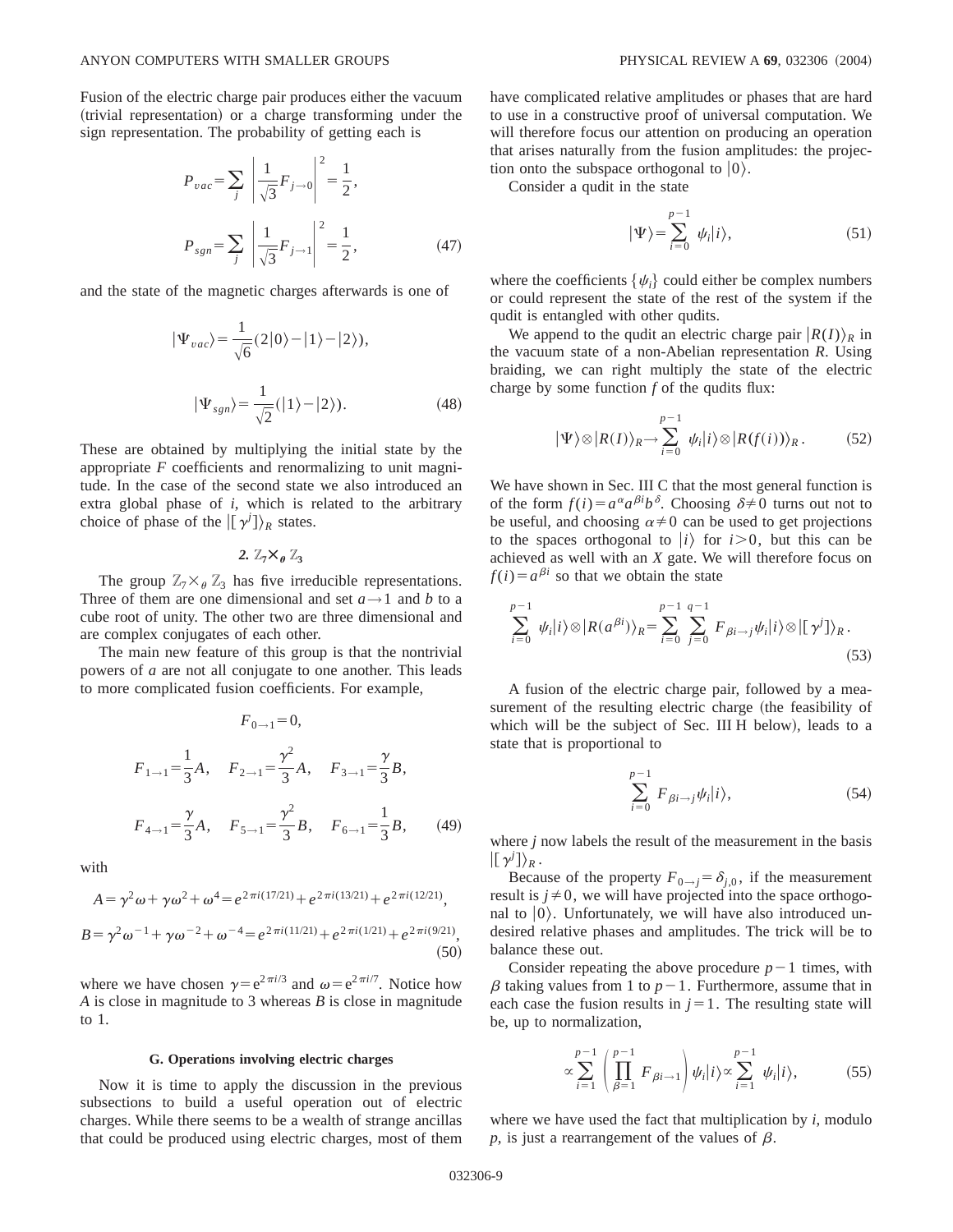Fusion of the electric charge pair produces either the vacuum (trivial representation) or a charge transforming under the sign representation. The probability of getting each is

$$P_{vac}=\sum_j \left|\frac{1}{\sqrt{3}}F_{j\to 0}\right|^2=\frac{1}{2},$$

$$P_{sgn}=\sum_j \left|\frac{1}{\sqrt{3}}F_{j\to 1}\right|^2=\frac{1}{2}, \tag{47}$$

and the state of the magnetic charges afterwards is one of

$$|\Psi_{vac}\rangle=\frac{1}{\sqrt{6}}(2|0\rangle-|1\rangle-|2\rangle),$$

$$|\Psi_{sgn}\rangle=\frac{1}{\sqrt{2}}(|1\rangle-|2\rangle). \tag{48}$$

These are obtained by multiplying the initial state by the appropriate $F$ coefficients and renormalizing to unit magnitude. In the case of the second state we also introduced an extra global phase of $i$, which is related to the arbitrary choice of phase of the $|[\gamma^j]\rangle_R$ states.

#### 2. $\mathbb{Z}_7\times_\theta \mathbb{Z}_3$

The group $\mathbb{Z}_7\times_\theta \mathbb{Z}_3$ has five irreducible representations. Three of them are one dimensional and set $a\to 1$ and $b$ to a cube root of unity. The other two are three dimensional and are complex conjugates of each other.

The main new feature of this group is that the nontrivial powers of $a$ are not all conjugate to one another. This leads to more complicated fusion coefficients. For example,

$$F_{0\to 1}=0,$$

$$F_{1\to 1}=\frac{1}{3}A,\quad F_{2\to 1}=\frac{\gamma^2}{3}A,\quad F_{3\to 1}=\frac{\gamma}{3}B,$$

$$F_{4\to 1}=\frac{\gamma}{3}A,\quad F_{5\to 1}=\frac{\gamma^2}{3}B,\quad F_{6\to 1}=\frac{1}{3}B, \tag{49}$$

with

$$A=\gamma^2\omega+\gamma\omega^2+\omega^4=e^{2\pi i(17/21)}+e^{2\pi i(13/21)}+e^{2\pi i(12/21)},$$

$$B=\gamma^2\omega^{-1}+\gamma\omega^{-2}+\omega^{-4}=e^{2\pi i(11/21)}+e^{2\pi i(1/21)}+e^{2\pi i(9/21)}, \tag{50}$$

where we have chosen $\gamma=e^{2\pi i/3}$ and $\omega=e^{2\pi i/7}$. Notice how $A$ is close in magnitude to 3 whereas $B$ is close in magnitude to 1.

### G. Operations involving electric charges

Now it is time to apply the discussion in the previous subsections to build a useful operation out of electric charges. While there seems to be a wealth of strange ancillas that could be produced using electric charges, most of them have complicated relative amplitudes or phases that are hard to use in a constructive proof of universal computation. We will therefore focus our attention on producing an operation that arises naturally from the fusion amplitudes: the projection onto the subspace orthogonal to $|0\rangle$.

Consider a qudit in the state

$$|\Psi\rangle=\sum_{i=0}^{p-1}\psi_i|i\rangle, \tag{51}$$

where the coefficients $\{\psi_i\}$ could either be complex numbers or could represent the state of the rest of the system if the qudit is entangled with other qudits.

We append to the qudit an electric charge pair $|R(I)\rangle_R$ in the vacuum state of a non-Abelian representation $R$. Using braiding, we can right multiply the state of the electric charge by some function $f$ of the qudits flux:

$$|\Psi\rangle\otimes|R(I)\rangle_R\to\sum_{i=0}^{p-1}\psi_i|i\rangle\otimes|R(f(i))\rangle_R. \tag{52}$$

We have shown in Sec. III C that the most general function is of the form $f(i)=a^\alpha a^{\beta i}b^\delta$. Choosing $\delta\neq 0$ turns out not to be useful, and choosing $\alpha\neq 0$ can be used to get projections to the spaces orthogonal to $|i\rangle$ for $i>0$, but this can be achieved as well with an $X$ gate. We will therefore focus on $f(i)=a^{\beta i}$ so that we obtain the state

$$\sum_{i=0}^{p-1}\psi_i|i\rangle\otimes|R(a^{\beta i})\rangle_R=\sum_{i=0}^{p-1}\sum_{j=0}^{q-1}F_{\beta i\to j}\psi_i|i\rangle\otimes|[\gamma^j]\rangle_R. \tag{53}$$

A fusion of the electric charge pair, followed by a measurement of the resulting electric charge (the feasibility of which will be the subject of Sec. III H below), leads to a state that is proportional to

$$\sum_{i=0}^{p-1}F_{\beta i\to j}\psi_i|i\rangle, \tag{54}$$

where $j$ now labels the result of the measurement in the basis $|[\gamma^j]\rangle_R$.

Because of the property $F_{0\to j}=\delta_{j,0}$, if the measurement result is $j\neq 0$, we will have projected into the space orthogonal to $|0\rangle$. Unfortunately, we will have also introduced undesired relative phases and amplitudes. The trick will be to balance these out.

Consider repeating the above procedure $p-1$ times, with $\beta$ taking values from 1 to $p-1$. Furthermore, assume that in each case the fusion results in $j=1$. The resulting state will be, up to normalization,

$$\propto\sum_{i=1}^{p-1}\left(\prod_{\beta=1}^{p-1}F_{\beta i\to 1}\right)\psi_i|i\rangle\propto\sum_{i=1}^{p-1}\psi_i|i\rangle, \tag{55}$$

where we have used the fact that multiplication by $i$, modulo $p$, is just a rearrangement of the values of $\beta$.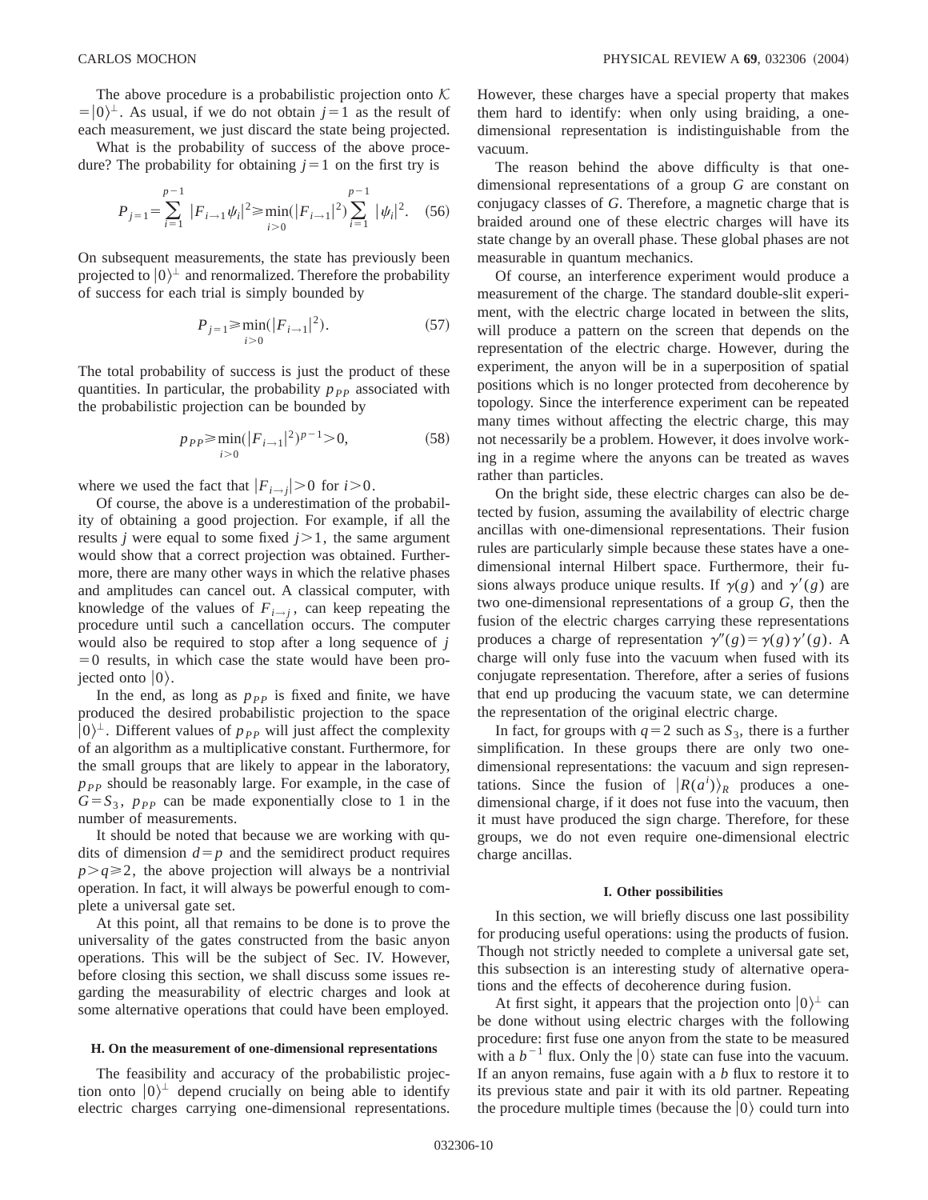The above procedure is a probabilistic projection onto $\mathcal{K} = |0\rangle^{\perp}$. As usual, if we do not obtain $j=1$ as the result of each measurement, we just discard the state being projected.

What is the probability of success of the above procedure? The probability for obtaining $j=1$ on the first try is

$$P_{j=1} = \sum_{i=1}^{p-1} |F_{i\to 1}\psi_i|^2 \geq \min_{i>0}(|F_{i\to 1}|^2) \sum_{i=1}^{p-1} |\psi_i|^2. \quad (56)$$

On subsequent measurements, the state has previously been projected to $|0\rangle^{\perp}$ and renormalized. Therefore the probability of success for each trial is simply bounded by

$$P_{j=1} \geq \min_{i>0}(|F_{i\to 1}|^2). \quad (57)$$

The total probability of success is just the product of these quantities. In particular, the probability $p_{PP}$ associated with the probabilistic projection can be bounded by

$$p_{PP} \geq \min_{i>0}(|F_{i\to 1}|^2)^{p-1} > 0, \quad (58)$$

where we used the fact that $|F_{i\to j}|>0$ for $i>0$.

Of course, the above is a underestimation of the probability of obtaining a good projection. For example, if all the results $j$ were equal to some fixed $j>1$, the same argument would show that a correct projection was obtained. Furthermore, there are many other ways in which the relative phases and amplitudes can cancel out. A classical computer, with knowledge of the values of $F_{i\to j}$, can keep repeating the procedure until such a cancellation occurs. The computer would also be required to stop after a long sequence of $j=0$ results, in which case the state would have been projected onto $|0\rangle$.

In the end, as long as $p_{PP}$ is fixed and finite, we have produced the desired probabilistic projection to the space $|0\rangle^{\perp}$. Different values of $p_{PP}$ will just affect the complexity of an algorithm as a multiplicative constant. Furthermore, for the small groups that are likely to appear in the laboratory, $p_{PP}$ should be reasonably large. For example, in the case of $G=S_3$, $p_{PP}$ can be made exponentially close to 1 in the number of measurements.

It should be noted that because we are working with qudits of dimension $d=p$ and the semidirect product requires $p>q\geq 2$, the above projection will always be a nontrivial operation. In fact, it will always be powerful enough to complete a universal gate set.

At this point, all that remains to be done is to prove the universality of the gates constructed from the basic anyon operations. This will be the subject of Sec. IV. However, before closing this section, we shall discuss some issues regarding the measurability of electric charges and look at some alternative operations that could have been employed.

#### H. On the measurement of one-dimensional representations

The feasibility and accuracy of the probabilistic projection onto $|0\rangle^{\perp}$ depend crucially on being able to identify electric charges carrying one-dimensional representations. However, these charges have a special property that makes them hard to identify: when only using braiding, a one-dimensional representation is indistinguishable from the vacuum.

The reason behind the above difficulty is that one-dimensional representations of a group $G$ are constant on conjugacy classes of $G$. Therefore, a magnetic charge that is braided around one of these electric charges will have its state change by an overall phase. These global phases are not measurable in quantum mechanics.

Of course, an interference experiment would produce a measurement of the charge. The standard double-slit experiment, with the electric charge located in between the slits, will produce a pattern on the screen that depends on the representation of the electric charge. However, during the experiment, the anyon will be in a superposition of spatial positions which is no longer protected from decoherence by topology. Since the interference experiment can be repeated many times without affecting the electric charge, this may not necessarily be a problem. However, it does involve working in a regime where the anyons can be treated as waves rather than particles.

On the bright side, these electric charges can also be detected by fusion, assuming the availability of electric charge ancillas with one-dimensional representations. Their fusion rules are particularly simple because these states have a one-dimensional internal Hilbert space. Furthermore, their fusions always produce unique results. If $\gamma(g)$ and $\gamma'(g)$ are two one-dimensional representations of a group $G$, then the fusion of the electric charges carrying these representations produces a charge of representation $\gamma''(g)=\gamma(g)\gamma'(g)$. A charge will only fuse into the vacuum when fused with its conjugate representation. Therefore, after a series of fusions that end up producing the vacuum state, we can determine the representation of the original electric charge.

In fact, for groups with $q=2$ such as $S_3$, there is a further simplification. In these groups there are only two one-dimensional representations: the vacuum and sign representations. Since the fusion of $|R(a^i)\rangle_R$ produces a one-dimensional charge, if it does not fuse into the vacuum, then it must have produced the sign charge. Therefore, for these groups, we do not even require one-dimensional electric charge ancillas.

#### I. Other possibilities

In this section, we will briefly discuss one last possibility for producing useful operations: using the products of fusion. Though not strictly needed to complete a universal gate set, this subsection is an interesting study of alternative operations and the effects of decoherence during fusion.

At first sight, it appears that the projection onto $|0\rangle^{\perp}$ can be done without using electric charges with the following procedure: first fuse one anyon from the state to be measured with a $b^{-1}$ flux. Only the $|0\rangle$ state can fuse into the vacuum. If an anyon remains, fuse again with a $b$ flux to restore it to its previous state and pair it with its old partner. Repeating the procedure multiple times (because the $|0\rangle$ could turn into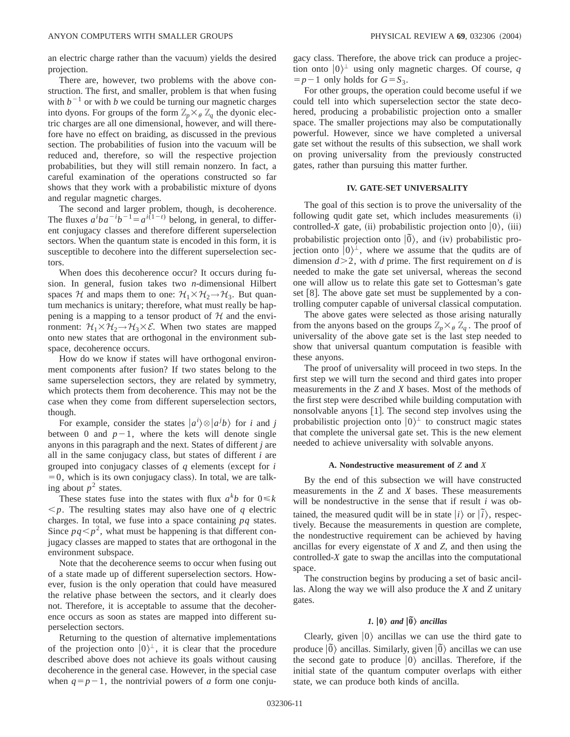an electric charge rather than the vacuum) yields the desired projection.

There are, however, two problems with the above construction. The first, and smaller, problem is that when fusing with $b^{-1}$ or with $b$ we could be turning our magnetic charges into dyons. For groups of the form $\mathbb{Z}_p \times_\theta \mathbb{Z}_q$ the dyonic electric charges are all one dimensional, however, and will therefore have no effect on braiding, as discussed in the previous section. The probabilities of fusion into the vacuum will be reduced and, therefore, so will the respective projection probabilities, but they will still remain nonzero. In fact, a careful examination of the operations constructed so far shows that they work with a probabilistic mixture of dyons and regular magnetic charges.

The second and larger problem, though, is decoherence. The fluxes $a^i b a^{-i} b^{-1} = a^{i(1-t)}$ belong, in general, to different conjugacy classes and therefore different superselection sectors. When the quantum state is encoded in this form, it is susceptible to decohere into the different superselection sectors.

When does this decoherence occur? It occurs during fusion. In general, fusion takes two $n$-dimensional Hilbert spaces $\mathcal{H}$ and maps them to one: $\mathcal{H}_1 \times \mathcal{H}_2 \rightarrow \mathcal{H}_3$. But quantum mechanics is unitary; therefore, what must really be happening is a mapping to a tensor product of $\mathcal{H}$ and the environment: $\mathcal{H}_1 \times \mathcal{H}_2 \rightarrow \mathcal{H}_3 \times \mathcal{E}$. When two states are mapped onto new states that are orthogonal in the environment subspace, decoherence occurs.

How do we know if states will have orthogonal environment components after fusion? If two states belong to the same superselection sectors, they are related by symmetry, which protects them from decoherence. This may not be the case when they come from different superselection sectors, though.

For example, consider the states $|a^i\rangle \otimes |a^j b\rangle$ for $i$ and $j$ between 0 and $p-1$, where the kets will denote single anyons in this paragraph and the next. States of different $j$ are all in the same conjugacy class, but states of different $i$ are grouped into conjugacy classes of $q$ elements (except for $i=0$, which is its own conjugacy class). In total, we are talking about $p^2$ states.

These states fuse into the states with flux $a^k b$ for $0 \leqslant k < p$. The resulting states may also have one of $q$ electric charges. In total, we fuse into a space containing $pq$ states. Since $pq < p^2$, what must be happening is that different conjugacy classes are mapped to states that are orthogonal in the environment subspace.

Note that the decoherence seems to occur when fusing out of a state made up of different superselection sectors. However, fusion is the only operation that could have measured the relative phase between the sectors, and it clearly does not. Therefore, it is acceptable to assume that the decoherence occurs as soon as states are mapped into different superselection sectors.

Returning to the question of alternative implementations of the projection onto $|0\rangle^\perp$, it is clear that the procedure described above does not achieve its goals without causing decoherence in the general case. However, in the special case when $q=p-1$, the nontrivial powers of $a$ form one conjugacy class. Therefore, the above trick can produce a projection onto $|0\rangle^\perp$ using only magnetic charges. Of course, $q=p-1$ only holds for $G=S_3$.

For other groups, the operation could become useful if we could tell into which superselection sector the state decohered, producing a probabilistic projection onto a smaller space. The smaller projections may also be computationally powerful. However, since we have completed a universal gate set without the results of this subsection, we shall work on proving universality from the previously constructed gates, rather than pursuing this matter further.

## IV. GATE-SET UNIVERSALITY

The goal of this section is to prove the universality of the following qudit gate set, which includes measurements (i) controlled-$X$ gate, (ii) probabilistic projection onto $|0\rangle$, (iii) probabilistic projection onto $|\tilde{0}\rangle$, and (iv) probabilistic projection onto $|0\rangle^\perp$, where we assume that the qudits are of dimension $d>2$, with $d$ prime. The first requirement on $d$ is needed to make the gate set universal, whereas the second one will allow us to relate this gate set to Gottesman's gate set [8]. The above gate set must be supplemented by a controlling computer capable of universal classical computation.

The above gates were selected as those arising naturally from the anyons based on the groups $\mathbb{Z}_p \times_\theta \mathbb{Z}_q$. The proof of universality of the above gate set is the last step needed to show that universal quantum computation is feasible with these anyons.

The proof of universality will proceed in two steps. In the first step we will turn the second and third gates into proper measurements in the $Z$ and $X$ bases. Most of the methods of the first step were described while building computation with nonsolvable anyons [1]. The second step involves using the probabilistic projection onto $|0\rangle^\perp$ to construct magic states that complete the universal gate set. This is the new element needed to achieve universality with solvable anyons.

### A. Nondestructive measurement of $Z$ and $X$

By the end of this subsection we will have constructed measurements in the $Z$ and $X$ bases. These measurements will be nondestructive in the sense that if result $i$ was obtained, the measured qudit will be in state $|i\rangle$ or $|\tilde{i}\rangle$, respectively. Because the measurements in question are complete, the nondestructive requirement can be achieved by having ancillas for every eigenstate of $X$ and $Z$, and then using the controlled-$X$ gate to swap the ancillas into the computational space.

The construction begins by producing a set of basic ancillas. Along the way we will also produce the $X$ and $Z$ unitary gates.

#### *1.* $|0\rangle$ *and* $|\tilde{0}\rangle$ *ancillas*

Clearly, given $|0\rangle$ ancillas we can use the third gate to produce $|\tilde{0}\rangle$ ancillas. Similarly, given $|\tilde{0}\rangle$ ancillas we can use the second gate to produce $|0\rangle$ ancillas. Therefore, if the initial state of the quantum computer overlaps with either state, we can produce both kinds of ancilla.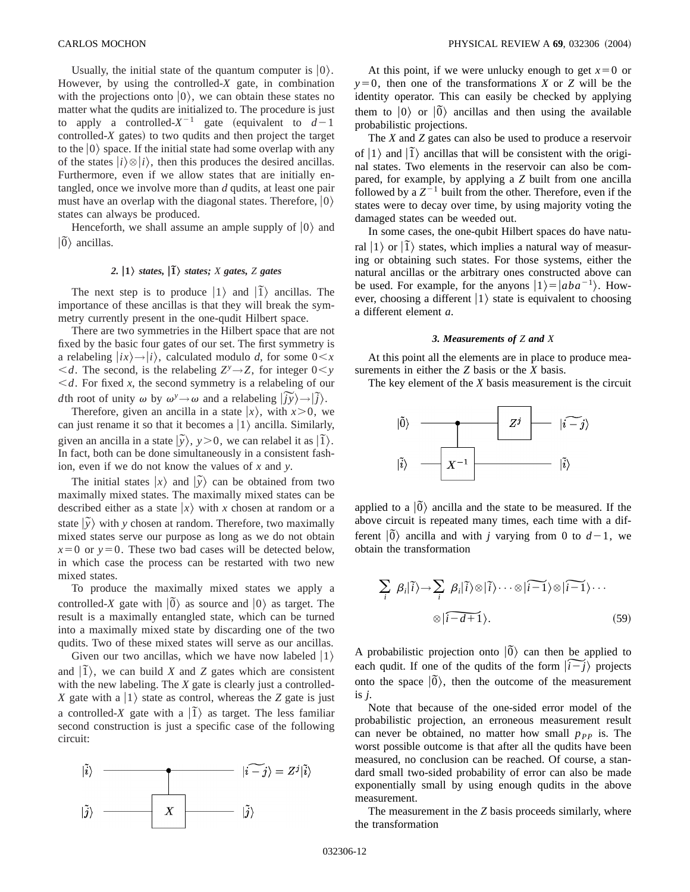Usually, the initial state of the quantum computer is $|0\rangle$. However, by using the controlled-$X$ gate, in combination with the projections onto $|0\rangle$, we can obtain these states no matter what the qudits are initialized to. The procedure is just to apply a controlled-$X^{-1}$ gate (equivalent to $d-1$ controlled-$X$ gates) to two qudits and then project the target to the $|0\rangle$ space. If the initial state had some overlap with any of the states $|i\rangle \otimes |i\rangle$, then this produces the desired ancillas. Furthermore, even if we allow states that are initially entangled, once we involve more than $d$ qudits, at least one pair must have an overlap with the diagonal states. Therefore, $|0\rangle$ states can always be produced.

Henceforth, we shall assume an ample supply of $|0\rangle$ and $|\tilde{0}\rangle$ ancillas.

#### 2. $|1\rangle$ states, $|\tilde{1}\rangle$ states; $X$ gates, $Z$ gates

The next step is to produce $|1\rangle$ and $|\tilde{1}\rangle$ ancillas. The importance of these ancillas is that they will break the symmetry currently present in the one-qudit Hilbert space.

There are two symmetries in the Hilbert space that are not fixed by the basic four gates of our set. The first symmetry is a relabeling $|ix\rangle \rightarrow |i\rangle$, calculated modulo $d$, for some $0<x<d$. The second, is the relabeling $Z^y \rightarrow Z$, for integer $0<y<d$. For fixed $x$, the second symmetry is a relabeling of our $d$th root of unity $\omega$ by $\omega^y \rightarrow \omega$ and a relabeling $|\widetilde{jy}\rangle \rightarrow |\tilde{j}\rangle$.

Therefore, given an ancilla in a state $|x\rangle$, with $x>0$, we can just rename it so that it becomes a $|1\rangle$ ancilla. Similarly, given an ancilla in a state $|\tilde{y}\rangle$, $y>0$, we can relabel it as $|\tilde{1}\rangle$. In fact, both can be done simultaneously in a consistent fashion, even if we do not know the values of $x$ and $y$.

The initial states $|x\rangle$ and $|\tilde{y}\rangle$ can be obtained from two maximally mixed states. The maximally mixed states can be described either as a state $|x\rangle$ with $x$ chosen at random or a state $|\tilde{y}\rangle$ with $y$ chosen at random. Therefore, two maximally mixed states serve our purpose as long as we do not obtain $x=0$ or $y=0$. These two bad cases will be detected below, in which case the process can be restarted with two new mixed states.

To produce the maximally mixed states we apply a controlled-$X$ gate with $|\tilde{0}\rangle$ as source and $|0\rangle$ as target. The result is a maximally entangled state, which can be turned into a maximally mixed state by discarding one of the two qudits. Two of these mixed states will serve as our ancillas.

Given our two ancillas, which we have now labeled $|1\rangle$ and $|\tilde{1}\rangle$, we can build $X$ and $Z$ gates which are consistent with the new labeling. The $X$ gate is clearly just a controlled-$X$ gate with a $|1\rangle$ state as control, whereas the $Z$ gate is just a controlled-$X$ gate with a $|\tilde{1}\rangle$ as target. The less familiar second construction is just a specific case of the following circuit:

$|\tilde{i}\rangle$ (control) → $|\widetilde{i-j}\rangle = Z^j|\tilde{i}\rangle$

$|\tilde{j}\rangle$ → $X$ → $|\tilde{j}\rangle$

At this point, if we were unlucky enough to get $x=0$ or $y=0$, then one of the transformations $X$ or $Z$ will be the identity operator. This can easily be checked by applying them to $|0\rangle$ or $|\tilde{0}\rangle$ ancillas and then using the available probabilistic projections.

The $X$ and $Z$ gates can also be used to produce a reservoir of $|1\rangle$ and $|\tilde{1}\rangle$ ancillas that will be consistent with the original states. Two elements in the reservoir can also be compared, for example, by applying a $Z$ built from one ancilla followed by a $Z^{-1}$ built from the other. Therefore, even if the states were to decay over time, by using majority voting the damaged states can be weeded out.

In some cases, the one-qubit Hilbert spaces do have natural $|1\rangle$ or $|\tilde{1}\rangle$ states, which implies a natural way of measuring or obtaining such states. For those systems, either the natural ancillas or the arbitrary ones constructed above can be used. For example, for the anyons $|1\rangle = |aba^{-1}\rangle$. However, choosing a different $|1\rangle$ state is equivalent to choosing a different element $a$.

#### 3. Measurements of $Z$ and $X$

At this point all the elements are in place to produce measurements in either the $Z$ basis or the $X$ basis.

The key element of the $X$ basis measurement is the circuit

$|\tilde{0}\rangle$ (control) → $Z^j$ → $|\widetilde{i-j}\rangle$

$|\tilde{i}\rangle$ → $X^{-1}$ → $|\tilde{i}\rangle$

applied to a $|\tilde{0}\rangle$ ancilla and the state to be measured. If the above circuit is repeated many times, each time with a different $|\tilde{0}\rangle$ ancilla and with $j$ varying from 0 to $d-1$, we obtain the transformation

$$\sum_i \beta_i |\tilde{i}\rangle \rightarrow \sum_i \beta_i |\tilde{i}\rangle \otimes |\tilde{i}\rangle \cdots \otimes |\widetilde{i-1}\rangle \otimes |\widetilde{i-1}\rangle \cdots \otimes |\widetilde{i-d+1}\rangle. \tag{59}$$

A probabilistic projection onto $|\tilde{0}\rangle$ can then be applied to each qudit. If one of the qudits of the form $|\widetilde{i-j}\rangle$ projects onto the space $|\tilde{0}\rangle$, then the outcome of the measurement is $j$.

Note that because of the one-sided error model of the probabilistic projection, an erroneous measurement result can never be obtained, no matter how small $p_{PP}$ is. The worst possible outcome is that after all the qudits have been measured, no conclusion can be reached. Of course, a standard small two-sided probability of error can also be made exponentially small by using enough qudits in the above measurement.

The measurement in the $Z$ basis proceeds similarly, where the transformation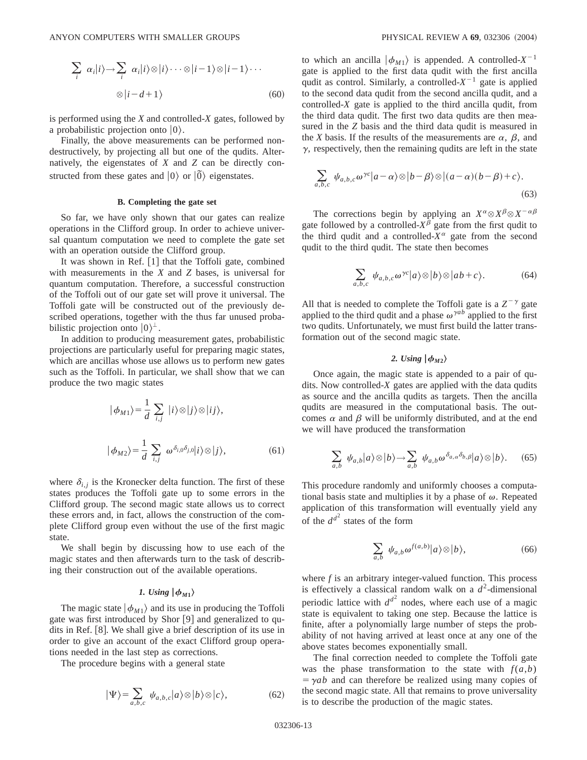$$\sum_i \alpha_i|i\rangle \rightarrow \sum_i \alpha_i|i\rangle \otimes |i\rangle \cdots \otimes |i-1\rangle \otimes |i-1\rangle \cdots \otimes |i-d+1\rangle \tag{60}$$

is performed using the $X$ and controlled-$X$ gates, followed by a probabilistic projection onto $|0\rangle$.

Finally, the above measurements can be performed nondestructively, by projecting all but one of the qudits. Alternatively, the eigenstates of $X$ and $Z$ can be directly constructed from these gates and $|0\rangle$ or $|\tilde{0}\rangle$ eigenstates.

### B. Completing the gate set

So far, we have only shown that our gates can realize operations in the Clifford group. In order to achieve universal quantum computation we need to complete the gate set with an operation outside the Clifford group.

It was shown in Ref. [1] that the Toffoli gate, combined with measurements in the $X$ and $Z$ bases, is universal for quantum computation. Therefore, a successful construction of the Toffoli out of our gate set will prove it universal. The Toffoli gate will be constructed out of the previously described operations, together with the thus far unused probabilistic projection onto $|0\rangle^{\perp}$.

In addition to producing measurement gates, probabilistic projections are particularly useful for preparing magic states, which are ancillas whose use allows us to perform new gates such as the Toffoli. In particular, we shall show that we can produce the two magic states

$$|\phi_{M1}\rangle = \frac{1}{d}\sum_{i,j} |i\rangle \otimes |j\rangle \otimes |ij\rangle,$$

$$|\phi_{M2}\rangle = \frac{1}{d}\sum_{i,j} \omega^{\delta_{i,0}\delta_{j,0}}|i\rangle \otimes |j\rangle, \tag{61}$$

where $\delta_{i,j}$ is the Kronecker delta function. The first of these states produces the Toffoli gate up to some errors in the Clifford group. The second magic state allows us to correct these errors and, in fact, allows the construction of the complete Clifford group even without the use of the first magic state.

We shall begin by discussing how to use each of the magic states and then afterwards turn to the task of describing their construction out of the available operations.

#### 1. Using $|\phi_{M1}\rangle$

The magic state $|\phi_{M1}\rangle$ and its use in producing the Toffoli gate was first introduced by Shor [9] and generalized to qudits in Ref. [8]. We shall give a brief description of its use in order to give an account of the exact Clifford group operations needed in the last step as corrections.

The procedure begins with a general state

$$|\Psi\rangle = \sum_{a,b,c} \psi_{a,b,c}|a\rangle \otimes |b\rangle \otimes |c\rangle, \tag{62}$$

to which an ancilla $|\phi_{M1}\rangle$ is appended. A controlled-$X^{-1}$ gate is applied to the first data qudit with the first ancilla qudit as control. Similarly, a controlled-$X^{-1}$ gate is applied to the second data qudit from the second ancilla qudit, and a controlled-$X$ gate is applied to the third ancilla qudit, from the third data qudit. The first two data qudits are then measured in the $Z$ basis and the third data qudit is measured in the $X$ basis. If the results of the measurements are $\alpha$, $\beta$, and $\gamma$, respectively, then the remaining qudits are left in the state

$$\sum_{a,b,c} \psi_{a,b,c}\omega^{\gamma c}|a-\alpha\rangle \otimes |b-\beta\rangle \otimes |(a-\alpha)(b-\beta)+c\rangle. \tag{63}$$

The corrections begin by applying an $X^{\alpha}\otimes X^{\beta}\otimes X^{-\alpha\beta}$ gate followed by a controlled-$X^{\beta}$ gate from the first qudit to the third qudit and a controlled-$X^{\alpha}$ gate from the second qudit to the third qudit. The state then becomes

$$\sum_{a,b,c} \psi_{a,b,c}\omega^{\gamma c}|a\rangle \otimes |b\rangle \otimes |ab+c\rangle. \tag{64}$$

All that is needed to complete the Toffoli gate is a $Z^{-\gamma}$ gate applied to the third qudit and a phase $\omega^{\gamma ab}$ applied to the first two qudits. Unfortunately, we must first build the latter transformation out of the second magic state.

#### 2. Using $|\phi_{M2}\rangle$

Once again, the magic state is appended to a pair of qudits. Now controlled-$X$ gates are applied with the data qudits as source and the ancilla qudits as targets. Then the ancilla qudits are measured in the computational basis. The outcomes $\alpha$ and $\beta$ will be uniformly distributed, and at the end we will have produced the transformation

$$\sum_{a,b} \psi_{a,b}|a\rangle \otimes |b\rangle \rightarrow \sum_{a,b} \psi_{a,b}\omega^{\delta_{a,\alpha}\delta_{b,\beta}}|a\rangle \otimes |b\rangle. \tag{65}$$

This procedure randomly and uniformly chooses a computational basis state and multiplies it by a phase of $\omega$. Repeated application of this transformation will eventually yield any of the $d^{d^2}$ states of the form

$$\sum_{a,b} \psi_{a,b}\omega^{f(a,b)}|a\rangle \otimes |b\rangle, \tag{66}$$

where $f$ is an arbitrary integer-valued function. This process is effectively a classical random walk on a $d^2$-dimensional periodic lattice with $d^{d^2}$ nodes, where each use of a magic state is equivalent to taking one step. Because the lattice is finite, after a polynomially large number of steps the probability of not having arrived at least once at any one of the above states becomes exponentially small.

The final correction needed to complete the Toffoli gate was the phase transformation to the state with $f(a,b) = \gamma ab$ and can therefore be realized using many copies of the second magic state. All that remains to prove universality is to describe the production of the magic states.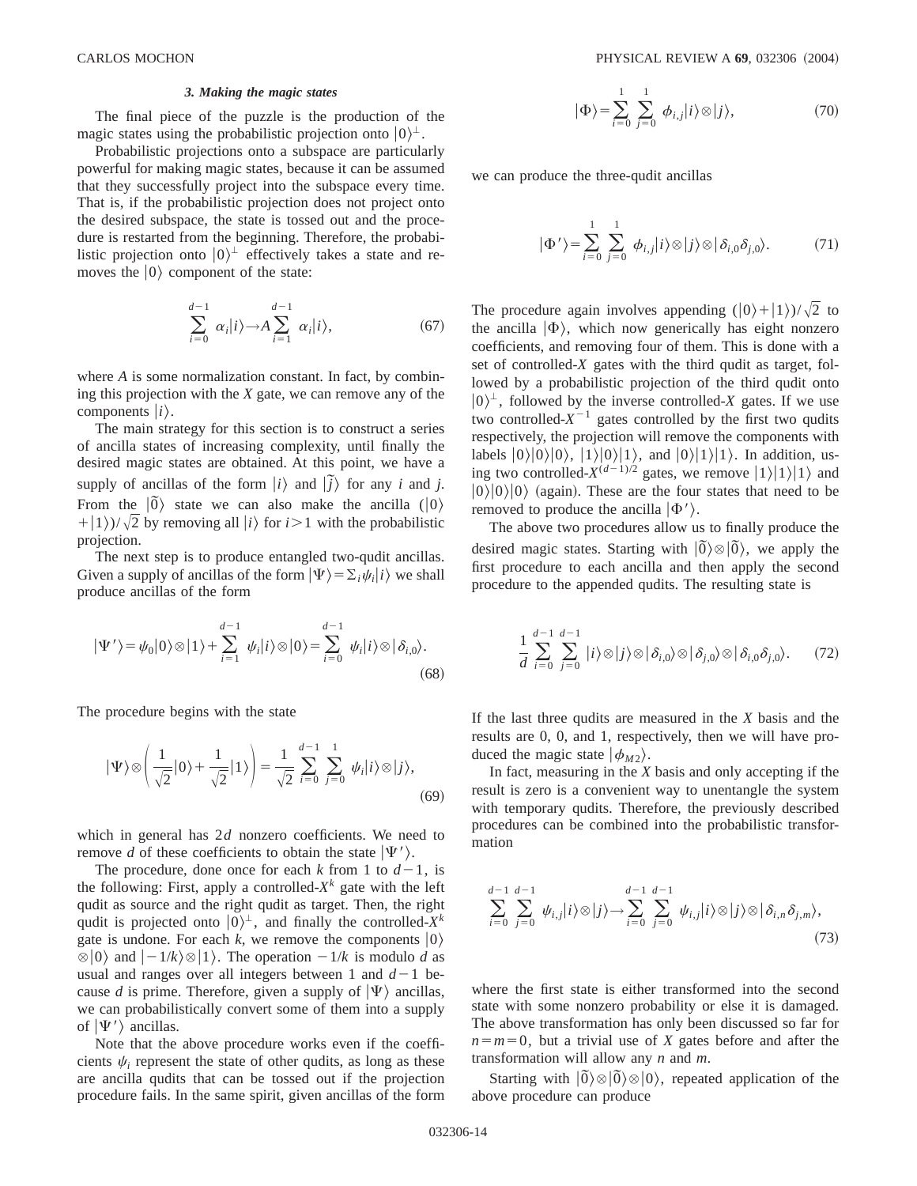### 3. Making the magic states

The final piece of the puzzle is the production of the magic states using the probabilistic projection onto $|0\rangle^{\perp}$.

Probabilistic projections onto a subspace are particularly powerful for making magic states, because it can be assumed that they successfully project into the subspace every time. That is, if the probabilistic projection does not project onto the desired subspace, the state is tossed out and the procedure is restarted from the beginning. Therefore, the probabilistic projection onto $|0\rangle^{\perp}$ effectively takes a state and removes the $|0\rangle$ component of the state:

$$\sum_{i=0}^{d-1} \alpha_i |i\rangle \rightarrow A \sum_{i=1}^{d-1} \alpha_i |i\rangle, \tag{67}$$

where $A$ is some normalization constant. In fact, by combining this projection with the $X$ gate, we can remove any of the components $|i\rangle$.

The main strategy for this section is to construct a series of ancilla states of increasing complexity, until finally the desired magic states are obtained. At this point, we have a supply of ancillas of the form $|i\rangle$ and $|\tilde{j}\rangle$ for any $i$ and $j$. From the $|\tilde{0}\rangle$ state we can also make the ancilla $(|0\rangle + |1\rangle)/\sqrt{2}$ by removing all $|i\rangle$ for $i>1$ with the probabilistic projection.

The next step is to produce entangled two-qudit ancillas. Given a supply of ancillas of the form $|\Psi\rangle = \Sigma_i \psi_i |i\rangle$ we shall produce ancillas of the form

$$|\Psi'\rangle = \psi_0 |0\rangle \otimes |1\rangle + \sum_{i=1}^{d-1} \psi_i |i\rangle \otimes |0\rangle = \sum_{i=0}^{d-1} \psi_i |i\rangle \otimes |\delta_{i,0}\rangle. \tag{68}$$

The procedure begins with the state

$$|\Psi\rangle \otimes \left( \frac{1}{\sqrt{2}} |0\rangle + \frac{1}{\sqrt{2}} |1\rangle \right) = \frac{1}{\sqrt{2}} \sum_{i=0}^{d-1} \sum_{j=0}^{1} \psi_i |i\rangle \otimes |j\rangle, \tag{69}$$

which in general has $2d$ nonzero coefficients. We need to remove $d$ of these coefficients to obtain the state $|\Psi'\rangle$.

The procedure, done once for each $k$ from 1 to $d-1$, is the following: First, apply a controlled-$X^k$ gate with the left qudit as source and the right qudit as target. Then, the right qudit is projected onto $|0\rangle^{\perp}$, and finally the controlled-$X^k$ gate is undone. For each $k$, we remove the components $|0\rangle \otimes |0\rangle$ and $|-1/k\rangle \otimes |1\rangle$. The operation $-1/k$ is modulo $d$ as usual and ranges over all integers between 1 and $d-1$ because $d$ is prime. Therefore, given a supply of $|\Psi\rangle$ ancillas, we can probabilistically convert some of them into a supply of $|\Psi'\rangle$ ancillas.

Note that the above procedure works even if the coefficients $\psi_i$ represent the state of other qudits, as long as these are ancilla qudits that can be tossed out if the projection procedure fails. In the same spirit, given ancillas of the form

$$|\Phi\rangle = \sum_{i=0}^{1} \sum_{j=0}^{1} \phi_{i,j} |i\rangle \otimes |j\rangle, \tag{70}$$

we can produce the three-qudit ancillas

$$|\Phi'\rangle = \sum_{i=0}^{1} \sum_{j=0}^{1} \phi_{i,j} |i\rangle \otimes |j\rangle \otimes |\delta_{i,0}\delta_{j,0}\rangle. \tag{71}$$

The procedure again involves appending $(|0\rangle + |1\rangle)/\sqrt{2}$ to the ancilla $|\Phi\rangle$, which now generically has eight nonzero coefficients, and removing four of them. This is done with a set of controlled-$X$ gates with the third qudit as target, followed by a probabilistic projection of the third qudit onto $|0\rangle^{\perp}$, followed by the inverse controlled-$X$ gates. If we use two controlled-$X^{-1}$ gates controlled by the first two qudits respectively, the projection will remove the components with labels $|0\rangle|0\rangle|0\rangle$, $|1\rangle|0\rangle|1\rangle$, and $|0\rangle|1\rangle|1\rangle$. In addition, using two controlled-$X^{(d-1)/2}$ gates, we remove $|1\rangle|1\rangle|1\rangle$ and $|0\rangle|0\rangle|0\rangle$ (again). These are the four states that need to be removed to produce the ancilla $|\Phi'\rangle$.

The above two procedures allow us to finally produce the desired magic states. Starting with $|\tilde{0}\rangle \otimes |\tilde{0}\rangle$, we apply the first procedure to each ancilla and then apply the second procedure to the appended qudits. The resulting state is

$$\frac{1}{d} \sum_{i=0}^{d-1} \sum_{j=0}^{d-1} |i\rangle \otimes |j\rangle \otimes |\delta_{i,0}\rangle \otimes |\delta_{j,0}\rangle \otimes |\delta_{i,0}\delta_{j,0}\rangle. \tag{72}$$

If the last three qudits are measured in the $X$ basis and the results are 0, 0, and 1, respectively, then we will have produced the magic state $|\phi_{M2}\rangle$.

In fact, measuring in the $X$ basis and only accepting if the result is zero is a convenient way to unentangle the system with temporary qudits. Therefore, the previously described procedures can be combined into the probabilistic transformation

$$\sum_{i=0}^{d-1} \sum_{j=0}^{d-1} \psi_{i,j} |i\rangle \otimes |j\rangle \rightarrow \sum_{i=0}^{d-1} \sum_{j=0}^{d-1} \psi_{i,j} |i\rangle \otimes |j\rangle \otimes |\delta_{i,n}\delta_{j,m}\rangle, \tag{73}$$

where the first state is either transformed into the second state with some nonzero probability or else it is damaged. The above transformation has only been discussed so far for $n=m=0$, but a trivial use of $X$ gates before and after the transformation will allow any $n$ and $m$.

Starting with $|\tilde{0}\rangle \otimes |\tilde{0}\rangle \otimes |0\rangle$, repeated application of the above procedure can produce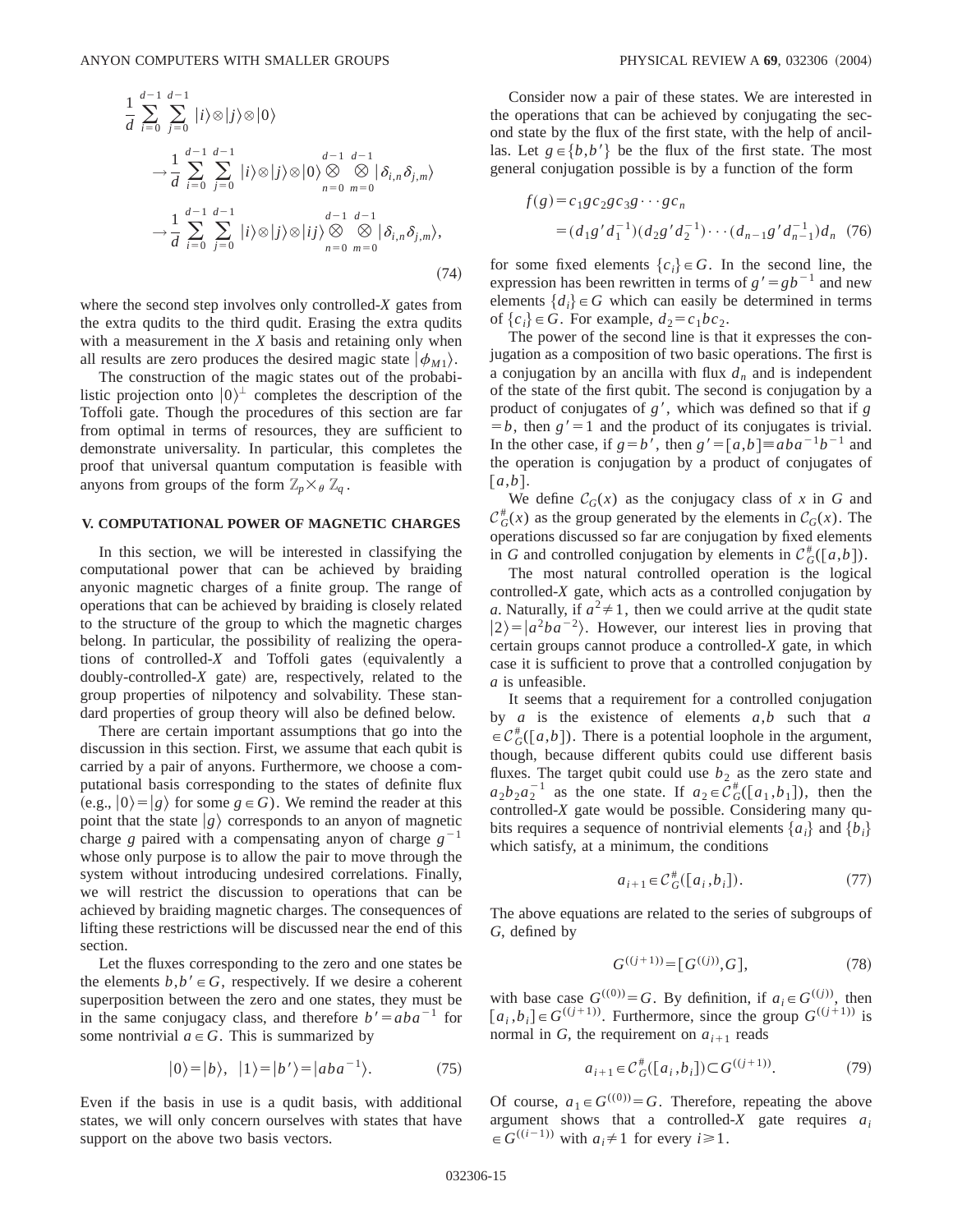$$\frac{1}{d}\sum_{i=0}^{d-1}\sum_{j=0}^{d-1}|i\rangle\otimes|j\rangle\otimes|0\rangle$$

$$\rightarrow\frac{1}{d}\sum_{i=0}^{d-1}\sum_{j=0}^{d-1}|i\rangle\otimes|j\rangle\otimes|0\rangle\bigotimes_{n=0}^{d-1}\bigotimes_{m=0}^{d-1}|\delta_{i,n}\delta_{j,m}\rangle$$

$$\rightarrow\frac{1}{d}\sum_{i=0}^{d-1}\sum_{j=0}^{d-1}|i\rangle\otimes|j\rangle\otimes|ij\rangle\bigotimes_{n=0}^{d-1}\bigotimes_{m=0}^{d-1}|\delta_{i,n}\delta_{j,m}\rangle, \tag{74}$$

where the second step involves only controlled-$X$ gates from the extra qudits to the third qudit. Erasing the extra qudits with a measurement in the $X$ basis and retaining only when all results are zero produces the desired magic state $|\phi_{M1}\rangle$.

The construction of the magic states out of the probabilistic projection onto $|0\rangle^{\perp}$ completes the description of the Toffoli gate. Though the procedures of this section are far from optimal in terms of resources, they are sufficient to demonstrate universality. In particular, this completes the proof that universal quantum computation is feasible with anyons from groups of the form $\mathbb{Z}_p\times_\theta\mathbb{Z}_q$.

## V. COMPUTATIONAL POWER OF MAGNETIC CHARGES

In this section, we will be interested in classifying the computational power that can be achieved by braiding anyonic magnetic charges of a finite group. The range of operations that can be achieved by braiding is closely related to the structure of the group to which the magnetic charges belong. In particular, the possibility of realizing the operations of controlled-$X$ and Toffoli gates (equivalently a doubly-controlled-$X$ gate) are, respectively, related to the group properties of nilpotency and solvability. These standard properties of group theory will also be defined below.

There are certain important assumptions that go into the discussion in this section. First, we assume that each qubit is carried by a pair of anyons. Furthermore, we choose a computational basis corresponding to the states of definite flux (e.g., $|0\rangle=|g\rangle$ for some $g\in G$). We remind the reader at this point that the state $|g\rangle$ corresponds to an anyon of magnetic charge $g$ paired with a compensating anyon of charge $g^{-1}$ whose only purpose is to allow the pair to move through the system without introducing undesired correlations. Finally, we will restrict the discussion to operations that can be achieved by braiding magnetic charges. The consequences of lifting these restrictions will be discussed near the end of this section.

Let the fluxes corresponding to the zero and one states be the elements $b,b'\in G$, respectively. If we desire a coherent superposition between the zero and one states, they must be in the same conjugacy class, and therefore $b'=aba^{-1}$ for some nontrivial $a\in G$. This is summarized by

$$|0\rangle=|b\rangle,\quad |1\rangle=|b'\rangle=|aba^{-1}\rangle. \tag{75}$$

Even if the basis in use is a qudit basis, with additional states, we will only concern ourselves with states that have support on the above two basis vectors.

Consider now a pair of these states. We are interested in the operations that can be achieved by conjugating the second state by the flux of the first state, with the help of ancillas. Let $g\in\{b,b'\}$ be the flux of the first state. The most general conjugation possible is by a function of the form

$$\begin{aligned}f(g)&=c_1gc_2gc_3g\cdots gc_n\\&=(d_1g'd_1^{-1})(d_2g'd_2^{-1})\cdots(d_{n-1}g'd_{n-1}^{-1})d_n\end{aligned} \tag{76}$$

for some fixed elements $\{c_i\}\in G$. In the second line, the expression has been rewritten in terms of $g'=gb^{-1}$ and new elements $\{d_i\}\in G$ which can easily be determined in terms of $\{c_i\}\in G$. For example, $d_2=c_1bc_2$.

The power of the second line is that it expresses the conjugation as a composition of two basic operations. The first is a conjugation by an ancilla with flux $d_n$ and is independent of the state of the first qubit. The second is conjugation by a product of conjugates of $g'$, which was defined so that if $g=b$, then $g'=1$ and the product of its conjugates is trivial. In the other case, if $g=b'$, then $g'=[a,b]\equiv aba^{-1}b^{-1}$ and the operation is conjugation by a product of conjugates of $[a,b]$.

We define $\mathcal{C}_G(x)$ as the conjugacy class of $x$ in $G$ and $\mathcal{C}_G^{\#}(x)$ as the group generated by the elements in $\mathcal{C}_G(x)$. The operations discussed so far are conjugation by fixed elements in $G$ and controlled conjugation by elements in $\mathcal{C}_G^{\#}([a,b])$.

The most natural controlled operation is the logical controlled-$X$ gate, which acts as a controlled conjugation by $a$. Naturally, if $a^2\neq 1$, then we could arrive at the qudit state $|2\rangle=|a^2ba^{-2}\rangle$. However, our interest lies in proving that certain groups cannot produce a controlled-$X$ gate, in which case it is sufficient to prove that a controlled conjugation by $a$ is unfeasible.

It seems that a requirement for a controlled conjugation by $a$ is the existence of elements $a,b$ such that $a\in\mathcal{C}_G^{\#}([a,b])$. There is a potential loophole in the argument, though, because different qubits could use different basis fluxes. The target qubit could use $b_2$ as the zero state and $a_2b_2a_2^{-1}$ as the one state. If $a_2\in\mathcal{C}_G^{\#}([a_1,b_1])$, then the controlled-$X$ gate would be possible. Considering many qubits requires a sequence of nontrivial elements $\{a_i\}$ and $\{b_i\}$ which satisfy, at a minimum, the conditions

$$a_{i+1}\in\mathcal{C}_G^{\#}([a_i,b_i]). \tag{77}$$

The above equations are related to the series of subgroups of $G$, defined by

$$G^{((j+1))}=[G^{((j))},G], \tag{78}$$

with base case $G^{((0))}=G$. By definition, if $a_i\in G^{((j))}$, then $[a_i,b_i]\in G^{((j+1))}$. Furthermore, since the group $G^{((j+1))}$ is normal in $G$, the requirement on $a_{i+1}$ reads

$$a_{i+1}\in\mathcal{C}_G^{\#}([a_i,b_i])\subset G^{((j+1))}. \tag{79}$$

Of course, $a_1\in G^{((0))}=G$. Therefore, repeating the above argument shows that a controlled-$X$ gate requires $a_i\in G^{((i-1))}$ with $a_i\neq 1$ for every $i\geq 1$.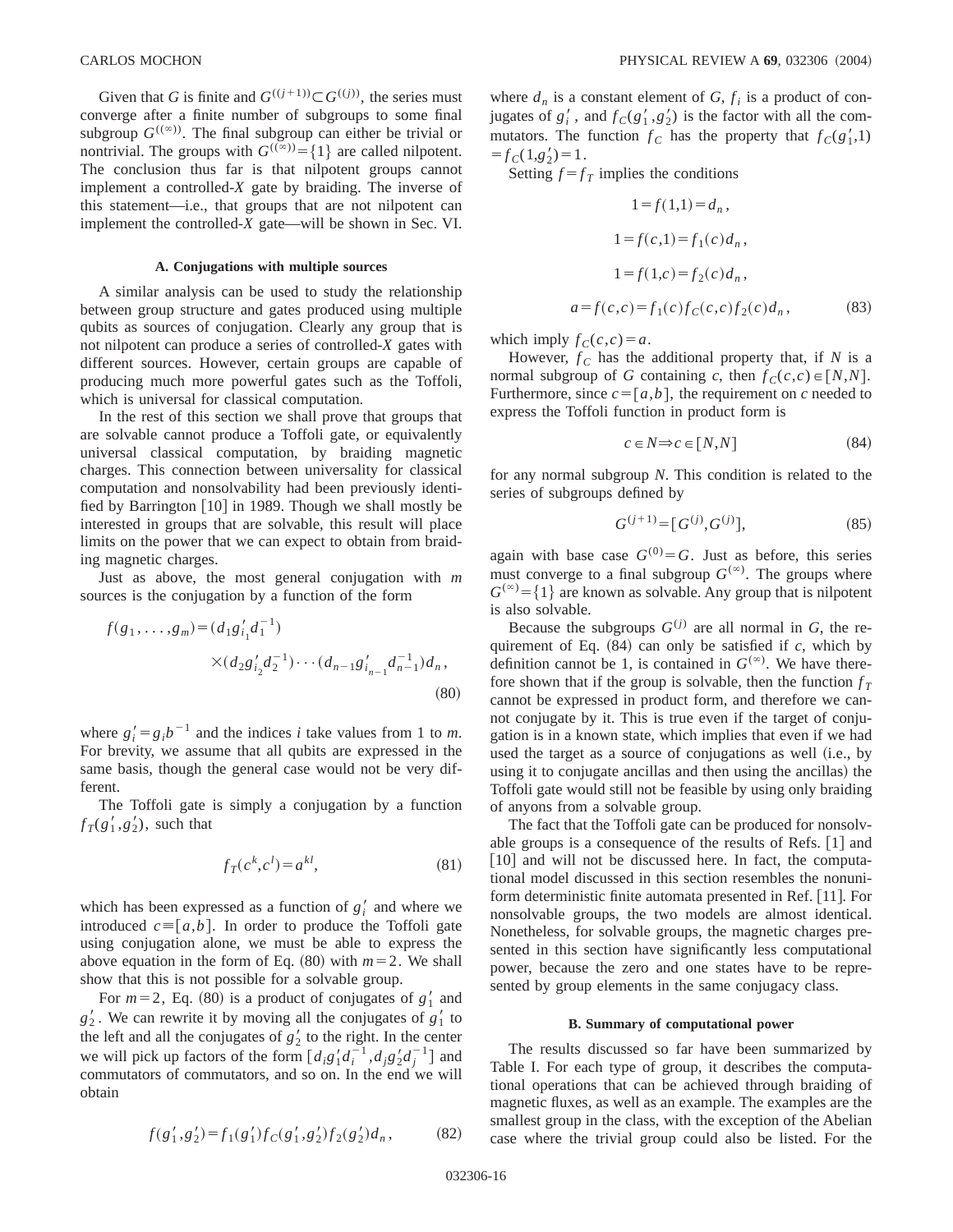Given that $G$ is finite and $G^{((j+1))} \subset G^{((j))}$, the series must converge after a finite number of subgroups to some final subgroup $G^{((\infty))}$. The final subgroup can either be trivial or nontrivial. The groups with $G^{((\infty))} = \{1\}$ are called nilpotent. The conclusion thus far is that nilpotent groups cannot implement a controlled-$X$ gate by braiding. The inverse of this statement—i.e., that groups that are not nilpotent can implement the controlled-$X$ gate—will be shown in Sec. VI.

### A. Conjugations with multiple sources

A similar analysis can be used to study the relationship between group structure and gates produced using multiple qubits as sources of conjugation. Clearly any group that is not nilpotent can produce a series of controlled-$X$ gates with different sources. However, certain groups are capable of producing much more powerful gates such as the Toffoli, which is universal for classical computation.

In the rest of this section we shall prove that groups that are solvable cannot produce a Toffoli gate, or equivalently universal classical computation, by braiding magnetic charges. This connection between universality for classical computation and nonsolvability had been previously identified by Barrington [10] in 1989. Though we shall mostly be interested in groups that are solvable, this result will place limits on the power that we can expect to obtain from braiding magnetic charges.

Just as above, the most general conjugation with $m$ sources is the conjugation by a function of the form

$$f(g_1, \ldots, g_m) = (d_1 g'_{i_1} d_1^{-1}) \times (d_2 g'_{i_2} d_2^{-1}) \cdots (d_{n-1} g'_{i_{n-1}} d_{n-1}^{-1}) d_n, \tag{80}$$

where $g'_i = g_i b^{-1}$ and the indices $i$ take values from 1 to $m$. For brevity, we assume that all qubits are expressed in the same basis, though the general case would not be very different.

The Toffoli gate is simply a conjugation by a function $f_T(g'_1, g'_2)$, such that

$$f_T(c^k, c^l) = a^{kl}, \tag{81}$$

which has been expressed as a function of $g'_i$ and where we introduced $c \equiv [a,b]$. In order to produce the Toffoli gate using conjugation alone, we must be able to express the above equation in the form of Eq. (80) with $m=2$. We shall show that this is not possible for a solvable group.

For $m=2$, Eq. (80) is a product of conjugates of $g'_1$ and $g'_2$. We can rewrite it by moving all the conjugates of $g'_1$ to the left and all the conjugates of $g'_2$ to the right. In the center we will pick up factors of the form $[d_i g'_1 d_i^{-1}, d_j g'_2 d_j^{-1}]$ and commutators of commutators, and so on. In the end we will obtain

$$f(g'_1, g'_2) = f_1(g'_1) f_C(g'_1, g'_2) f_2(g'_2) d_n, \tag{82}$$

where $d_n$ is a constant element of $G$, $f_i$ is a product of conjugates of $g'_i$, and $f_C(g'_1, g'_2)$ is the factor with all the commutators. The function $f_C$ has the property that $f_C(g'_1, 1) = f_C(1, g'_2) = 1$.

Setting $f = f_T$ implies the conditions

$$1 = f(1,1) = d_n,$$

$$1 = f(c,1) = f_1(c) d_n,$$

$$1 = f(1,c) = f_2(c) d_n,$$

$$a = f(c,c) = f_1(c) f_C(c,c) f_2(c) d_n, \tag{83}$$

which imply $f_C(c,c) = a$.

However, $f_C$ has the additional property that, if $N$ is a normal subgroup of $G$ containing $c$, then $f_C(c,c) \in [N,N]$. Furthermore, since $c = [a,b]$, the requirement on $c$ needed to express the Toffoli function in product form is

$$c \in N \Rightarrow c \in [N,N] \tag{84}$$

for any normal subgroup $N$. This condition is related to the series of subgroups defined by

$$G^{(j+1)} = [G^{(j)}, G^{(j)}], \tag{85}$$

again with base case $G^{(0)} = G$. Just as before, this series must converge to a final subgroup $G^{(\infty)}$. The groups where $G^{(\infty)} = \{1\}$ are known as solvable. Any group that is nilpotent is also solvable.

Because the subgroups $G^{(j)}$ are all normal in $G$, the requirement of Eq. (84) can only be satisfied if $c$, which by definition cannot be 1, is contained in $G^{(\infty)}$. We have therefore shown that if the group is solvable, then the function $f_T$ cannot be expressed in product form, and therefore we cannot conjugate by it. This is true even if the target of conjugation is in a known state, which implies that even if we had used the target as a source of conjugations as well (i.e., by using it to conjugate ancillas and then using the ancillas) the Toffoli gate would still not be feasible by using only braiding of anyons from a solvable group.

The fact that the Toffoli gate can be produced for nonsolvable groups is a consequence of the results of Refs. [1] and [10] and will not be discussed here. In fact, the computational model discussed in this section resembles the nonuniform deterministic finite automata presented in Ref. [11]. For nonsolvable groups, the two models are almost identical. Nonetheless, for solvable groups, the magnetic charges presented in this section have significantly less computational power, because the zero and one states have to be represented by group elements in the same conjugacy class.

### B. Summary of computational power

The results discussed so far have been summarized by Table I. For each type of group, it describes the computational operations that can be achieved through braiding of magnetic fluxes, as well as an example. The examples are the smallest group in the class, with the exception of the Abelian case where the trivial group could also be listed. For the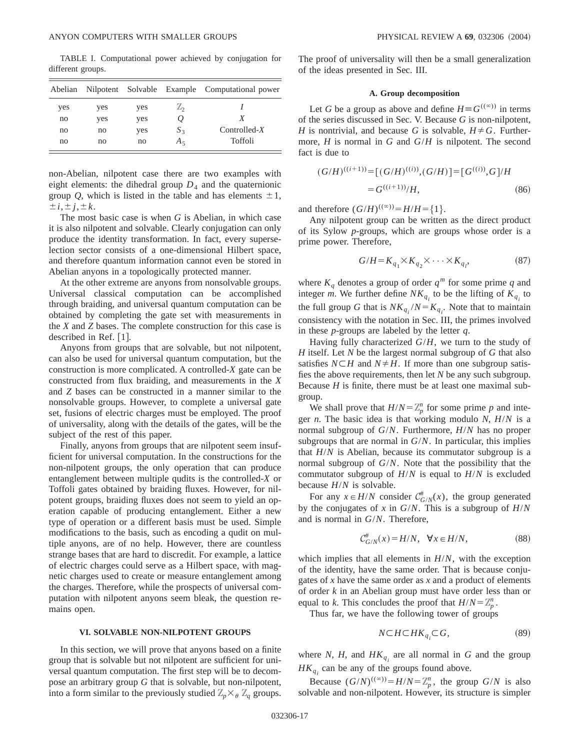TABLE I. Computational power achieved by conjugation for different groups.

| Abelian | Nilpotent | Solvable | Example | Computational power |
|---|---|---|---|---|
| yes | yes | yes | $\mathbb{Z}_2$ | $I$ |
| no | yes | yes | $Q$ | $X$ |
| no | no | yes | $S_3$ | Controlled-$X$ |
| no | no | no | $A_5$ | Toffoli |

non-Abelian, nilpotent case there are two examples with eight elements: the dihedral group $D_4$ and the quaternionic group $Q$, which is listed in the table and has elements $\pm 1, \pm i, \pm j, \pm k$.

The most basic case is when $G$ is Abelian, in which case it is also nilpotent and solvable. Clearly conjugation can only produce the identity transformation. In fact, every superselection sector consists of a one-dimensional Hilbert space, and therefore quantum information cannot even be stored in Abelian anyons in a topologically protected manner.

At the other extreme are anyons from nonsolvable groups. Universal classical computation can be accomplished through braiding, and universal quantum computation can be obtained by completing the gate set with measurements in the $X$ and $Z$ bases. The complete construction for this case is described in Ref. [1].

Anyons from groups that are solvable, but not nilpotent, can also be used for universal quantum computation, but the construction is more complicated. A controlled-$X$ gate can be constructed from flux braiding, and measurements in the $X$ and $Z$ bases can be constructed in a manner similar to the nonsolvable groups. However, to complete a universal gate set, fusions of electric charges must be employed. The proof of universality, along with the details of the gates, will be the subject of the rest of this paper.

Finally, anyons from groups that are nilpotent seem insufficient for universal computation. In the constructions for the non-nilpotent groups, the only operation that can produce entanglement between multiple qudits is the controlled-$X$ or Toffoli gates obtained by braiding fluxes. However, for nilpotent groups, braiding fluxes does not seem to yield an operation capable of producing entanglement. Either a new type of operation or a different basis must be used. Simple modifications to the basis, such as encoding a qudit on multiple anyons, are of no help. However, there are countless strange bases that are hard to discredit. For example, a lattice of electric charges could serve as a Hilbert space, with magnetic charges used to create or measure entanglement among the charges. Therefore, while the prospects of universal computation with nilpotent anyons seem bleak, the question remains open.

## VI. SOLVABLE NON-NILPOTENT GROUPS

In this section, we will prove that anyons based on a finite group that is solvable but not nilpotent are sufficient for universal quantum computation. The first step will be to decompose an arbitrary group $G$ that is solvable, but non-nilpotent, into a form similar to the previously studied $\mathbb{Z}_p \times_\theta \mathbb{Z}_q$ groups. The proof of universality will then be a small generalization of the ideas presented in Sec. III.

### A. Group decomposition

Let $G$ be a group as above and define $H \equiv G^{((\infty))}$ in terms of the series discussed in Sec. V. Because $G$ is non-nilpotent, $H$ is nontrivial, and because $G$ is solvable, $H \neq G$. Furthermore, $H$ is normal in $G$ and $G/H$ is nilpotent. The second fact is due to

$$(G/H)^{((i+1))} = [(G/H)^{((i))},(G/H)] = [G^{((i))},G]/H \\ = G^{((i+1))}/H, \tag{86}$$

and therefore $(G/H)^{((\infty))} = H/H = \{1\}$.

Any nilpotent group can be written as the direct product of its Sylow $p$-groups, which are groups whose order is a prime power. Therefore,

$$G/H = K_{q_1} \times K_{q_2} \times \cdots \times K_{q_l}, \tag{87}$$

where $K_q$ denotes a group of order $q^m$ for some prime $q$ and integer $m$. We further define $NK_{q_i}$ to be the lifting of $K_{q_i}$ to the full group $G$ that is $NK_{q_i}/N = K_{q_i}$. Note that to maintain consistency with the notation in Sec. III, the primes involved in these $p$-groups are labeled by the letter $q$.

Having fully characterized $G/H$, we turn to the study of $H$ itself. Let $N$ be the largest normal subgroup of $G$ that also satisfies $N \subset H$ and $N \neq H$. If more than one subgroup satisfies the above requirements, then let $N$ be any such subgroup. Because $H$ is finite, there must be at least one maximal subgroup.

We shall prove that $H/N = \mathbb{Z}_p^n$ for some prime $p$ and integer $n$. The basic idea is that working modulo $N$, $H/N$ is a normal subgroup of $G/N$. Furthermore, $H/N$ has no proper subgroups that are normal in $G/N$. In particular, this implies that $H/N$ is Abelian, because its commutator subgroup is a normal subgroup of $G/N$. Note that the possibility that the commutator subgroup of $H/N$ is equal to $H/N$ is excluded because $H/N$ is solvable.

For any $x \in H/N$ consider $\mathcal{C}^{\#}_{G/N}(x)$, the group generated by the conjugates of $x$ in $G/N$. This is a subgroup of $H/N$ and is normal in $G/N$. Therefore,

$$\mathcal{C}^{\#}_{G/N}(x) = H/N, \quad \forall x \in H/N, \tag{88}$$

which implies that all elements in $H/N$, with the exception of the identity, have the same order. That is because conjugates of $x$ have the same order as $x$ and a product of elements of order $k$ in an Abelian group must have order less than or equal to $k$. This concludes the proof that $H/N = \mathbb{Z}_p^n$.

Thus far, we have the following tower of groups

$$N \subset H \subset HK_{q_i} \subset G, \tag{89}$$

where $N$, $H$, and $HK_{q_i}$ are all normal in $G$ and the group $HK_{q_i}$ can be any of the groups found above.

Because $(G/N)^{((\infty))} = H/N = \mathbb{Z}_p^n$, the group $G/N$ is also solvable and non-nilpotent. However, its structure is simpler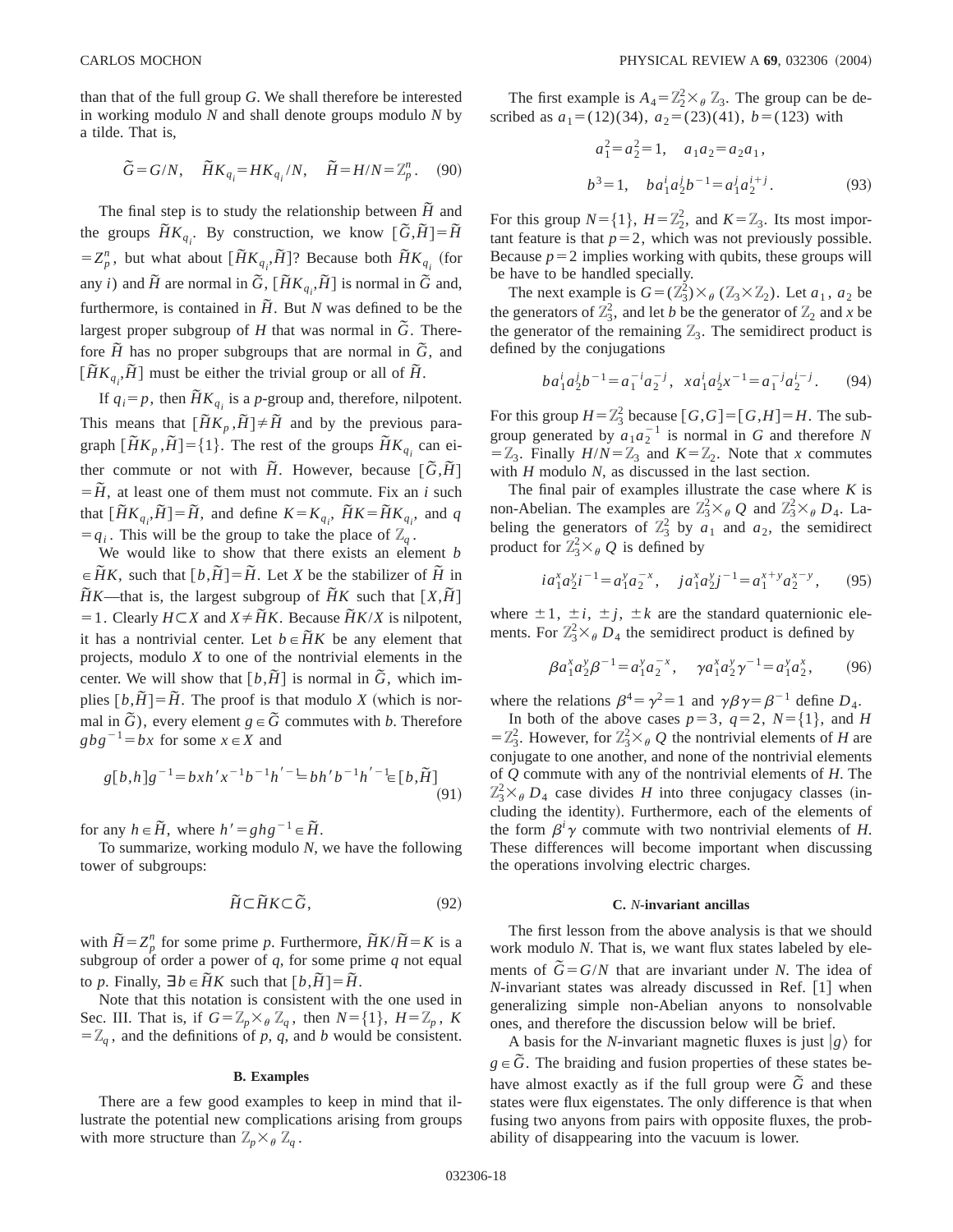than that of the full group $G$. We shall therefore be interested in working modulo $N$ and shall denote groups modulo $N$ by a tilde. That is,

$$\tilde{G}=G/N, \quad \widetilde{HK}_{q_i}=HK_{q_i}/N, \quad \tilde{H}=H/N=\mathbb{Z}_p^n. \tag{90}$$

The final step is to study the relationship between $\tilde{H}$ and the groups $\widetilde{HK}_{q_i}$. By construction, we know $[\tilde{G},\tilde{H}]=\tilde{H}=Z_p^n$, but what about $[\widetilde{HK}_{q_i},\tilde{H}]$? Because both $\widetilde{HK}_{q_i}$ (for any $i$) and $\tilde{H}$ are normal in $\tilde{G}$, $[\widetilde{HK}_{q_i},\tilde{H}]$ is normal in $\tilde{G}$ and, furthermore, is contained in $\tilde{H}$. But $N$ was defined to be the largest proper subgroup of $H$ that was normal in $\tilde{G}$. Therefore $\tilde{H}$ has no proper subgroups that are normal in $\tilde{G}$, and $[\widetilde{HK}_{q_i},\tilde{H}]$ must be either the trivial group or all of $\tilde{H}$.

If $q_i=p$, then $\widetilde{HK}_{q_i}$ is a $p$-group and, therefore, nilpotent. This means that $[\widetilde{HK}_p,\tilde{H}]\neq\tilde{H}$ and by the previous paragraph $[\widetilde{HK}_p,\tilde{H}]=\{1\}$. The rest of the groups $\widetilde{HK}_{q_i}$ can either commute or not with $\tilde{H}$. However, because $[\tilde{G},\tilde{H}]=\tilde{H}$, at least one of them must not commute. Fix an $i$ such that $[\widetilde{HK}_{q_i},\tilde{H}]=\tilde{H}$, and define $K=K_{q_i}$, $\widetilde{HK}=\widetilde{HK}_{q_i}$, and $q=q_i$. This will be the group to take the place of $\mathbb{Z}_q$.

We would like to show that there exists an element $b\in\widetilde{HK}$, such that $[b,\tilde{H}]=\tilde{H}$. Let $X$ be the stabilizer of $\tilde{H}$ in $\widetilde{HK}$—that is, the largest subgroup of $\widetilde{HK}$ such that $[X,\tilde{H}]=1$. Clearly $H\subset X$ and $X\neq\widetilde{HK}$. Because $\widetilde{HK}/X$ is nilpotent, it has a nontrivial center. Let $b\in\widetilde{HK}$ be any element that projects, modulo $X$ to one of the nontrivial elements in the center. We will show that $[b,\tilde{H}]$ is normal in $\tilde{G}$, which implies $[b,\tilde{H}]=\tilde{H}$. The proof is that modulo $X$ (which is normal in $\tilde{G}$), every element $g\in\tilde{G}$ commutes with $b$. Therefore $gbg^{-1}=bx$ for some $x\in X$ and

$$g[b,h]g^{-1}=bxh'x^{-1}b^{-1}h'^{-1}=bh'b^{-1}h'^{-1}\in[b,\tilde{H}] \tag{91}$$

for any $h\in\tilde{H}$, where $h'=ghg^{-1}\in\tilde{H}$.

To summarize, working modulo $N$, we have the following tower of subgroups:

$$\tilde{H}\subset\widetilde{HK}\subset\tilde{G}, \tag{92}$$

with $\tilde{H}=Z_p^n$ for some prime $p$. Furthermore, $\widetilde{HK}/\tilde{H}=K$ is a subgroup of order a power of $q$, for some prime $q$ not equal to $p$. Finally, $\exists b\in\widetilde{HK}$ such that $[b,\tilde{H}]=\tilde{H}$.

Note that this notation is consistent with the one used in Sec. III. That is, if $G=\mathbb{Z}_p\times_\theta\mathbb{Z}_q$, then $N=\{1\}$, $H=\mathbb{Z}_p$, $K=\mathbb{Z}_q$, and the definitions of $p$, $q$, and $b$ would be consistent.

### B. Examples

There are a few good examples to keep in mind that illustrate the potential new complications arising from groups with more structure than $\mathbb{Z}_p\times_\theta\mathbb{Z}_q$.

The first example is $A_4=\mathbb{Z}_2^2\times_\theta\mathbb{Z}_3$. The group can be described as $a_1=(12)(34)$, $a_2=(23)(41)$, $b=(123)$ with

$$a_1^2=a_2^2=1, \quad a_1a_2=a_2a_1,$$
$$b^3=1, \quad ba_1^ia_2^jb^{-1}=a_1^ja_2^{i+j}. \tag{93}$$

For this group $N=\{1\}$, $H=\mathbb{Z}_2^2$, and $K=\mathbb{Z}_3$. Its most important feature is that $p=2$, which was not previously possible. Because $p=2$ implies working with qubits, these groups will be have to be handled specially.

The next example is $G=(\mathbb{Z}_3^2)\times_\theta(\mathbb{Z}_3\times\mathbb{Z}_2)$. Let $a_1$, $a_2$ be the generators of $\mathbb{Z}_3^2$, and let $b$ be the generator of $\mathbb{Z}_2$ and $x$ be the generator of the remaining $\mathbb{Z}_3$. The semidirect product is defined by the conjugations

$$ba_1^ia_2^jb^{-1}=a_1^{-i}a_2^{-j}, \quad xa_1^ia_2^jx^{-1}=a_1^{-j}a_2^{i-j}. \tag{94}$$

For this group $H=\mathbb{Z}_3^2$ because $[G,G]=[G,H]=H$. The subgroup generated by $a_1a_2^{-1}$ is normal in $G$ and therefore $N=\mathbb{Z}_3$. Finally $H/N=\mathbb{Z}_3$ and $K=\mathbb{Z}_2$. Note that $x$ commutes with $H$ modulo $N$, as discussed in the last section.

The final pair of examples illustrate the case where $K$ is non-Abelian. The examples are $\mathbb{Z}_3^2\times_\theta Q$ and $\mathbb{Z}_3^2\times_\theta D_4$. Labeling the generators of $\mathbb{Z}_3^2$ by $a_1$ and $a_2$, the semidirect product for $\mathbb{Z}_3^2\times_\theta Q$ is defined by

$$ia_1^xa_2^yi^{-1}=a_1^ya_2^{-x}, \quad ja_1^xa_2^yj^{-1}=a_1^{x+y}a_2^{x-y}, \tag{95}$$

where $\pm1$, $\pm i$, $\pm j$, $\pm k$ are the standard quaternionic elements. For $\mathbb{Z}_3^2\times_\theta D_4$ the semidirect product is defined by

$$\beta a_1^xa_2^y\beta^{-1}=a_1^ya_2^{-x}, \quad \gamma a_1^xa_2^y\gamma^{-1}=a_1^ya_2^x, \tag{96}$$

where the relations $\beta^4=\gamma^2=1$ and $\gamma\beta\gamma=\beta^{-1}$ define $D_4$.

In both of the above cases $p=3$, $q=2$, $N=\{1\}$, and $H=\mathbb{Z}_3^2$. However, for $\mathbb{Z}_3^2\times_\theta Q$ the nontrivial elements of $H$ are conjugate to one another, and none of the nontrivial elements of $Q$ commute with any of the nontrivial elements of $H$. The $\mathbb{Z}_3^2\times_\theta D_4$ case divides $H$ into three conjugacy classes (including the identity). Furthermore, each of the elements of the form $\beta^i\gamma$ commute with two nontrivial elements of $H$. These differences will become important when discussing the operations involving electric charges.

### C. $N$-invariant ancillas

The first lesson from the above analysis is that we should work modulo $N$. That is, we want flux states labeled by elements of $\tilde{G}=G/N$ that are invariant under $N$. The idea of $N$-invariant states was already discussed in Ref. [1] when generalizing simple non-Abelian anyons to nonsolvable ones, and therefore the discussion below will be brief.

A basis for the $N$-invariant magnetic fluxes is just $|g\rangle$ for $g\in\tilde{G}$. The braiding and fusion properties of these states behave almost exactly as if the full group were $\tilde{G}$ and these states were flux eigenstates. The only difference is that when fusing two anyons from pairs with opposite fluxes, the probability of disappearing into the vacuum is lower.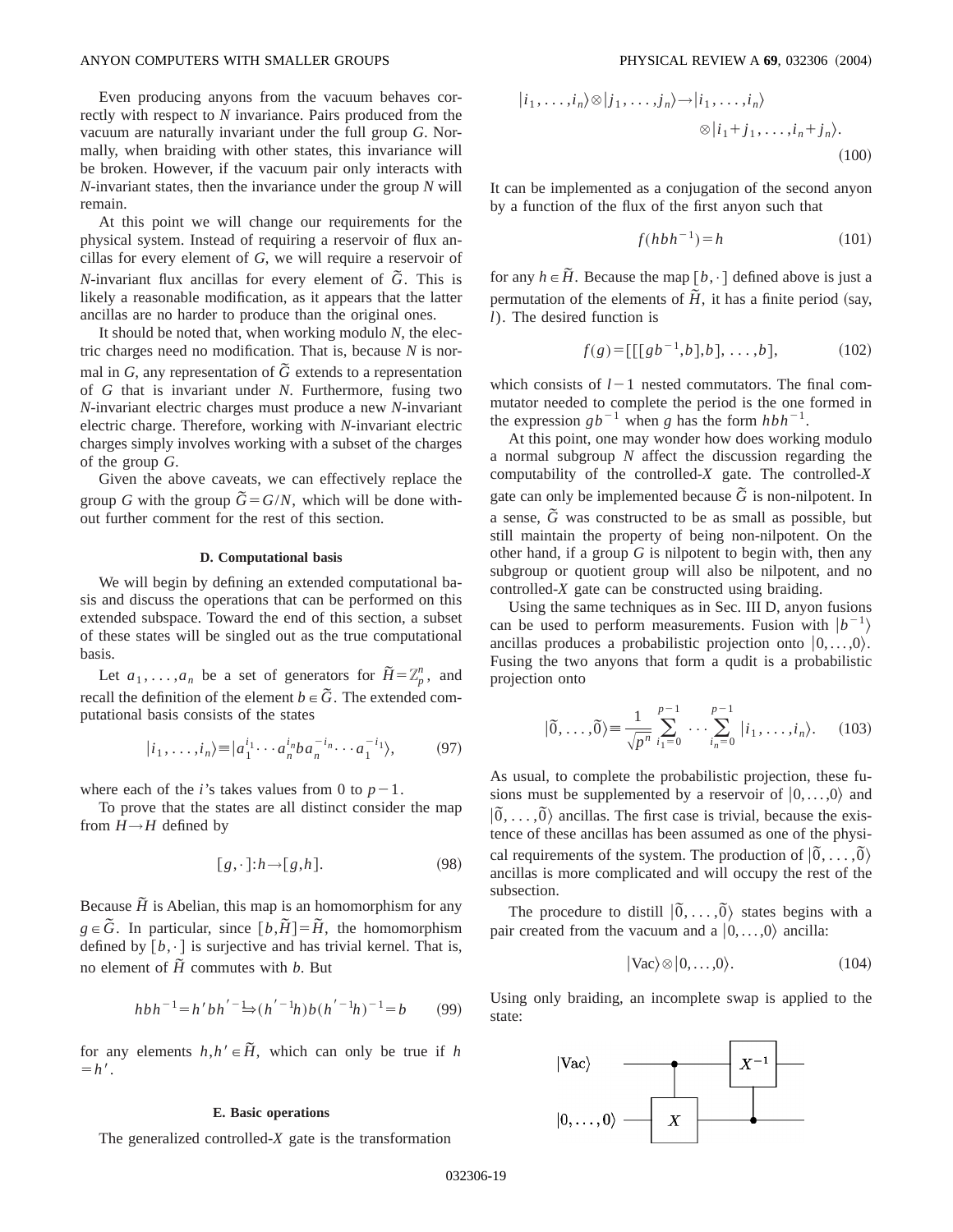Even producing anyons from the vacuum behaves correctly with respect to $N$ invariance. Pairs produced from the vacuum are naturally invariant under the full group $G$. Normally, when braiding with other states, this invariance will be broken. However, if the vacuum pair only interacts with $N$-invariant states, then the invariance under the group $N$ will remain.

At this point we will change our requirements for the physical system. Instead of requiring a reservoir of flux ancillas for every element of $G$, we will require a reservoir of $N$-invariant flux ancillas for every element of $\tilde{G}$. This is likely a reasonable modification, as it appears that the latter ancillas are no harder to produce than the original ones.

It should be noted that, when working modulo $N$, the electric charges need no modification. That is, because $N$ is normal in $G$, any representation of $\tilde{G}$ extends to a representation of $G$ that is invariant under $N$. Furthermore, fusing two $N$-invariant electric charges must produce a new $N$-invariant electric charge. Therefore, working with $N$-invariant electric charges simply involves working with a subset of the charges of the group $G$.

Given the above caveats, we can effectively replace the group $G$ with the group $\tilde{G}=G/N$, which will be done without further comment for the rest of this section.

### D. Computational basis

We will begin by defining an extended computational basis and discuss the operations that can be performed on this extended subspace. Toward the end of this section, a subset of these states will be singled out as the true computational basis.

Let $a_1,\ldots,a_n$ be a set of generators for $\tilde{H}=\mathbb{Z}_p^n$, and recall the definition of the element $b\in\tilde{G}$. The extended computational basis consists of the states

$$|i_1,\ldots,i_n\rangle \equiv |a_1^{i_1}\cdots a_n^{i_n} b a_n^{-i_n}\cdots a_1^{-i_1}\rangle, \tag{97}$$

where each of the $i$'s takes values from 0 to $p-1$.

To prove that the states are all distinct consider the map from $H\rightarrow H$ defined by

$$[g,\cdot]:h\rightarrow[g,h]. \tag{98}$$

Because $\tilde{H}$ is Abelian, this map is an homomorphism for any $g\in\tilde{G}$. In particular, since $[b,\tilde{H}]=\tilde{H}$, the homomorphism defined by $[b,\cdot]$ is surjective and has trivial kernel. That is, no element of $\tilde{H}$ commutes with $b$. But

$$hbh^{-1}=h'bh'^{-1}\Rightarrow(h'^{-1}h)b(h'^{-1}h)^{-1}=b \tag{99}$$

for any elements $h,h'\in\tilde{H}$, which can only be true if $h=h'$.

### E. Basic operations

The generalized controlled-$X$ gate is the transformation

$$|i_1,\ldots,i_n\rangle\otimes|j_1,\ldots,j_n\rangle\rightarrow|i_1,\ldots,i_n\rangle \otimes|i_1+j_1,\ldots,i_n+j_n\rangle. \tag{100}$$

It can be implemented as a conjugation of the second anyon by a function of the flux of the first anyon such that

$$f(hbh^{-1})=h \tag{101}$$

for any $h\in\tilde{H}$. Because the map $[b,\cdot]$ defined above is just a permutation of the elements of $\tilde{H}$, it has a finite period (say, $l$). The desired function is

$$f(g)=[[[gb^{-1},b],b],\ldots,b], \tag{102}$$

which consists of $l-1$ nested commutators. The final commutator needed to complete the period is the one formed in the expression $gb^{-1}$ when $g$ has the form $hbh^{-1}$.

At this point, one may wonder how does working modulo a normal subgroup $N$ affect the discussion regarding the computability of the controlled-$X$ gate. The controlled-$X$ gate can only be implemented because $\tilde{G}$ is non-nilpotent. In a sense, $\tilde{G}$ was constructed to be as small as possible, but still maintain the property of being non-nilpotent. On the other hand, if a group $G$ is nilpotent to begin with, then any subgroup or quotient group will also be nilpotent, and no controlled-$X$ gate can be constructed using braiding.

Using the same techniques as in Sec. III D, anyon fusions can be used to perform measurements. Fusion with $|b^{-1}\rangle$ ancillas produces a probabilistic projection onto $|0,\ldots,0\rangle$. Fusing the two anyons that form a qudit is a probabilistic projection onto

$$|\tilde{0},\ldots,\tilde{0}\rangle\equiv\frac{1}{\sqrt{p^n}}\sum_{i_1=0}^{p-1}\cdots\sum_{i_n=0}^{p-1}|i_1,\ldots,i_n\rangle. \tag{103}$$

As usual, to complete the probabilistic projection, these fusions must be supplemented by a reservoir of $|0,\ldots,0\rangle$ and $|\tilde{0},\ldots,\tilde{0}\rangle$ ancillas. The first case is trivial, because the existence of these ancillas has been assumed as one of the physical requirements of the system. The production of $|\tilde{0},\ldots,\tilde{0}\rangle$ ancillas is more complicated and will occupy the rest of the subsection.

The procedure to distill $|\tilde{0},\ldots,\tilde{0}\rangle$ states begins with a pair created from the vacuum and a $|0,\ldots,0\rangle$ ancilla:

$$|\text{Vac}\rangle\otimes|0,\ldots,0\rangle. \tag{104}$$

Using only braiding, an incomplete swap is applied to the state:

|Vac⟩
|0, . . . , 0⟩
X
X⁻¹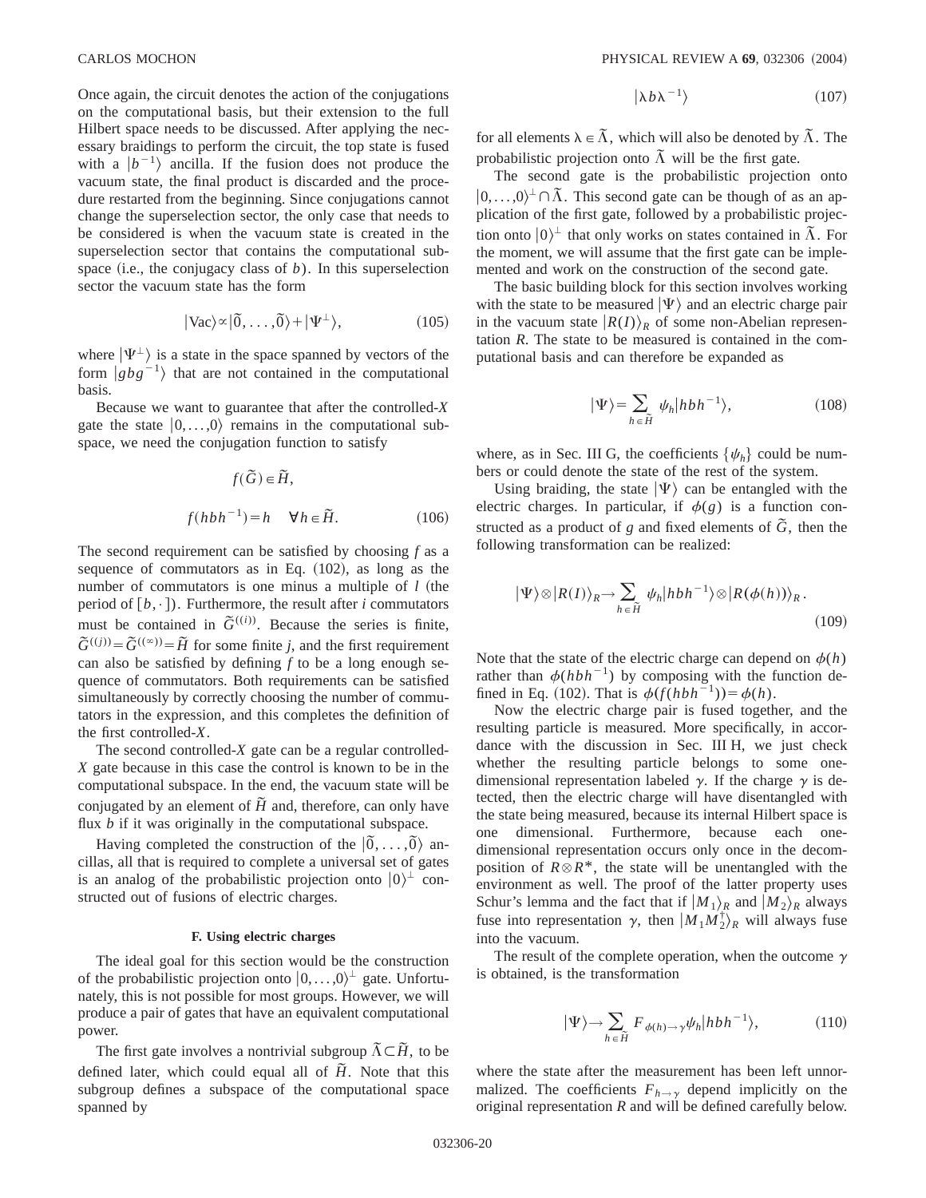Once again, the circuit denotes the action of the conjugations on the computational basis, but their extension to the full Hilbert space needs to be discussed. After applying the necessary braidings to perform the circuit, the top state is fused with a $|b^{-1}\rangle$ ancilla. If the fusion does not produce the vacuum state, the final product is discarded and the procedure restarted from the beginning. Since conjugations cannot change the superselection sector, the only case that needs to be considered is when the vacuum state is created in the superselection sector that contains the computational subspace (i.e., the conjugacy class of $b$). In this superselection sector the vacuum state has the form

$$|\mathrm{Vac}\rangle \propto |\tilde{0},\ldots,\tilde{0}\rangle + |\Psi^{\perp}\rangle, \tag{105}$$

where $|\Psi^{\perp}\rangle$ is a state in the space spanned by vectors of the form $|gbg^{-1}\rangle$ that are not contained in the computational basis.

Because we want to guarantee that after the controlled-$X$ gate the state $|0,\ldots,0\rangle$ remains in the computational subspace, we need the conjugation function to satisfy

$$f(\tilde{G}) \in \tilde{H},$$

$$f(hbh^{-1}) = h \quad \forall h \in \tilde{H}. \tag{106}$$

The second requirement can be satisfied by choosing $f$ as a sequence of commutators as in Eq. (102), as long as the number of commutators is one minus a multiple of $l$ (the period of $[b,\cdot]$). Furthermore, the result after $i$ commutators must be contained in $\tilde{G}^{((i))}$. Because the series is finite, $\tilde{G}^{((j))} = \tilde{G}^{((\infty))} = \tilde{H}$ for some finite $j$, and the first requirement can also be satisfied by defining $f$ to be a long enough sequence of commutators. Both requirements can be satisfied simultaneously by correctly choosing the number of commutators in the expression, and this completes the definition of the first controlled-$X$.

The second controlled-$X$ gate can be a regular controlled-$X$ gate because in this case the control is known to be in the computational subspace. In the end, the vacuum state will be conjugated by an element of $\tilde{H}$ and, therefore, can only have flux $b$ if it was originally in the computational subspace.

Having completed the construction of the $|\tilde{0},\ldots,\tilde{0}\rangle$ ancillas, all that is required to complete a universal set of gates is an analog of the probabilistic projection onto $|0\rangle^{\perp}$ constructed out of fusions of electric charges.

### F. Using electric charges

The ideal goal for this section would be the construction of the probabilistic projection onto $|0,\ldots,0\rangle^{\perp}$ gate. Unfortunately, this is not possible for most groups. However, we will produce a pair of gates that have an equivalent computational power.

The first gate involves a nontrivial subgroup $\tilde{\Lambda} \subset \tilde{H}$, to be defined later, which could equal all of $\tilde{H}$. Note that this subgroup defines a subspace of the computational space spanned by

$$|\lambda b \lambda^{-1}\rangle \tag{107}$$

for all elements $\lambda \in \tilde{\Lambda}$, which will also be denoted by $\tilde{\Lambda}$. The probabilistic projection onto $\tilde{\Lambda}$ will be the first gate.

The second gate is the probabilistic projection onto $|0,\ldots,0\rangle^{\perp} \cap \tilde{\Lambda}$. This second gate can be though of as an application of the first gate, followed by a probabilistic projection onto $|0\rangle^{\perp}$ that only works on states contained in $\tilde{\Lambda}$. For the moment, we will assume that the first gate can be implemented and work on the construction of the second gate.

The basic building block for this section involves working with the state to be measured $|\Psi\rangle$ and an electric charge pair in the vacuum state $|R(I)\rangle_R$ of some non-Abelian representation $R$. The state to be measured is contained in the computational basis and can therefore be expanded as

$$|\Psi\rangle = \sum_{h \in \tilde{H}} \psi_h |hbh^{-1}\rangle, \tag{108}$$

where, as in Sec. III G, the coefficients $\{\psi_h\}$ could be numbers or could denote the state of the rest of the system.

Using braiding, the state $|\Psi\rangle$ can be entangled with the electric charges. In particular, if $\phi(g)$ is a function constructed as a product of $g$ and fixed elements of $\tilde{G}$, then the following transformation can be realized:

$$|\Psi\rangle \otimes |R(I)\rangle_R \rightarrow \sum_{h \in \tilde{H}} \psi_h |hbh^{-1}\rangle \otimes |R(\phi(h))\rangle_R. \tag{109}$$

Note that the state of the electric charge can depend on $\phi(h)$ rather than $\phi(hbh^{-1})$ by composing with the function defined in Eq. (102). That is $\phi(f(hbh^{-1})) = \phi(h)$.

Now the electric charge pair is fused together, and the resulting particle is measured. More specifically, in accordance with the discussion in Sec. III H, we just check whether the resulting particle belongs to some one-dimensional representation labeled $\gamma$. If the charge $\gamma$ is detected, then the electric charge will have disentangled with the state being measured, because its internal Hilbert space is one dimensional. Furthermore, because each one-dimensional representation occurs only once in the decomposition of $R \otimes R^{*}$, the state will be unentangled with the environment as well. The proof of the latter property uses Schur's lemma and the fact that if $|M_1\rangle_R$ and $|M_2\rangle_R$ always fuse into representation $\gamma$, then $|M_1 M_2^{\dagger}\rangle_R$ will always fuse into the vacuum.

The result of the complete operation, when the outcome $\gamma$ is obtained, is the transformation

$$|\Psi\rangle \rightarrow \sum_{h \in \tilde{H}} F_{\phi(h)\rightarrow\gamma} \psi_h |hbh^{-1}\rangle, \tag{110}$$

where the state after the measurement has been left unnormalized. The coefficients $F_{h\rightarrow\gamma}$ depend implicitly on the original representation $R$ and will be defined carefully below.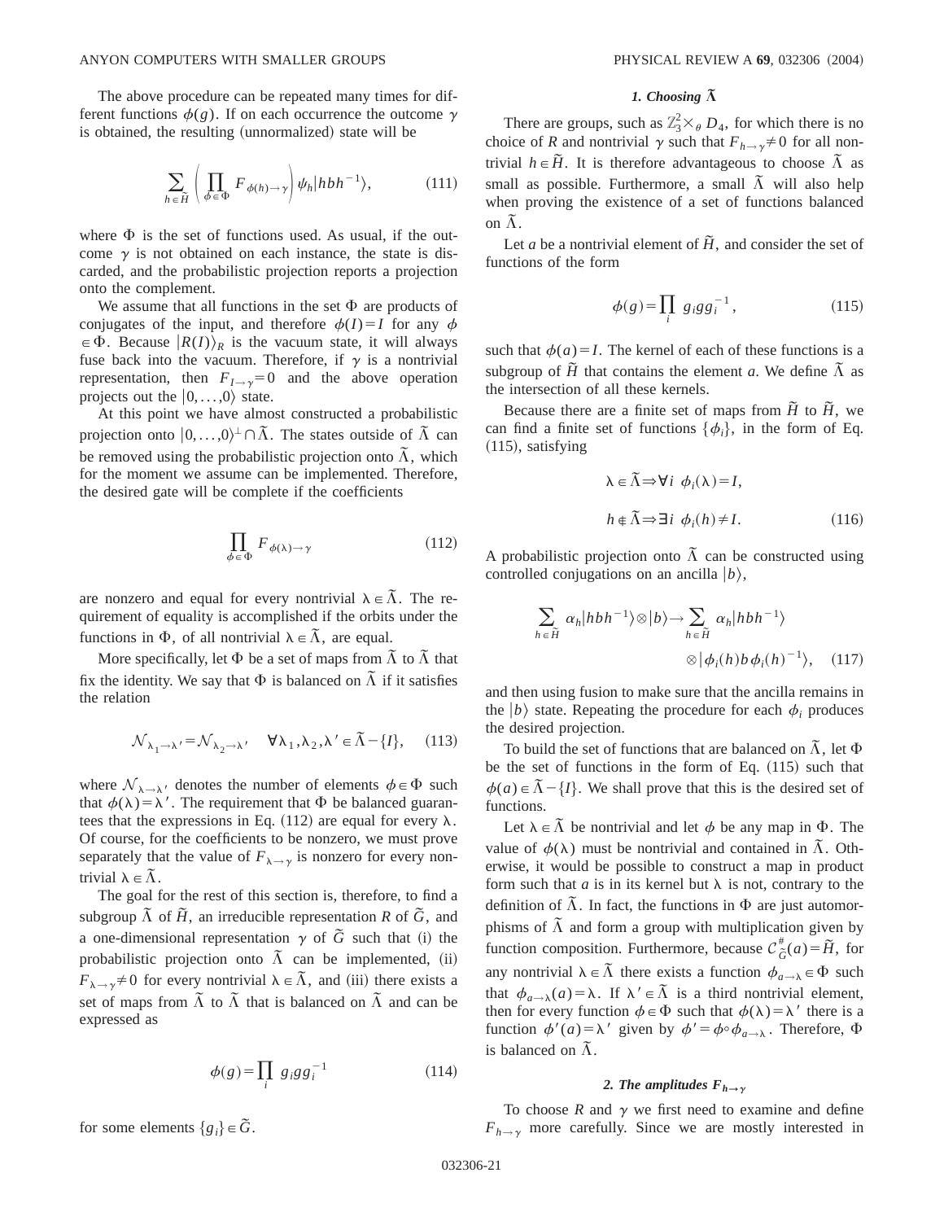The above procedure can be repeated many times for different functions $\phi(g)$. If on each occurrence the outcome $\gamma$ is obtained, the resulting (unnormalized) state will be

$$\sum_{h\in\tilde{H}}\left(\prod_{\phi\in\Phi}F_{\phi(h)\rightarrow\gamma}\right)\psi_h|hbh^{-1}\rangle, \tag{111}$$

where $\Phi$ is the set of functions used. As usual, if the outcome $\gamma$ is not obtained on each instance, the state is discarded, and the probabilistic projection reports a projection onto the complement.

We assume that all functions in the set $\Phi$ are products of conjugates of the input, and therefore $\phi(I)=I$ for any $\phi\in\Phi$. Because $|R(I)\rangle_R$ is the vacuum state, it will always fuse back into the vacuum. Therefore, if $\gamma$ is a nontrivial representation, then $F_{I\rightarrow\gamma}=0$ and the above operation projects out the $|0,\ldots,0\rangle$ state.

At this point we have almost constructed a probabilistic projection onto $|0,\ldots,0\rangle^{\perp}\cap\tilde{\Lambda}$. The states outside of $\tilde{\Lambda}$ can be removed using the probabilistic projection onto $\tilde{\Lambda}$, which for the moment we assume can be implemented. Therefore, the desired gate will be complete if the coefficients

$$\prod_{\phi\in\Phi}F_{\phi(\lambda)\rightarrow\gamma} \tag{112}$$

are nonzero and equal for every nontrivial $\lambda\in\tilde{\Lambda}$. The requirement of equality is accomplished if the orbits under the functions in $\Phi$, of all nontrivial $\lambda\in\tilde{\Lambda}$, are equal.

More specifically, let $\Phi$ be a set of maps from $\tilde{\Lambda}$ to $\tilde{\Lambda}$ that fix the identity. We say that $\Phi$ is balanced on $\tilde{\Lambda}$ if it satisfies the relation

$$\mathcal{N}_{\lambda_1\rightarrow\lambda'}=\mathcal{N}_{\lambda_2\rightarrow\lambda'}\quad\forall\lambda_1,\lambda_2,\lambda'\in\tilde{\Lambda}-\{I\}, \tag{113}$$

where $\mathcal{N}_{\lambda\rightarrow\lambda'}$ denotes the number of elements $\phi\in\Phi$ such that $\phi(\lambda)=\lambda'$. The requirement that $\Phi$ be balanced guarantees that the expressions in Eq. (112) are equal for every $\lambda$. Of course, for the coefficients to be nonzero, we must prove separately that the value of $F_{\lambda\rightarrow\gamma}$ is nonzero for every nontrivial $\lambda\in\tilde{\Lambda}$.

The goal for the rest of this section is, therefore, to find a subgroup $\tilde{\Lambda}$ of $\tilde{H}$, an irreducible representation $R$ of $\tilde{G}$, and a one-dimensional representation $\gamma$ of $\tilde{G}$ such that (i) the probabilistic projection onto $\tilde{\Lambda}$ can be implemented, (ii) $F_{\lambda\rightarrow\gamma}\neq0$ for every nontrivial $\lambda\in\tilde{\Lambda}$, and (iii) there exists a set of maps from $\tilde{\Lambda}$ to $\tilde{\Lambda}$ that is balanced on $\tilde{\Lambda}$ and can be expressed as

$$\phi(g)=\prod_i g_i g g_i^{-1} \tag{114}$$

for some elements $\{g_i\}\in\tilde{G}$.

#### 1. Choosing $\tilde{\Lambda}$

There are groups, such as $\mathbb{Z}_3^2\times_\theta D_4$, for which there is no choice of $R$ and nontrivial $\gamma$ such that $F_{h\rightarrow\gamma}\neq0$ for all nontrivial $h\in\tilde{H}$. It is therefore advantageous to choose $\tilde{\Lambda}$ as small as possible. Furthermore, a small $\tilde{\Lambda}$ will also help when proving the existence of a set of functions balanced on $\tilde{\Lambda}$.

Let $a$ be a nontrivial element of $\tilde{H}$, and consider the set of functions of the form

$$\phi(g)=\prod_i g_i g g_i^{-1}, \tag{115}$$

such that $\phi(a)=I$. The kernel of each of these functions is a subgroup of $\tilde{H}$ that contains the element $a$. We define $\tilde{\Lambda}$ as the intersection of all these kernels.

Because there are a finite set of maps from $\tilde{H}$ to $\tilde{H}$, we can find a finite set of functions $\{\phi_i\}$, in the form of Eq. (115), satisfying

$$\lambda\in\tilde{\Lambda}\Rightarrow\forall i\;\;\phi_i(\lambda)=I,$$

$$h\notin\tilde{\Lambda}\Rightarrow\exists i\;\;\phi_i(h)\neq I. \tag{116}$$

A probabilistic projection onto $\tilde{\Lambda}$ can be constructed using controlled conjugations on an ancilla $|b\rangle$,

$$\sum_{h\in\tilde{H}}\alpha_h|hbh^{-1}\rangle\otimes|b\rangle\rightarrow\sum_{h\in\tilde{H}}\alpha_h|hbh^{-1}\rangle\otimes|\phi_i(h)b\phi_i(h)^{-1}\rangle, \tag{117}$$

and then using fusion to make sure that the ancilla remains in the $|b\rangle$ state. Repeating the procedure for each $\phi_i$ produces the desired projection.

To build the set of functions that are balanced on $\tilde{\Lambda}$, let $\Phi$ be the set of functions in the form of Eq. (115) such that $\phi(a)\in\tilde{\Lambda}-\{I\}$. We shall prove that this is the desired set of functions.

Let $\lambda\in\tilde{\Lambda}$ be nontrivial and let $\phi$ be any map in $\Phi$. The value of $\phi(\lambda)$ must be nontrivial and contained in $\tilde{\Lambda}$. Otherwise, it would be possible to construct a map in product form such that $a$ is in its kernel but $\lambda$ is not, contrary to the definition of $\tilde{\Lambda}$. In fact, the functions in $\Phi$ are just automorphisms of $\tilde{\Lambda}$ and form a group with multiplication given by function composition. Furthermore, because $\mathcal{C}^{\#}_{\tilde{G}}(a)=\tilde{H}$, for any nontrivial $\lambda\in\tilde{\Lambda}$ there exists a function $\phi_{a\rightarrow\lambda}\in\Phi$ such that $\phi_{a\rightarrow\lambda}(a)=\lambda$. If $\lambda'\in\tilde{\Lambda}$ is a third nontrivial element, then for every function $\phi\in\Phi$ such that $\phi(\lambda)=\lambda'$ there is a function $\phi'(a)=\lambda'$ given by $\phi'=\phi\circ\phi_{a\rightarrow\lambda}$. Therefore, $\Phi$ is balanced on $\tilde{\Lambda}$.

#### 2. The amplitudes $F_{h\rightarrow\gamma}$

To choose $R$ and $\gamma$ we first need to examine and define $F_{h\rightarrow\gamma}$ more carefully. Since we are mostly interested in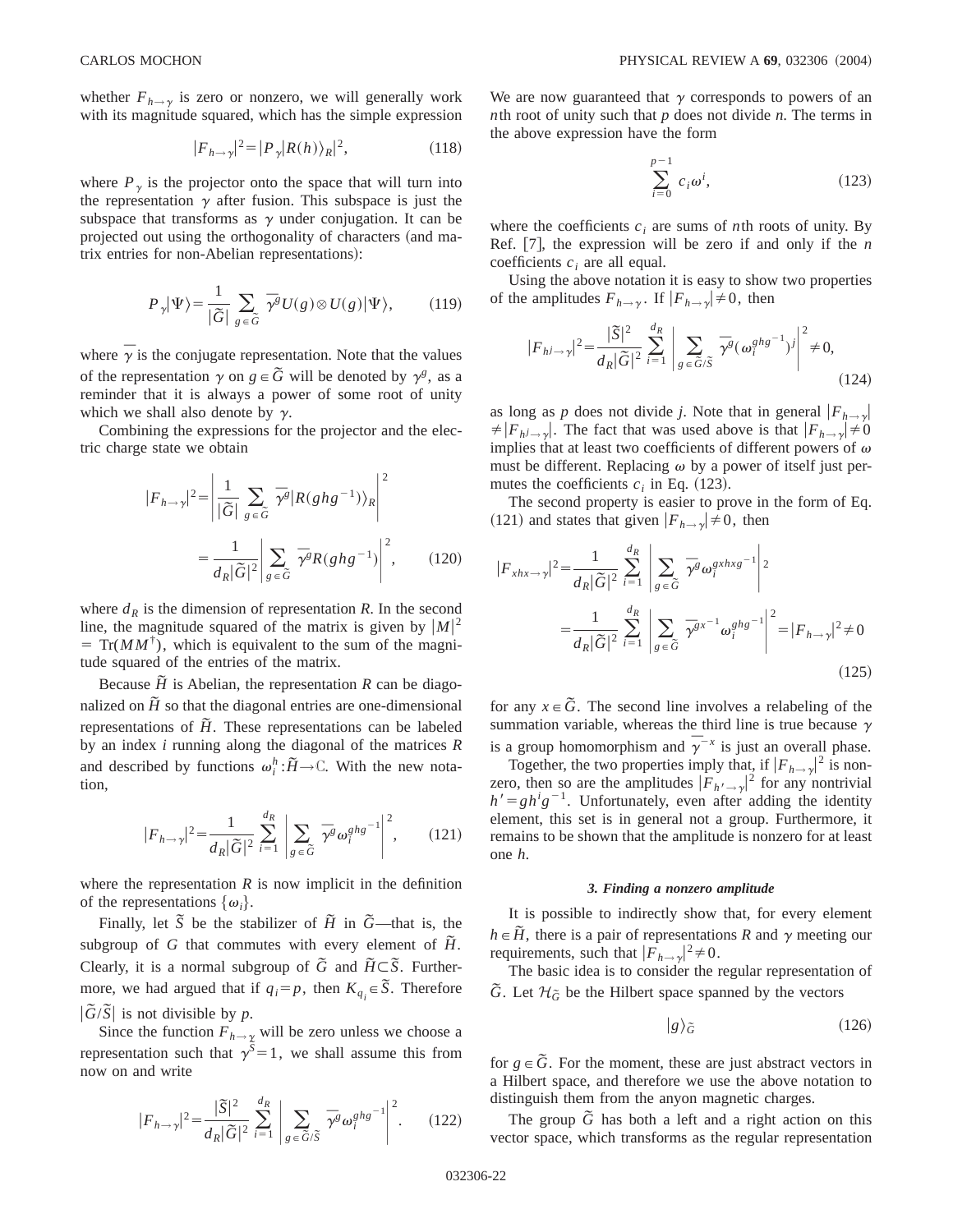whether $F_{h\to\gamma}$ is zero or nonzero, we will generally work with its magnitude squared, which has the simple expression

$$|F_{h\to\gamma}|^2 = |P_\gamma|R(h)\rangle_R|^2, \tag{118}$$

where $P_\gamma$ is the projector onto the space that will turn into the representation $\gamma$ after fusion. This subspace is just the subspace that transforms as $\gamma$ under conjugation. It can be projected out using the orthogonality of characters (and matrix entries for non-Abelian representations):

$$P_\gamma|\Psi\rangle = \frac{1}{|\tilde{G}|}\sum_{g\in\tilde{G}} \bar{\gamma}^g U(g)\otimes U(g)|\Psi\rangle, \tag{119}$$

where $\bar{\gamma}$ is the conjugate representation. Note that the values of the representation $\gamma$ on $g\in\tilde{G}$ will be denoted by $\gamma^g$, as a reminder that it is always a power of some root of unity which we shall also denote by $\gamma$.

Combining the expressions for the projector and the electric charge state we obtain

$$\begin{aligned}|F_{h\to\gamma}|^2 &= \left|\frac{1}{|\tilde{G}|}\sum_{g\in\tilde{G}} \bar{\gamma}^g |R(ghg^{-1})\rangle_R\right|^2\\ &= \frac{1}{d_R|\tilde{G}|^2}\left|\sum_{g\in\tilde{G}} \bar{\gamma}^g R(ghg^{-1})\right|^2, \end{aligned}\tag{120}$$

where $d_R$ is the dimension of representation $R$. In the second line, the magnitude squared of the matrix is given by $|M|^2 = \mathrm{Tr}(MM^\dagger)$, which is equivalent to the sum of the magnitude squared of the entries of the matrix.

Because $\tilde{H}$ is Abelian, the representation $R$ can be diagonalized on $\tilde{H}$ so that the diagonal entries are one-dimensional representations of $\tilde{H}$. These representations can be labeled by an index $i$ running along the diagonal of the matrices $R$ and described by functions $\omega_i^h:\tilde{H}\to\mathbb{C}$. With the new notation,

$$|F_{h\to\gamma}|^2 = \frac{1}{d_R|\tilde{G}|^2}\sum_{i=1}^{d_R}\left|\sum_{g\in\tilde{G}}\bar{\gamma}^g\omega_i^{ghg^{-1}}\right|^2, \tag{121}$$

where the representation $R$ is now implicit in the definition of the representations $\{\omega_i\}$.

Finally, let $\tilde{S}$ be the stabilizer of $\tilde{H}$ in $\tilde{G}$—that is, the subgroup of $G$ that commutes with every element of $\tilde{H}$. Clearly, it is a normal subgroup of $\tilde{G}$ and $\tilde{H}\subset\tilde{S}$. Furthermore, we had argued that if $q_i = p$, then $K_{q_i}\in\tilde{S}$. Therefore $|\tilde{G}/\tilde{S}|$ is not divisible by $p$.

Since the function $F_{h\to\gamma}$ will be zero unless we choose a representation such that $\gamma^{\tilde{S}} = 1$, we shall assume this from now on and write

$$|F_{h\to\gamma}|^2 = \frac{|\tilde{S}|^2}{d_R|\tilde{G}|^2}\sum_{i=1}^{d_R}\left|\sum_{g\in\tilde{G}/\tilde{S}}\bar{\gamma}^g\omega_i^{ghg^{-1}}\right|^2. \tag{122}$$

We are now guaranteed that $\gamma$ corresponds to powers of an $n$th root of unity such that $p$ does not divide $n$. The terms in the above expression have the form

$$\sum_{i=0}^{p-1} c_i\omega^i, \tag{123}$$

where the coefficients $c_i$ are sums of $n$th roots of unity. By Ref. [7], the expression will be zero if and only if the $n$ coefficients $c_i$ are all equal.

Using the above notation it is easy to show two properties of the amplitudes $F_{h\to\gamma}$. If $|F_{h\to\gamma}|\neq 0$, then

$$|F_{h^j\to\gamma}|^2 = \frac{|\tilde{S}|^2}{d_R|\tilde{G}|^2}\sum_{i=1}^{d_R}\left|\sum_{g\in\tilde{G}/\tilde{S}}\bar{\gamma}^g(\omega_i^{ghg^{-1}})^j\right|^2\neq 0, \tag{124}$$

as long as $p$ does not divide $j$. Note that in general $|F_{h\to\gamma}|\neq|F_{h^j\to\gamma}|$. The fact that was used above is that $|F_{h\to\gamma}|\neq 0$ implies that at least two coefficients of different powers of $\omega$ must be different. Replacing $\omega$ by a power of itself just permutes the coefficients $c_i$ in Eq. (123).

The second property is easier to prove in the form of Eq. (121) and states that given $|F_{h\to\gamma}|\neq 0$, then

$$\begin{aligned}|F_{xhx\to\gamma}|^2 &= \frac{1}{d_R|\tilde{G}|^2}\sum_{i=1}^{d_R}\left|\sum_{g\in\tilde{G}}\bar{\gamma}^g\omega_i^{gxhxg^{-1}}\right|^2\\ &= \frac{1}{d_R|\tilde{G}|^2}\sum_{i=1}^{d_R}\left|\sum_{g\in\tilde{G}}\bar{\gamma}^{gx^{-1}}\omega_i^{ghg^{-1}}\right|^2 = |F_{h\to\gamma}|^2\neq 0\end{aligned}\tag{125}$$

for any $x\in\tilde{G}$. The second line involves a relabeling of the summation variable, whereas the third line is true because $\gamma$ is a group homomorphism and $\bar{\gamma}^{-x}$ is just an overall phase.

Together, the two properties imply that, if $|F_{h\to\gamma}|^2$ is nonzero, then so are the amplitudes $|F_{h'\to\gamma}|^2$ for any nontrivial $h' = gh^ig^{-1}$. Unfortunately, even after adding the identity element, this set is in general not a group. Furthermore, it remains to be shown that the amplitude is nonzero for at least one $h$.

#### 3. Finding a nonzero amplitude

It is possible to indirectly show that, for every element $h\in\tilde{H}$, there is a pair of representations $R$ and $\gamma$ meeting our requirements, such that $|F_{h\to\gamma}|^2\neq 0$.

The basic idea is to consider the regular representation of $\tilde{G}$. Let $\mathcal{H}_{\tilde{G}}$ be the Hilbert space spanned by the vectors

$$|g\rangle_{\tilde{G}} \tag{126}$$

for $g\in\tilde{G}$. For the moment, these are just abstract vectors in a Hilbert space, and therefore we use the above notation to distinguish them from the anyon magnetic charges.

The group $\tilde{G}$ has both a left and a right action on this vector space, which transforms as the regular representation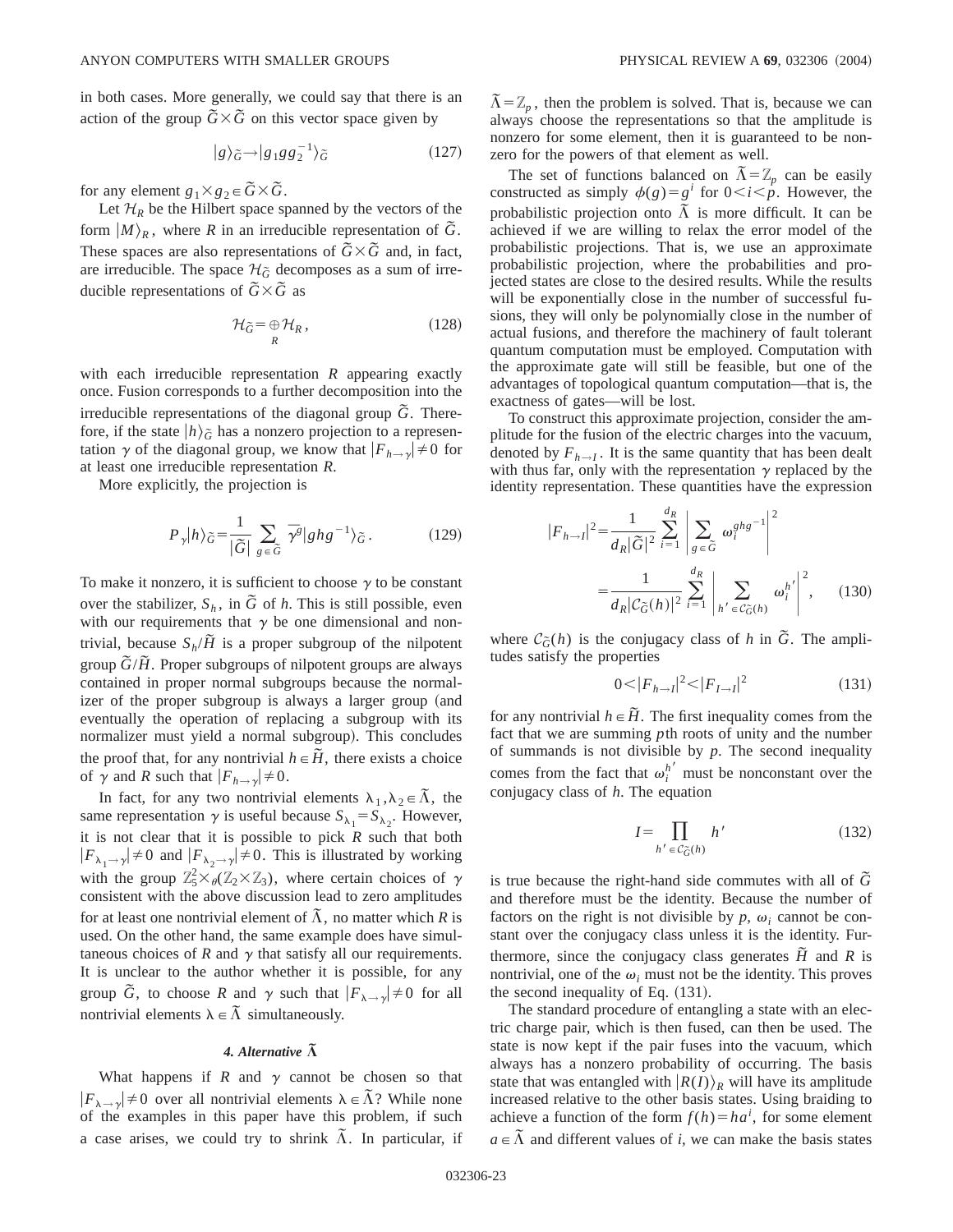in both cases. More generally, we could say that there is an action of the group $\tilde{G}\times\tilde{G}$ on this vector space given by

$$|g\rangle_{\tilde{G}} \rightarrow |g_1 g g_2^{-1}\rangle_{\tilde{G}} \tag{127}$$

for any element $g_1 \times g_2 \in \tilde{G}\times\tilde{G}$.

Let $\mathcal{H}_R$ be the Hilbert space spanned by the vectors of the form $|M\rangle_R$, where $R$ in an irreducible representation of $\tilde{G}$. These spaces are also representations of $\tilde{G}\times\tilde{G}$ and, in fact, are irreducible. The space $\mathcal{H}_{\tilde{G}}$ decomposes as a sum of irreducible representations of $\tilde{G}\times\tilde{G}$ as

$$\mathcal{H}_{\tilde{G}} = \bigoplus_R \mathcal{H}_R, \tag{128}$$

with each irreducible representation $R$ appearing exactly once. Fusion corresponds to a further decomposition into the irreducible representations of the diagonal group $\tilde{G}$. Therefore, if the state $|h\rangle_{\tilde{G}}$ has a nonzero projection to a representation $\gamma$ of the diagonal group, we know that $|F_{h\rightarrow\gamma}|\neq 0$ for at least one irreducible representation $R$.

More explicitly, the projection is

$$P_\gamma |h\rangle_{\tilde{G}} = \frac{1}{|\tilde{G}|}\sum_{g\in\tilde{G}} \bar{\gamma}^g |ghg^{-1}\rangle_{\tilde{G}}. \tag{129}$$

To make it nonzero, it is sufficient to choose $\gamma$ to be constant over the stabilizer, $S_h$, in $\tilde{G}$ of $h$. This is still possible, even with our requirements that $\gamma$ be one dimensional and nontrivial, because $S_h/\tilde{H}$ is a proper subgroup of the nilpotent group $\tilde{G}/\tilde{H}$. Proper subgroups of nilpotent groups are always contained in proper normal subgroups because the normalizer of the proper subgroup is always a larger group (and eventually the operation of replacing a subgroup with its normalizer must yield a normal subgroup). This concludes the proof that, for any nontrivial $h\in\tilde{H}$, there exists a choice of $\gamma$ and $R$ such that $|F_{h\rightarrow\gamma}|\neq 0$.

In fact, for any two nontrivial elements $\lambda_1,\lambda_2\in\tilde{\Lambda}$, the same representation $\gamma$ is useful because $S_{\lambda_1}=S_{\lambda_2}$. However, it is not clear that it is possible to pick $R$ such that both $|F_{\lambda_1\rightarrow\gamma}|\neq 0$ and $|F_{\lambda_2\rightarrow\gamma}|\neq 0$. This is illustrated by working with the group $\mathbb{Z}_5^2\times_\theta(\mathbb{Z}_2\times\mathbb{Z}_3)$, where certain choices of $\gamma$ consistent with the above discussion lead to zero amplitudes for at least one nontrivial element of $\tilde{\Lambda}$, no matter which $R$ is used. On the other hand, the same example does have simultaneous choices of $R$ and $\gamma$ that satisfy all our requirements. It is unclear to the author whether it is possible, for any group $\tilde{G}$, to choose $R$ and $\gamma$ such that $|F_{\lambda\rightarrow\gamma}|\neq 0$ for all nontrivial elements $\lambda\in\tilde{\Lambda}$ simultaneously.

#### 4. Alternative $\tilde{\Lambda}$

What happens if $R$ and $\gamma$ cannot be chosen so that $|F_{\lambda\rightarrow\gamma}|\neq 0$ over all nontrivial elements $\lambda\in\tilde{\Lambda}$? While none of the examples in this paper have this problem, if such a case arises, we could try to shrink $\tilde{\Lambda}$. In particular, if $\tilde{\Lambda}=\mathbb{Z}_p$, then the problem is solved. That is, because we can always choose the representations so that the amplitude is nonzero for some element, then it is guaranteed to be nonzero for the powers of that element as well.

The set of functions balanced on $\tilde{\Lambda}=\mathbb{Z}_p$ can be easily constructed as simply $\phi(g)=g^i$ for $0<i<p$. However, the probabilistic projection onto $\tilde{\Lambda}$ is more difficult. It can be achieved if we are willing to relax the error model of the probabilistic projections. That is, we use an approximate probabilistic projection, where the probabilities and projected states are close to the desired results. While the results will be exponentially close in the number of successful fusions, they will only be polynomially close in the number of actual fusions, and therefore the machinery of fault tolerant quantum computation must be employed. Computation with the approximate gate will still be feasible, but one of the advantages of topological quantum computation—that is, the exactness of gates—will be lost.

To construct this approximate projection, consider the amplitude for the fusion of the electric charges into the vacuum, denoted by $F_{h\rightarrow I}$. It is the same quantity that has been dealt with thus far, only with the representation $\gamma$ replaced by the identity representation. These quantities have the expression

$$|F_{h\rightarrow I}|^2 = \frac{1}{d_R|\tilde{G}|^2}\sum_{i=1}^{d_R}\left|\sum_{g\in\tilde{G}}\omega_i^{ghg^{-1}}\right|^2 = \frac{1}{d_R|\mathcal{C}_{\tilde{G}}(h)|^2}\sum_{i=1}^{d_R}\left|\sum_{h'\in\mathcal{C}_{\tilde{G}}(h)}\omega_i^{h'}\right|^2, \tag{130}$$

where $\mathcal{C}_{\tilde{G}}(h)$ is the conjugacy class of $h$ in $\tilde{G}$. The amplitudes satisfy the properties

$$0<|F_{h\rightarrow I}|^2<|F_{I\rightarrow I}|^2 \tag{131}$$

for any nontrivial $h\in\tilde{H}$. The first inequality comes from the fact that we are summing $p$th roots of unity and the number of summands is not divisible by $p$. The second inequality comes from the fact that $\omega_i^{h'}$ must be nonconstant over the conjugacy class of $h$. The equation

$$I=\prod_{h'\in\mathcal{C}_{\tilde{G}}(h)} h' \tag{132}$$

is true because the right-hand side commutes with all of $\tilde{G}$ and therefore must be the identity. Because the number of factors on the right is not divisible by $p$, $\omega_i$ cannot be constant over the conjugacy class unless it is the identity. Furthermore, since the conjugacy class generates $\tilde{H}$ and $R$ is nontrivial, one of the $\omega_i$ must not be the identity. This proves the second inequality of Eq. (131).

The standard procedure of entangling a state with an electric charge pair, which is then fused, can then be used. The state is now kept if the pair fuses into the vacuum, which always has a nonzero probability of occurring. The basis state that was entangled with $|R(I)\rangle_R$ will have its amplitude increased relative to the other basis states. Using braiding to achieve a function of the form $f(h)=ha^i$, for some element $a\in\tilde{\Lambda}$ and different values of $i$, we can make the basis states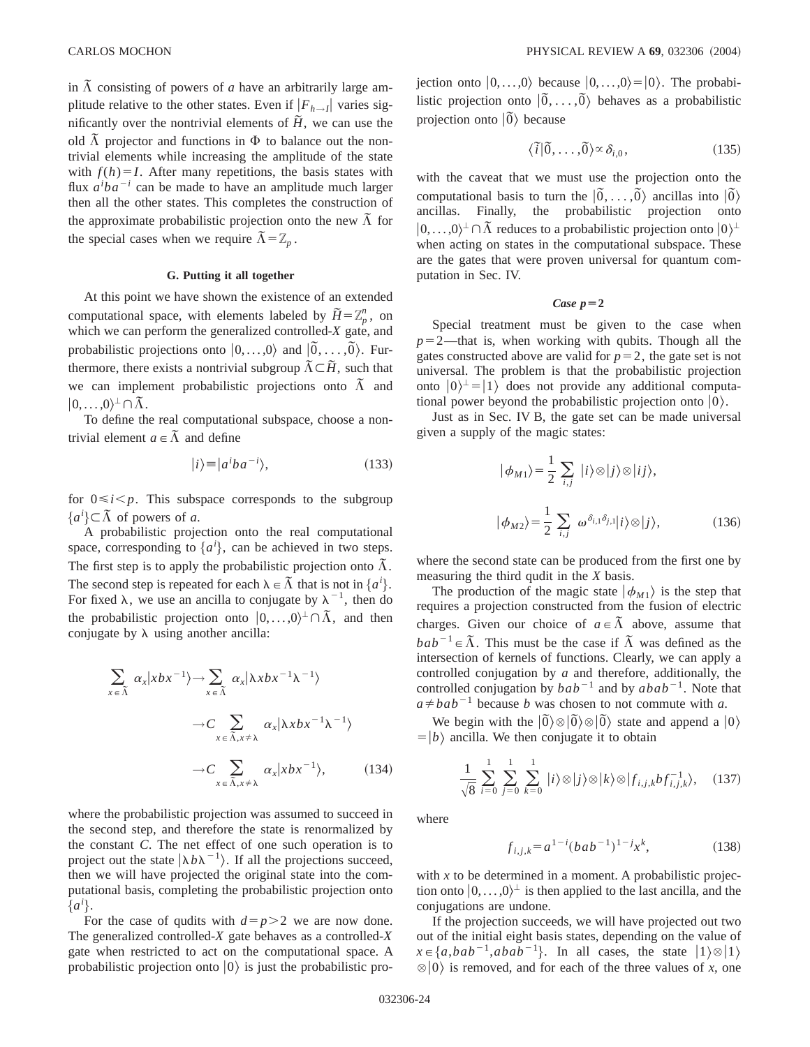in $\tilde{\Lambda}$ consisting of powers of $a$ have an arbitrarily large amplitude relative to the other states. Even if $|F_{h\to I}|$ varies significantly over the nontrivial elements of $\tilde{H}$, we can use the old $\tilde{\Lambda}$ projector and functions in $\Phi$ to balance out the nontrivial elements while increasing the amplitude of the state with $f(h)=I$. After many repetitions, the basis states with flux $a^i b a^{-i}$ can be made to have an amplitude much larger then all the other states. This completes the construction of the approximate probabilistic projection onto the new $\tilde{\Lambda}$ for the special cases when we require $\tilde{\Lambda}=\mathbb{Z}_p$.

### G. Putting it all together

At this point we have shown the existence of an extended computational space, with elements labeled by $\tilde{H}=\mathbb{Z}_p^n$, on which we can perform the generalized controlled-$X$ gate, and probabilistic projections onto $|0,\ldots,0\rangle$ and $|\tilde{0},\ldots,\tilde{0}\rangle$. Furthermore, there exists a nontrivial subgroup $\tilde{\Lambda}\subset\tilde{H}$, such that we can implement probabilistic projections onto $\tilde{\Lambda}$ and $|0,\ldots,0\rangle^{\perp}\cap\tilde{\Lambda}$.

To define the real computational subspace, choose a nontrivial element $a\in\tilde{\Lambda}$ and define

$$|i\rangle\equiv|a^i b a^{-i}\rangle, \tag{133}$$

for $0\leqslant i<p$. This subspace corresponds to the subgroup $\{a^i\}\subset\tilde{\Lambda}$ of powers of $a$.

A probabilistic projection onto the real computational space, corresponding to $\{a^i\}$, can be achieved in two steps. The first step is to apply the probabilistic projection onto $\tilde{\Lambda}$. The second step is repeated for each $\lambda\in\tilde{\Lambda}$ that is not in $\{a^i\}$. For fixed $\lambda$, we use an ancilla to conjugate by $\lambda^{-1}$, then do the probabilistic projection onto $|0,\ldots,0\rangle^{\perp}\cap\tilde{\Lambda}$, and then conjugate by $\lambda$ using another ancilla:

$$\begin{aligned}\sum_{x\in\tilde{\Lambda}}\alpha_x|xbx^{-1}\rangle&\to\sum_{x\in\tilde{\Lambda}}\alpha_x|\lambda xbx^{-1}\lambda^{-1}\rangle\\&\to C\sum_{x\in\tilde{\Lambda},x\neq\lambda}\alpha_x|\lambda xbx^{-1}\lambda^{-1}\rangle\\&\to C\sum_{x\in\tilde{\Lambda},x\neq\lambda}\alpha_x|xbx^{-1}\rangle,\end{aligned} \tag{134}$$

where the probabilistic projection was assumed to succeed in the second step, and therefore the state is renormalized by the constant $C$. The net effect of one such operation is to project out the state $|\lambda b\lambda^{-1}\rangle$. If all the projections succeed, then we will have projected the original state into the computational basis, completing the probabilistic projection onto $\{a^i\}$.

For the case of qudits with $d=p>2$ we are now done. The generalized controlled-$X$ gate behaves as a controlled-$X$ gate when restricted to act on the computational space. A probabilistic projection onto $|0\rangle$ is just the probabilistic projection onto $|0,\ldots,0\rangle$ because $|0,\ldots,0\rangle=|0\rangle$. The probabilistic projection onto $|\tilde{0},\ldots,\tilde{0}\rangle$ behaves as a probabilistic projection onto $|\tilde{0}\rangle$ because

$$\langle\tilde{i}|\tilde{0},\ldots,\tilde{0}\rangle\propto\delta_{i,0}, \tag{135}$$

with the caveat that we must use the projection onto the computational basis to turn the $|\tilde{0},\ldots,\tilde{0}\rangle$ ancillas into $|\tilde{0}\rangle$ ancillas. Finally, the probabilistic projection onto $|0,\ldots,0\rangle^{\perp}\cap\tilde{\Lambda}$ reduces to a probabilistic projection onto $|0\rangle^{\perp}$ when acting on states in the computational subspace. These are the gates that were proven universal for quantum computation in Sec. IV.

#### *Case p=2*

Special treatment must be given to the case when $p=2$—that is, when working with qubits. Though all the gates constructed above are valid for $p=2$, the gate set is not universal. The problem is that the probabilistic projection onto $|0\rangle^{\perp}=|1\rangle$ does not provide any additional computational power beyond the probabilistic projection onto $|0\rangle$.

Just as in Sec. IV B, the gate set can be made universal given a supply of the magic states:

$$\begin{aligned}|\phi_{M1}\rangle&=\frac{1}{2}\sum_{i,j}|i\rangle\otimes|j\rangle\otimes|ij\rangle,\\|\phi_{M2}\rangle&=\frac{1}{2}\sum_{i,j}\omega^{\delta_{i,1}\delta_{j,1}}|i\rangle\otimes|j\rangle,\end{aligned} \tag{136}$$

where the second state can be produced from the first one by measuring the third qudit in the $X$ basis.

The production of the magic state $|\phi_{M1}\rangle$ is the step that requires a projection constructed from the fusion of electric charges. Given our choice of $a\in\tilde{\Lambda}$ above, assume that $bab^{-1}\in\tilde{\Lambda}$. This must be the case if $\tilde{\Lambda}$ was defined as the intersection of kernels of functions. Clearly, we can apply a controlled conjugation by $a$ and therefore, additionally, the controlled conjugation by $bab^{-1}$ and by $abab^{-1}$. Note that $a\neq bab^{-1}$ because $b$ was chosen to not commute with $a$.

We begin with the $|\tilde{0}\rangle\otimes|\tilde{0}\rangle\otimes|\tilde{0}\rangle$ state and append a $|0\rangle=|b\rangle$ ancilla. We then conjugate it to obtain

$$\frac{1}{\sqrt{8}}\sum_{i=0}^{1}\sum_{j=0}^{1}\sum_{k=0}^{1}|i\rangle\otimes|j\rangle\otimes|k\rangle\otimes|f_{i,j,k}bf_{i,j,k}^{-1}\rangle, \tag{137}$$

where

$$f_{i,j,k}=a^{1-i}(bab^{-1})^{1-j}x^k, \tag{138}$$

with $x$ to be determined in a moment. A probabilistic projection onto $|0,\ldots,0\rangle^{\perp}$ is then applied to the last ancilla, and the conjugations are undone.

If the projection succeeds, we will have projected out two out of the initial eight basis states, depending on the value of $x\in\{a,bab^{-1},abab^{-1}\}$. In all cases, the state $|1\rangle\otimes|1\rangle\otimes|0\rangle$ is removed, and for each of the three values of $x$, one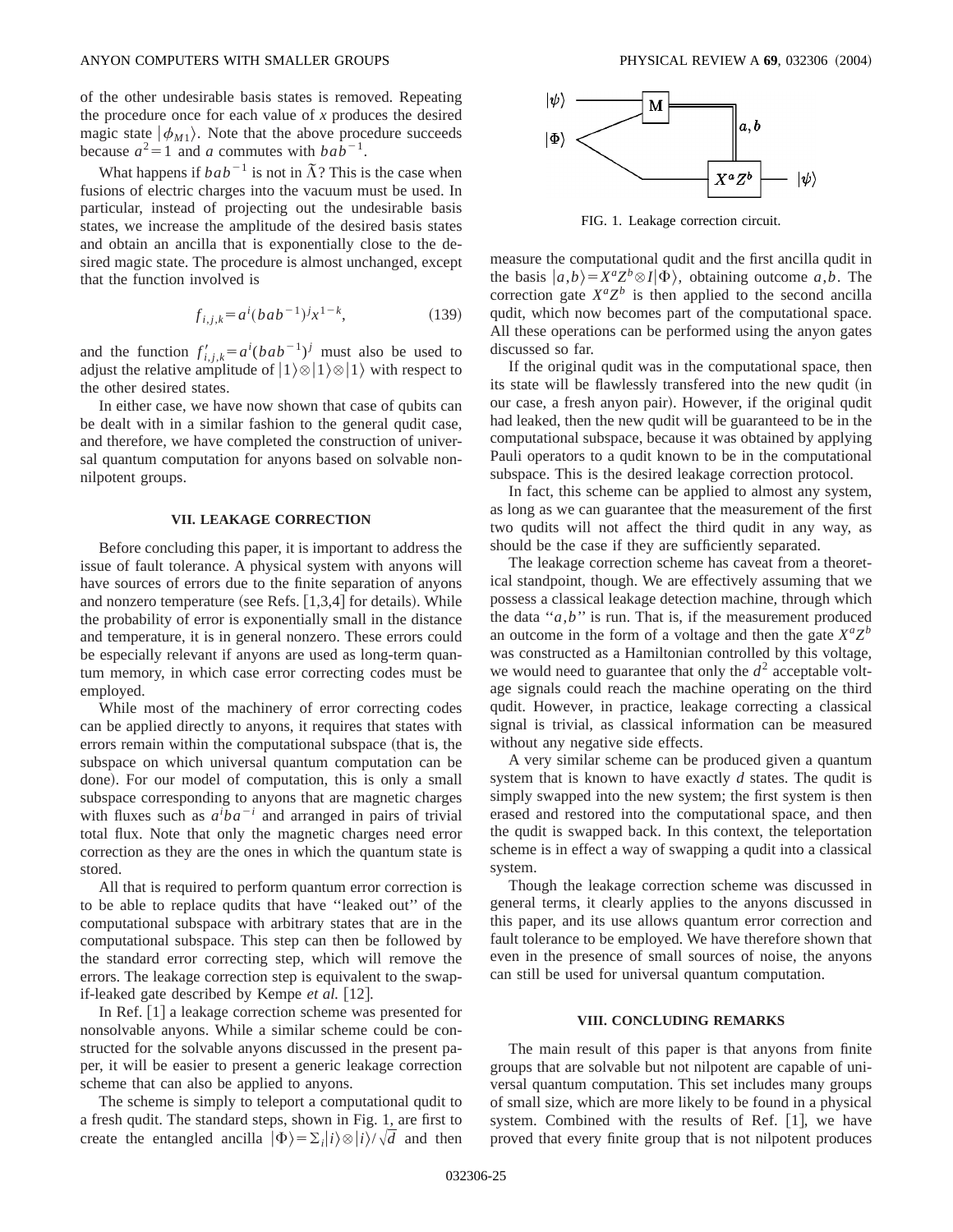of the other undesirable basis states is removed. Repeating the procedure once for each value of $x$ produces the desired magic state $|\phi_{M1}\rangle$. Note that the above procedure succeeds because $a^2=1$ and $a$ commutes with $bab^{-1}$.

What happens if $bab^{-1}$ is not in $\tilde{\Lambda}$? This is the case when fusions of electric charges into the vacuum must be used. In particular, instead of projecting out the undesirable basis states, we increase the amplitude of the desired basis states and obtain an ancilla that is exponentially close to the desired magic state. The procedure is almost unchanged, except that the function involved is

$$f_{i,j,k}=a^i(bab^{-1})^j x^{1-k}, \tag{139}$$

and the function $f'_{i,j,k}=a^i(bab^{-1})^j$ must also be used to adjust the relative amplitude of $|1\rangle\otimes|1\rangle\otimes|1\rangle$ with respect to the other desired states.

In either case, we have now shown that case of qubits can be dealt with in a similar fashion to the general qudit case, and therefore, we have completed the construction of universal quantum computation for anyons based on solvable nonnilpotent groups.

## VII. LEAKAGE CORRECTION

Before concluding this paper, it is important to address the issue of fault tolerance. A physical system with anyons will have sources of errors due to the finite separation of anyons and nonzero temperature (see Refs. [1,3,4] for details). While the probability of error is exponentially small in the distance and temperature, it is in general nonzero. These errors could be especially relevant if anyons are used as long-term quantum memory, in which case error correcting codes must be employed.

While most of the machinery of error correcting codes can be applied directly to anyons, it requires that states with errors remain within the computational subspace (that is, the subspace on which universal quantum computation can be done). For our model of computation, this is only a small subspace corresponding to anyons that are magnetic charges with fluxes such as $a^iba^{-i}$ and arranged in pairs of trivial total flux. Note that only the magnetic charges need error correction as they are the ones in which the quantum state is stored.

All that is required to perform quantum error correction is to be able to replace qudits that have "leaked out" of the computational subspace with arbitrary states that are in the computational subspace. This step can then be followed by the standard error correcting step, which will remove the errors. The leakage correction step is equivalent to the swap-if-leaked gate described by Kempe *et al.* [12].

In Ref. [1] a leakage correction scheme was presented for nonsolvable anyons. While a similar scheme could be constructed for the solvable anyons discussed in the present paper, it will be easier to present a generic leakage correction scheme that can also be applied to anyons.

The scheme is simply to teleport a computational qudit to a fresh qudit. The standard steps, shown in Fig. 1, are first to create the entangled ancilla $|\Phi\rangle=\Sigma_i|i\rangle\otimes|i\rangle/\sqrt{d}$ and then measure the computational qudit and the first ancilla qudit in the basis $|a,b\rangle=X^aZ^b\otimes I|\Phi\rangle$, obtaining outcome $a,b$. The correction gate $X^aZ^b$ is then applied to the second ancilla qudit, which now becomes part of the computational space. All these operations can be performed using the anyon gates discussed so far.

$|\psi\rangle$
$|\Phi\rangle$
M
$a,b$
$X^aZ^b$
$|\psi\rangle$

FIG. 1. Leakage correction circuit.

If the original qudit was in the computational space, then its state will be flawlessly transfered into the new qudit (in our case, a fresh anyon pair). However, if the original qudit had leaked, then the new qudit will be guaranteed to be in the computational subspace, because it was obtained by applying Pauli operators to a qudit known to be in the computational subspace. This is the desired leakage correction protocol.

In fact, this scheme can be applied to almost any system, as long as we can guarantee that the measurement of the first two qudits will not affect the third qudit in any way, as should be the case if they are sufficiently separated.

The leakage correction scheme has caveat from a theoretical standpoint, though. We are effectively assuming that we possess a classical leakage detection machine, through which the data "$a,b$" is run. That is, if the measurement produced an outcome in the form of a voltage and then the gate $X^aZ^b$ was constructed as a Hamiltonian controlled by this voltage, we would need to guarantee that only the $d^2$ acceptable voltage signals could reach the machine operating on the third qudit. However, in practice, leakage correcting a classical signal is trivial, as classical information can be measured without any negative side effects.

A very similar scheme can be produced given a quantum system that is known to have exactly $d$ states. The qudit is simply swapped into the new system; the first system is then erased and restored into the computational space, and then the qudit is swapped back. In this context, the teleportation scheme is in effect a way of swapping a qudit into a classical system.

Though the leakage correction scheme was discussed in general terms, it clearly applies to the anyons discussed in this paper, and its use allows quantum error correction and fault tolerance to be employed. We have therefore shown that even in the presence of small sources of noise, the anyons can still be used for universal quantum computation.

## VIII. CONCLUDING REMARKS

The main result of this paper is that anyons from finite groups that are solvable but not nilpotent are capable of universal quantum computation. This set includes many groups of small size, which are more likely to be found in a physical system. Combined with the results of Ref. [1], we have proved that every finite group that is not nilpotent produces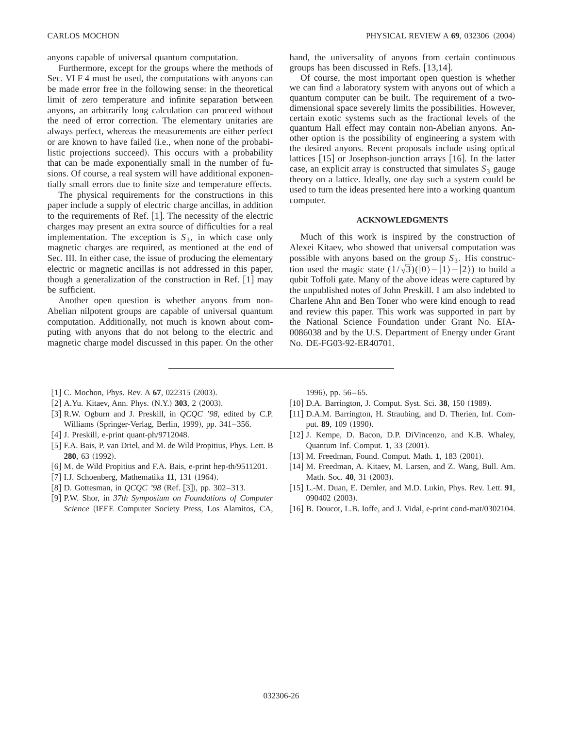anyons capable of universal quantum computation.

Furthermore, except for the groups where the methods of Sec. VI F 4 must be used, the computations with anyons can be made error free in the following sense: in the theoretical limit of zero temperature and infinite separation between anyons, an arbitrarily long calculation can proceed without the need of error correction. The elementary unitaries are always perfect, whereas the measurements are either perfect or are known to have failed (i.e., when none of the probabilistic projections succeed). This occurs with a probability that can be made exponentially small in the number of fusions. Of course, a real system will have additional exponentially small errors due to finite size and temperature effects.

The physical requirements for the constructions in this paper include a supply of electric charge ancillas, in addition to the requirements of Ref. [1]. The necessity of the electric charges may present an extra source of difficulties for a real implementation. The exception is $S_3$, in which case only magnetic charges are required, as mentioned at the end of Sec. III. In either case, the issue of producing the elementary electric or magnetic ancillas is not addressed in this paper, though a generalization of the construction in Ref. [1] may be sufficient.

Another open question is whether anyons from non-Abelian nilpotent groups are capable of universal quantum computation. Additionally, not much is known about computing with anyons that do not belong to the electric and magnetic charge model discussed in this paper. On the other hand, the universality of anyons from certain continuous groups has been discussed in Refs. [13,14].

Of course, the most important open question is whether we can find a laboratory system with anyons out of which a quantum computer can be built. The requirement of a two-dimensional space severely limits the possibilities. However, certain exotic systems such as the fractional levels of the quantum Hall effect may contain non-Abelian anyons. Another option is the possibility of engineering a system with the desired anyons. Recent proposals include using optical lattices [15] or Josephson-junction arrays [16]. In the latter case, an explicit array is constructed that simulates $S_3$ gauge theory on a lattice. Ideally, one day such a system could be used to turn the ideas presented here into a working quantum computer.

## ACKNOWLEDGMENTS

Much of this work is inspired by the construction of Alexei Kitaev, who showed that universal computation was possible with anyons based on the group $S_3$. His construction used the magic state $(1/\sqrt{3})(|0\rangle - |1\rangle - |2\rangle)$ to build a qubit Toffoli gate. Many of the above ideas were captured by the unpublished notes of John Preskill. I am also indebted to Charlene Ahn and Ben Toner who were kind enough to read and review this paper. This work was supported in part by the National Science Foundation under Grant No. EIA-0086038 and by the U.S. Department of Energy under Grant No. DE-FG03-92-ER40701.

---

[1] C. Mochon, Phys. Rev. A **67**, 022315 (2003).
[2] A.Yu. Kitaev, Ann. Phys. (N.Y.) **303**, 2 (2003).
[3] R.W. Ogburn and J. Preskill, in *QCQC '98*, edited by C.P. Williams (Springer-Verlag, Berlin, 1999), pp. 341–356.
[4] J. Preskill, e-print quant-ph/9712048.
[5] F.A. Bais, P. van Driel, and M. de Wild Propitius, Phys. Lett. B **280**, 63 (1992).
[6] M. de Wild Propitius and F.A. Bais, e-print hep-th/9511201.
[7] I.J. Schoenberg, Mathematika **11**, 131 (1964).
[8] D. Gottesman, in *QCQC '98* (Ref. [3]), pp. 302–313.
[9] P.W. Shor, in *37th Symposium on Foundations of Computer Science* (IEEE Computer Society Press, Los Alamitos, CA, 1996), pp. 56–65.
[10] D.A. Barrington, J. Comput. Syst. Sci. **38**, 150 (1989).
[11] D.A.M. Barrington, H. Straubing, and D. Therien, Inf. Comput. **89**, 109 (1990).
[12] J. Kempe, D. Bacon, D.P. DiVincenzo, and K.B. Whaley, Quantum Inf. Comput. **1**, 33 (2001).
[13] M. Freedman, Found. Comput. Math. **1**, 183 (2001).
[14] M. Freedman, A. Kitaev, M. Larsen, and Z. Wang, Bull. Am. Math. Soc. **40**, 31 (2003).
[15] L.-M. Duan, E. Demler, and M.D. Lukin, Phys. Rev. Lett. **91**, 090402 (2003).
[16] B. Doucot, L.B. Ioffe, and J. Vidal, e-print cond-mat/0302104.